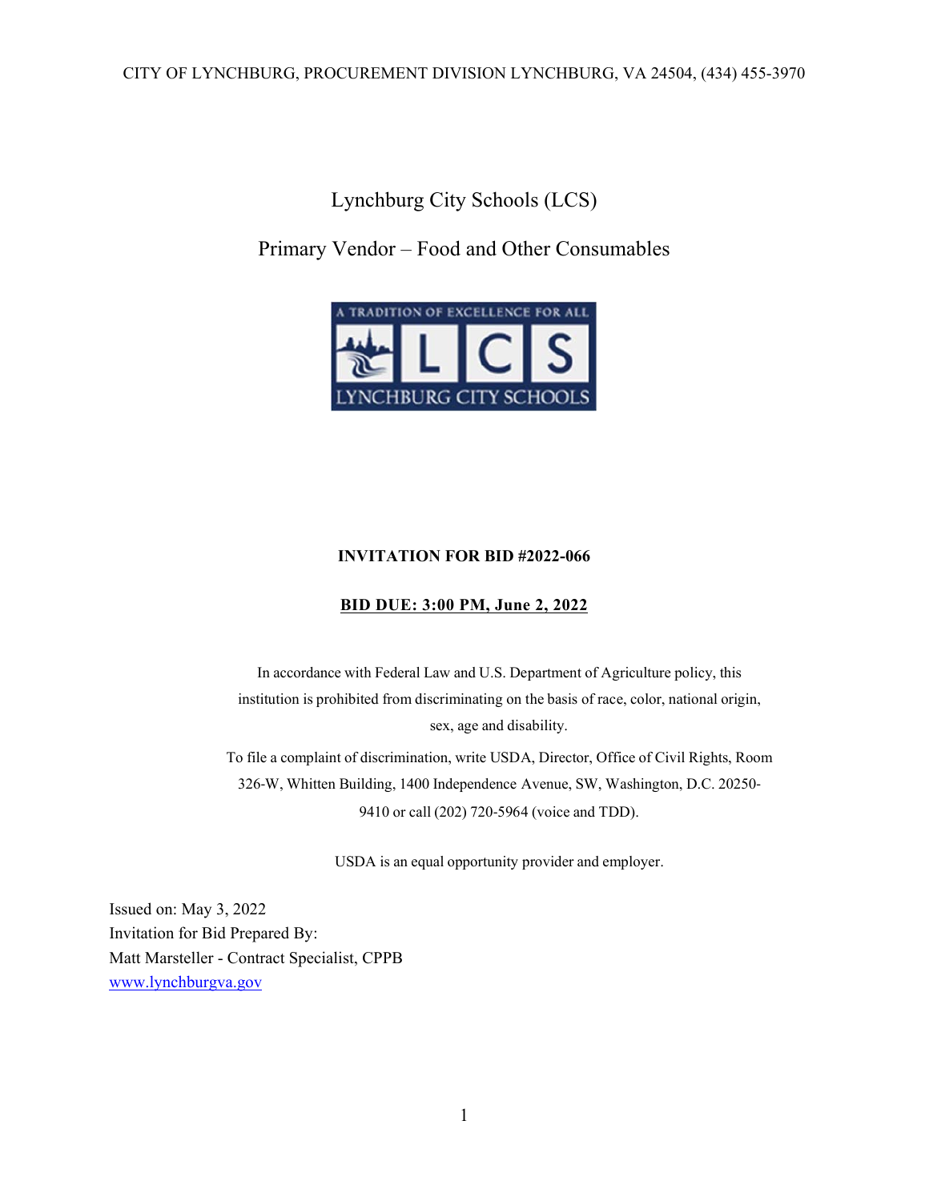CITY OF LYNCHBURG, PROCUREMENT DIVISION LYNCHBURG, VA 24504, (434) 455-3970

# Lynchburg City Schools (LCS)

# Primary Vendor – Food and Other Consumables

**INVITATION FOR BID #2022-066**

**BID DUE: 3:00 PM, June 2, 2022**

In accordance with Federal Law and U.S. Department of Agriculture policy, this institution is prohibited from discriminating on the basis of race, color, national origin, sex, age and disability.

To file a complaint of discrimination, write USDA, Director, Office of Civil Rights, Room 326-W, Whitten Building, 1400 Independence Avenue, SW, Washington, D.C. 20250-9410 or call (202) 720-5964 (voice and TDD).

USDA is an equal opportunity provider and employer.

Issued on: May 3, 2022
Invitation for Bid Prepared By:
Matt Marsteller - Contract Specialist, CPPB
www.lynchburgva.gov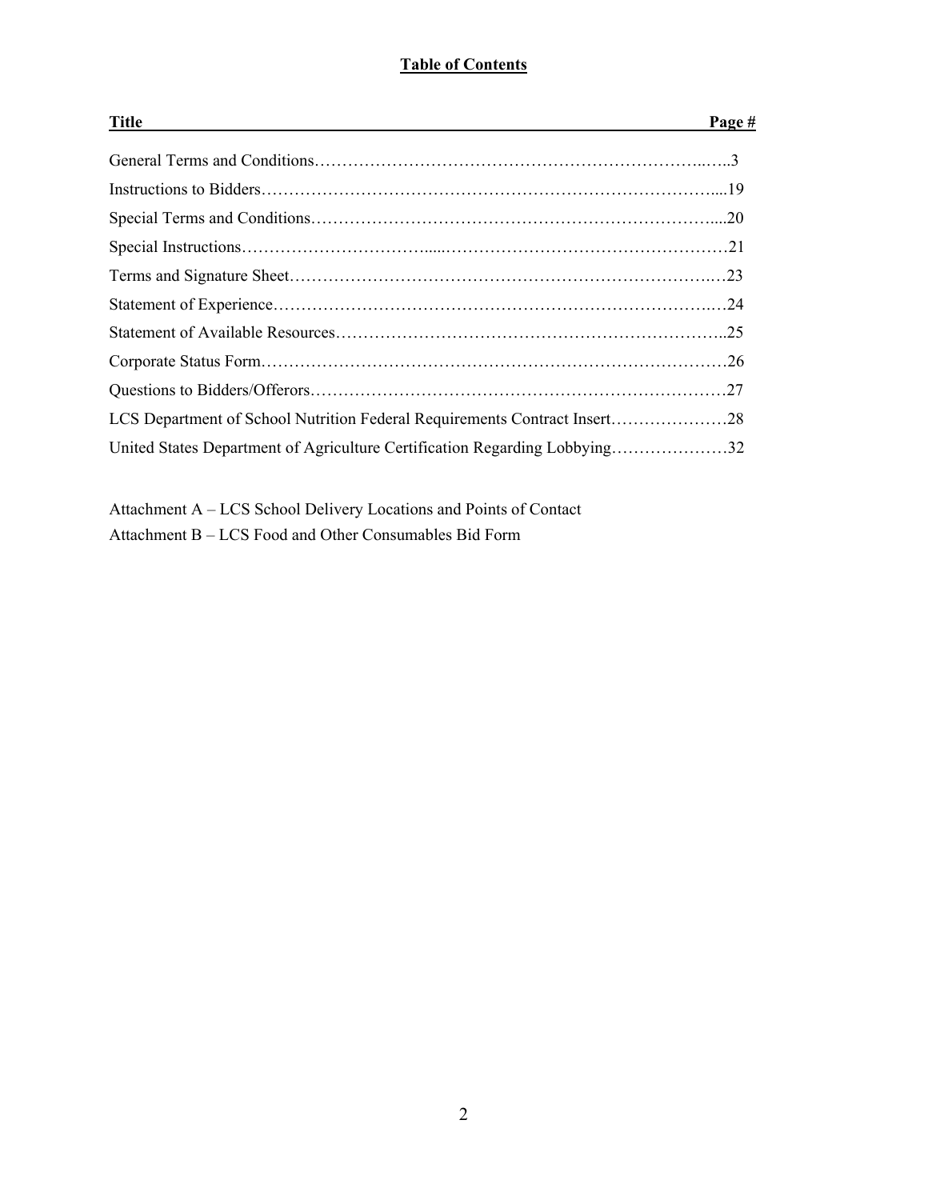# Table of Contents

| Title | Page # |
|---|---|
| General Terms and Conditions | 3 |
| Instructions to Bidders | 19 |
| Special Terms and Conditions | 20 |
| Special Instructions | 21 |
| Terms and Signature Sheet | 23 |
| Statement of Experience | 24 |
| Statement of Available Resources | 25 |
| Corporate Status Form | 26 |
| Questions to Bidders/Offerors | 27 |
| LCS Department of School Nutrition Federal Requirements Contract Insert | 28 |
| United States Department of Agriculture Certification Regarding Lobbying | 32 |

Attachment A – LCS School Delivery Locations and Points of Contact
Attachment B – LCS Food and Other Consumables Bid Form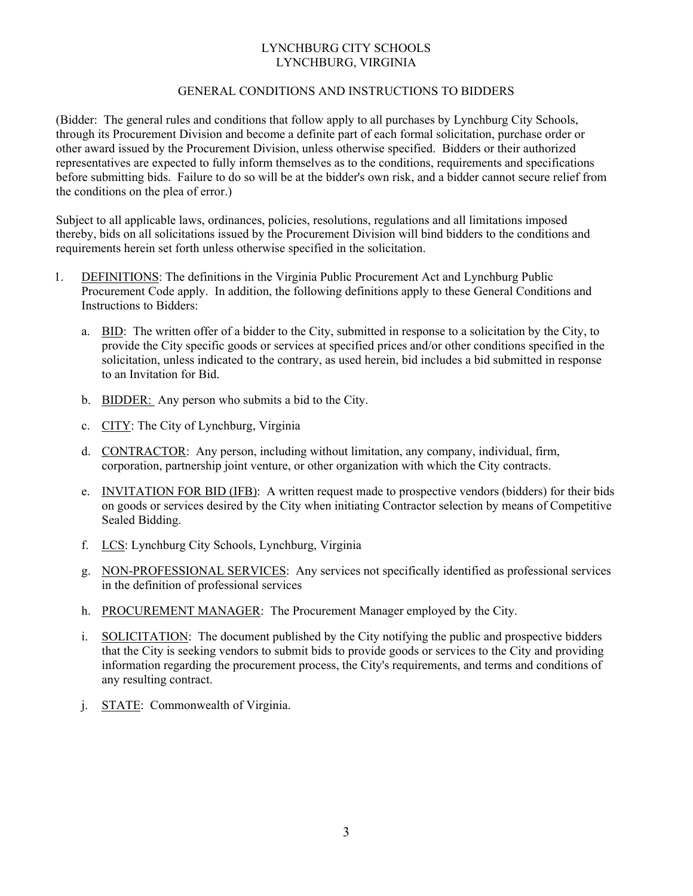LYNCHBURG CITY SCHOOLS
LYNCHBURG, VIRGINIA

## GENERAL CONDITIONS AND INSTRUCTIONS TO BIDDERS

(Bidder: The general rules and conditions that follow apply to all purchases by Lynchburg City Schools, through its Procurement Division and become a definite part of each formal solicitation, purchase order or other award issued by the Procurement Division, unless otherwise specified. Bidders or their authorized representatives are expected to fully inform themselves as to the conditions, requirements and specifications before submitting bids. Failure to do so will be at the bidder's own risk, and a bidder cannot secure relief from the conditions on the plea of error.)

Subject to all applicable laws, ordinances, policies, resolutions, regulations and all limitations imposed thereby, bids on all solicitations issued by the Procurement Division will bind bidders to the conditions and requirements herein set forth unless otherwise specified in the solicitation.

1. DEFINITIONS: The definitions in the Virginia Public Procurement Act and Lynchburg Public Procurement Code apply. In addition, the following definitions apply to these General Conditions and Instructions to Bidders:

   a. BID: The written offer of a bidder to the City, submitted in response to a solicitation by the City, to provide the City specific goods or services at specified prices and/or other conditions specified in the solicitation, unless indicated to the contrary, as used herein, bid includes a bid submitted in response to an Invitation for Bid.

   b. BIDDER: Any person who submits a bid to the City.

   c. CITY: The City of Lynchburg, Virginia

   d. CONTRACTOR: Any person, including without limitation, any company, individual, firm, corporation, partnership joint venture, or other organization with which the City contracts.

   e. INVITATION FOR BID (IFB): A written request made to prospective vendors (bidders) for their bids on goods or services desired by the City when initiating Contractor selection by means of Competitive Sealed Bidding.

   f. LCS: Lynchburg City Schools, Lynchburg, Virginia

   g. NON-PROFESSIONAL SERVICES: Any services not specifically identified as professional services in the definition of professional services

   h. PROCUREMENT MANAGER: The Procurement Manager employed by the City.

   i. SOLICITATION: The document published by the City notifying the public and prospective bidders that the City is seeking vendors to submit bids to provide goods or services to the City and providing information regarding the procurement process, the City's requirements, and terms and conditions of any resulting contract.

   j. STATE: Commonwealth of Virginia.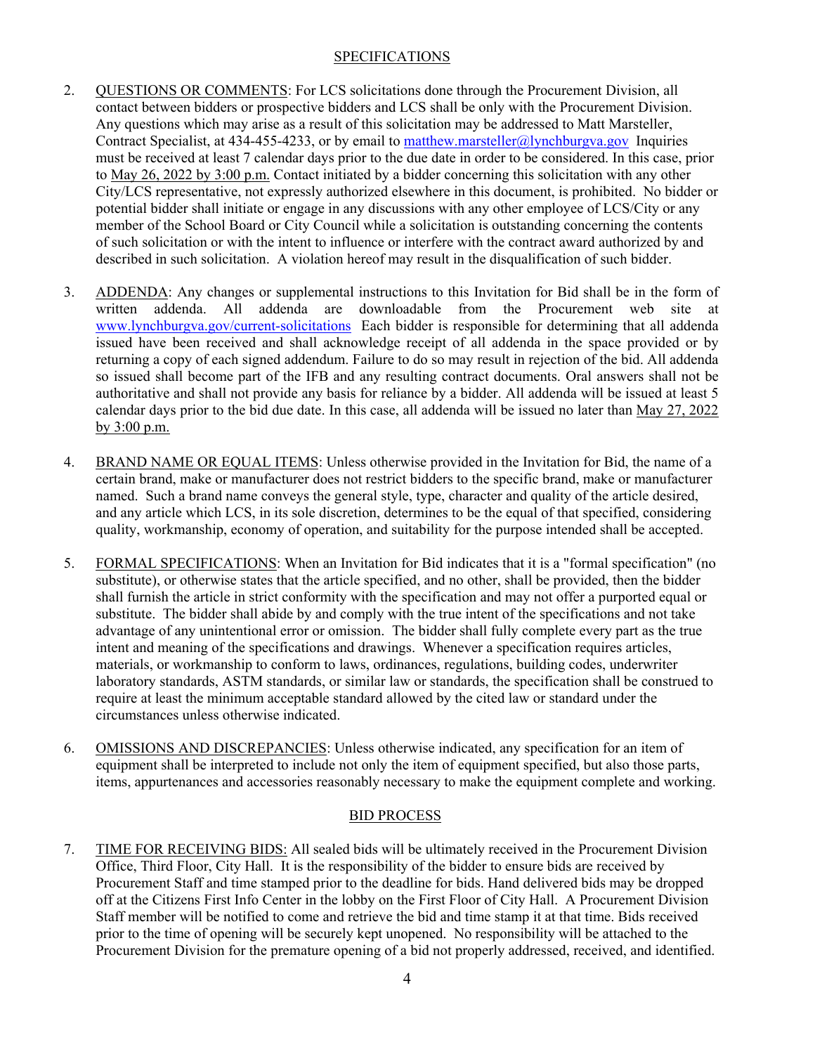## SPECIFICATIONS

2. QUESTIONS OR COMMENTS: For LCS solicitations done through the Procurement Division, all contact between bidders or prospective bidders and LCS shall be only with the Procurement Division. Any questions which may arise as a result of this solicitation may be addressed to Matt Marsteller, Contract Specialist, at 434-455-4233, or by email to matthew.marsteller@lynchburgva.gov Inquiries must be received at least 7 calendar days prior to the due date in order to be considered. In this case, prior to May 26, 2022 by 3:00 p.m. Contact initiated by a bidder concerning this solicitation with any other City/LCS representative, not expressly authorized elsewhere in this document, is prohibited. No bidder or potential bidder shall initiate or engage in any discussions with any other employee of LCS/City or any member of the School Board or City Council while a solicitation is outstanding concerning the contents of such solicitation or with the intent to influence or interfere with the contract award authorized by and described in such solicitation. A violation hereof may result in the disqualification of such bidder.

3. ADDENDA: Any changes or supplemental instructions to this Invitation for Bid shall be in the form of written addenda. All addenda are downloadable from the Procurement web site at www.lynchburgva.gov/current-solicitations Each bidder is responsible for determining that all addenda issued have been received and shall acknowledge receipt of all addenda in the space provided or by returning a copy of each signed addendum. Failure to do so may result in rejection of the bid. All addenda so issued shall become part of the IFB and any resulting contract documents. Oral answers shall not be authoritative and shall not provide any basis for reliance by a bidder. All addenda will be issued at least 5 calendar days prior to the bid due date. In this case, all addenda will be issued no later than May 27, 2022 by 3:00 p.m.

4. BRAND NAME OR EQUAL ITEMS: Unless otherwise provided in the Invitation for Bid, the name of a certain brand, make or manufacturer does not restrict bidders to the specific brand, make or manufacturer named. Such a brand name conveys the general style, type, character and quality of the article desired, and any article which LCS, in its sole discretion, determines to be the equal of that specified, considering quality, workmanship, economy of operation, and suitability for the purpose intended shall be accepted.

5. FORMAL SPECIFICATIONS: When an Invitation for Bid indicates that it is a "formal specification" (no substitute), or otherwise states that the article specified, and no other, shall be provided, then the bidder shall furnish the article in strict conformity with the specification and may not offer a purported equal or substitute. The bidder shall abide by and comply with the true intent of the specifications and not take advantage of any unintentional error or omission. The bidder shall fully complete every part as the true intent and meaning of the specifications and drawings. Whenever a specification requires articles, materials, or workmanship to conform to laws, ordinances, regulations, building codes, underwriter laboratory standards, ASTM standards, or similar law or standards, the specification shall be construed to require at least the minimum acceptable standard allowed by the cited law or standard under the circumstances unless otherwise indicated.

6. OMISSIONS AND DISCREPANCIES: Unless otherwise indicated, any specification for an item of equipment shall be interpreted to include not only the item of equipment specified, but also those parts, items, appurtenances and accessories reasonably necessary to make the equipment complete and working.

## BID PROCESS

7. TIME FOR RECEIVING BIDS: All sealed bids will be ultimately received in the Procurement Division Office, Third Floor, City Hall. It is the responsibility of the bidder to ensure bids are received by Procurement Staff and time stamped prior to the deadline for bids. Hand delivered bids may be dropped off at the Citizens First Info Center in the lobby on the First Floor of City Hall. A Procurement Division Staff member will be notified to come and retrieve the bid and time stamp it at that time. Bids received prior to the time of opening will be securely kept unopened. No responsibility will be attached to the Procurement Division for the premature opening of a bid not properly addressed, received, and identified.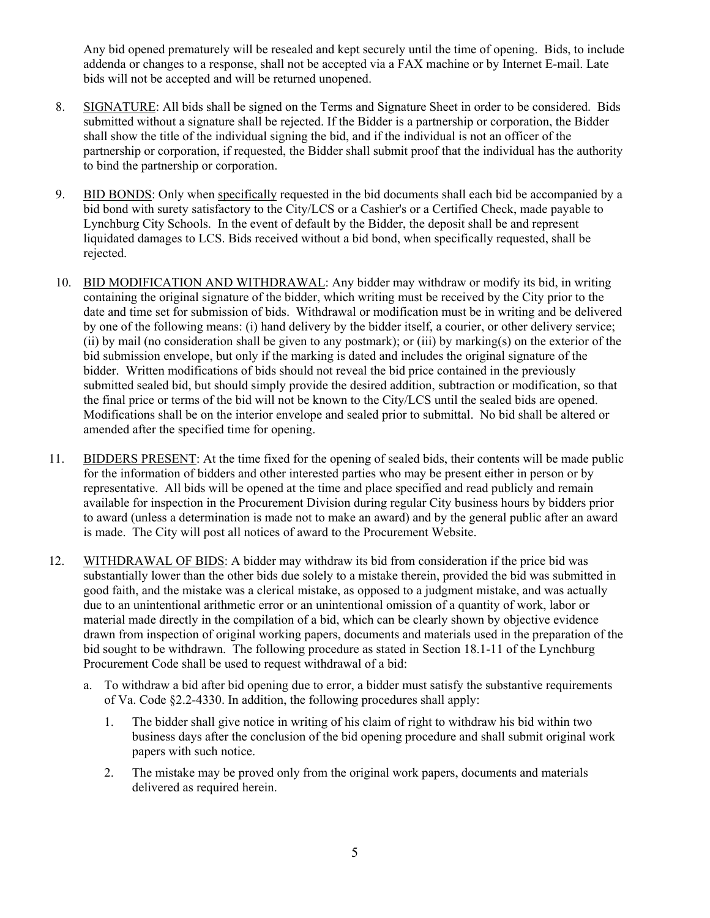Any bid opened prematurely will be resealed and kept securely until the time of opening. Bids, to include addenda or changes to a response, shall not be accepted via a FAX machine or by Internet E-mail. Late bids will not be accepted and will be returned unopened.

8. <u>SIGNATURE</u>: All bids shall be signed on the Terms and Signature Sheet in order to be considered. Bids submitted without a signature shall be rejected. If the Bidder is a partnership or corporation, the Bidder shall show the title of the individual signing the bid, and if the individual is not an officer of the partnership or corporation, if requested, the Bidder shall submit proof that the individual has the authority to bind the partnership or corporation.

9. <u>BID BONDS</u>: Only when <u>specifically</u> requested in the bid documents shall each bid be accompanied by a bid bond with surety satisfactory to the City/LCS or a Cashier's or a Certified Check, made payable to Lynchburg City Schools. In the event of default by the Bidder, the deposit shall be and represent liquidated damages to LCS. Bids received without a bid bond, when specifically requested, shall be rejected.

10. <u>BID MODIFICATION AND WITHDRAWAL</u>: Any bidder may withdraw or modify its bid, in writing containing the original signature of the bidder, which writing must be received by the City prior to the date and time set for submission of bids. Withdrawal or modification must be in writing and be delivered by one of the following means: (i) hand delivery by the bidder itself, a courier, or other delivery service; (ii) by mail (no consideration shall be given to any postmark); or (iii) by marking(s) on the exterior of the bid submission envelope, but only if the marking is dated and includes the original signature of the bidder. Written modifications of bids should not reveal the bid price contained in the previously submitted sealed bid, but should simply provide the desired addition, subtraction or modification, so that the final price or terms of the bid will not be known to the City/LCS until the sealed bids are opened. Modifications shall be on the interior envelope and sealed prior to submittal. No bid shall be altered or amended after the specified time for opening.

11. <u>BIDDERS PRESENT</u>: At the time fixed for the opening of sealed bids, their contents will be made public for the information of bidders and other interested parties who may be present either in person or by representative. All bids will be opened at the time and place specified and read publicly and remain available for inspection in the Procurement Division during regular City business hours by bidders prior to award (unless a determination is made not to make an award) and by the general public after an award is made. The City will post all notices of award to the Procurement Website.

12. <u>WITHDRAWAL OF BIDS</u>: A bidder may withdraw its bid from consideration if the price bid was substantially lower than the other bids due solely to a mistake therein, provided the bid was submitted in good faith, and the mistake was a clerical mistake, as opposed to a judgment mistake, and was actually due to an unintentional arithmetic error or an unintentional omission of a quantity of work, labor or material made directly in the compilation of a bid, which can be clearly shown by objective evidence drawn from inspection of original working papers, documents and materials used in the preparation of the bid sought to be withdrawn. The following procedure as stated in Section 18.1-11 of the Lynchburg Procurement Code shall be used to request withdrawal of a bid:

   a. To withdraw a bid after bid opening due to error, a bidder must satisfy the substantive requirements of Va. Code §2.2-4330. In addition, the following procedures shall apply:

      1. The bidder shall give notice in writing of his claim of right to withdraw his bid within two business days after the conclusion of the bid opening procedure and shall submit original work papers with such notice.

      2. The mistake may be proved only from the original work papers, documents and materials delivered as required herein.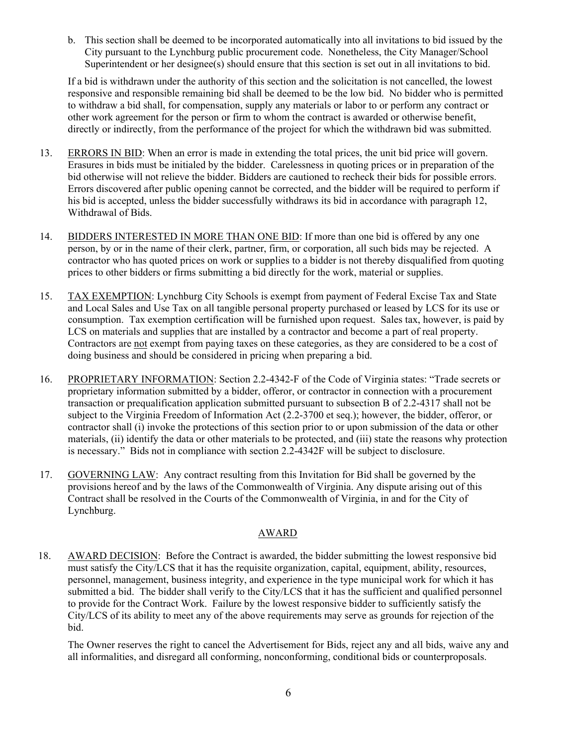b. This section shall be deemed to be incorporated automatically into all invitations to bid issued by the City pursuant to the Lynchburg public procurement code. Nonetheless, the City Manager/School Superintendent or her designee(s) should ensure that this section is set out in all invitations to bid.

If a bid is withdrawn under the authority of this section and the solicitation is not cancelled, the lowest responsive and responsible remaining bid shall be deemed to be the low bid. No bidder who is permitted to withdraw a bid shall, for compensation, supply any materials or labor to or perform any contract or other work agreement for the person or firm to whom the contract is awarded or otherwise benefit, directly or indirectly, from the performance of the project for which the withdrawn bid was submitted.

13. ERRORS IN BID: When an error is made in extending the total prices, the unit bid price will govern. Erasures in bids must be initialed by the bidder. Carelessness in quoting prices or in preparation of the bid otherwise will not relieve the bidder. Bidders are cautioned to recheck their bids for possible errors. Errors discovered after public opening cannot be corrected, and the bidder will be required to perform if his bid is accepted, unless the bidder successfully withdraws its bid in accordance with paragraph 12, Withdrawal of Bids.

14. BIDDERS INTERESTED IN MORE THAN ONE BID: If more than one bid is offered by any one person, by or in the name of their clerk, partner, firm, or corporation, all such bids may be rejected. A contractor who has quoted prices on work or supplies to a bidder is not thereby disqualified from quoting prices to other bidders or firms submitting a bid directly for the work, material or supplies.

15. TAX EXEMPTION: Lynchburg City Schools is exempt from payment of Federal Excise Tax and State and Local Sales and Use Tax on all tangible personal property purchased or leased by LCS for its use or consumption. Tax exemption certification will be furnished upon request. Sales tax, however, is paid by LCS on materials and supplies that are installed by a contractor and become a part of real property. Contractors are not exempt from paying taxes on these categories, as they are considered to be a cost of doing business and should be considered in pricing when preparing a bid.

16. PROPRIETARY INFORMATION: Section 2.2-4342-F of the Code of Virginia states: "Trade secrets or proprietary information submitted by a bidder, offeror, or contractor in connection with a procurement transaction or prequalification application submitted pursuant to subsection B of 2.2-4317 shall not be subject to the Virginia Freedom of Information Act (2.2-3700 et seq.); however, the bidder, offeror, or contractor shall (i) invoke the protections of this section prior to or upon submission of the data or other materials, (ii) identify the data or other materials to be protected, and (iii) state the reasons why protection is necessary." Bids not in compliance with section 2.2-4342F will be subject to disclosure.

17. GOVERNING LAW: Any contract resulting from this Invitation for Bid shall be governed by the provisions hereof and by the laws of the Commonwealth of Virginia. Any dispute arising out of this Contract shall be resolved in the Courts of the Commonwealth of Virginia, in and for the City of Lynchburg.

## AWARD

18. AWARD DECISION: Before the Contract is awarded, the bidder submitting the lowest responsive bid must satisfy the City/LCS that it has the requisite organization, capital, equipment, ability, resources, personnel, management, business integrity, and experience in the type municipal work for which it has submitted a bid. The bidder shall verify to the City/LCS that it has the sufficient and qualified personnel to provide for the Contract Work. Failure by the lowest responsive bidder to sufficiently satisfy the City/LCS of its ability to meet any of the above requirements may serve as grounds for rejection of the bid.

The Owner reserves the right to cancel the Advertisement for Bids, reject any and all bids, waive any and all informalities, and disregard all conforming, nonconforming, conditional bids or counterproposals.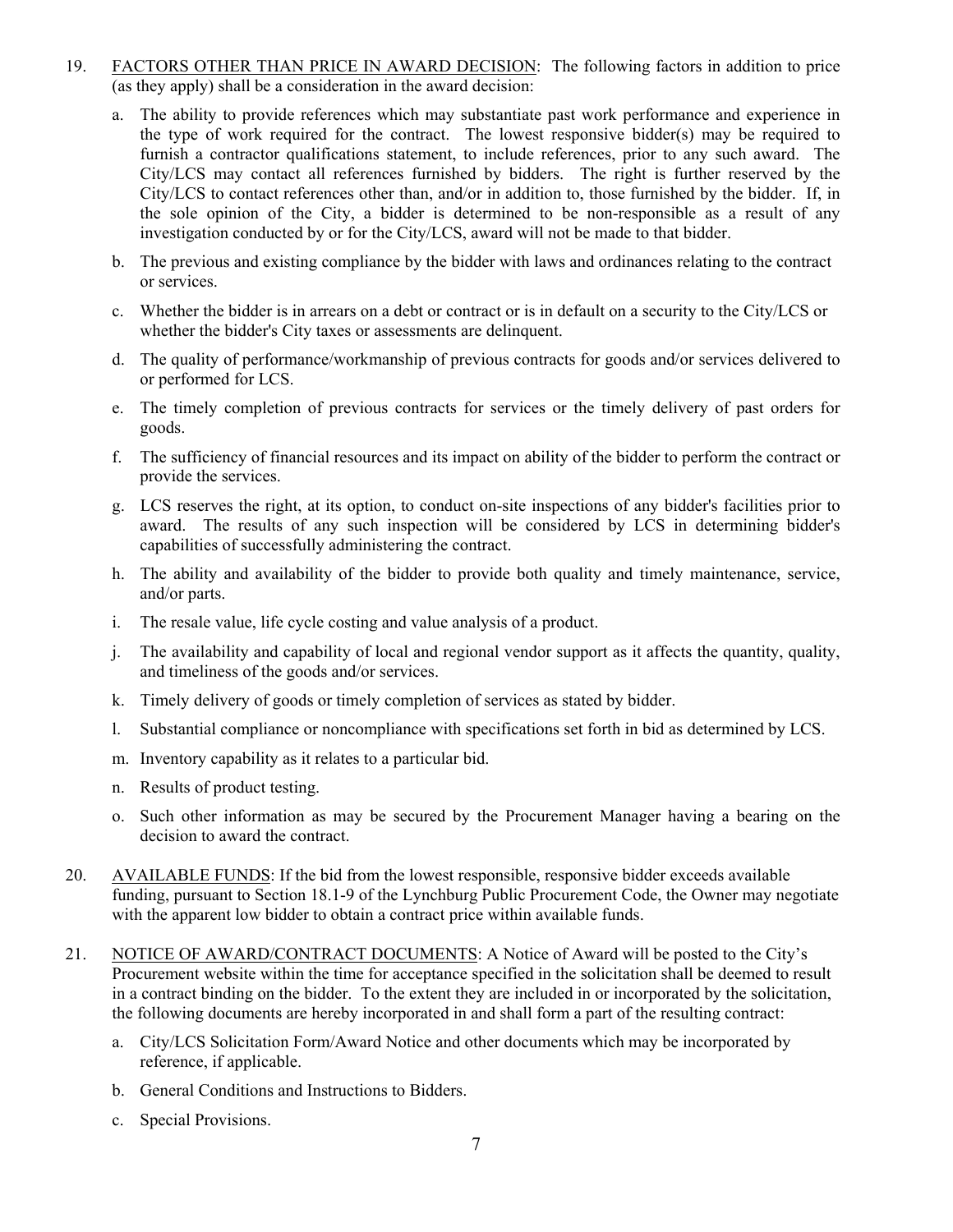19. <u>FACTORS OTHER THAN PRICE IN AWARD DECISION</u>: The following factors in addition to price (as they apply) shall be a consideration in the award decision:

    a. The ability to provide references which may substantiate past work performance and experience in the type of work required for the contract. The lowest responsive bidder(s) may be required to furnish a contractor qualifications statement, to include references, prior to any such award. The City/LCS may contact all references furnished by bidders. The right is further reserved by the City/LCS to contact references other than, and/or in addition to, those furnished by the bidder. If, in the sole opinion of the City, a bidder is determined to be non-responsible as a result of any investigation conducted by or for the City/LCS, award will not be made to that bidder.

    b. The previous and existing compliance by the bidder with laws and ordinances relating to the contract or services.

    c. Whether the bidder is in arrears on a debt or contract or is in default on a security to the City/LCS or whether the bidder's City taxes or assessments are delinquent.

    d. The quality of performance/workmanship of previous contracts for goods and/or services delivered to or performed for LCS.

    e. The timely completion of previous contracts for services or the timely delivery of past orders for goods.

    f. The sufficiency of financial resources and its impact on ability of the bidder to perform the contract or provide the services.

    g. LCS reserves the right, at its option, to conduct on-site inspections of any bidder's facilities prior to award. The results of any such inspection will be considered by LCS in determining bidder's capabilities of successfully administering the contract.

    h. The ability and availability of the bidder to provide both quality and timely maintenance, service, and/or parts.

    i. The resale value, life cycle costing and value analysis of a product.

    j. The availability and capability of local and regional vendor support as it affects the quantity, quality, and timeliness of the goods and/or services.

    k. Timely delivery of goods or timely completion of services as stated by bidder.

    l. Substantial compliance or noncompliance with specifications set forth in bid as determined by LCS.

    m. Inventory capability as it relates to a particular bid.

    n. Results of product testing.

    o. Such other information as may be secured by the Procurement Manager having a bearing on the decision to award the contract.

20. <u>AVAILABLE FUNDS</u>: If the bid from the lowest responsible, responsive bidder exceeds available funding, pursuant to Section 18.1-9 of the Lynchburg Public Procurement Code, the Owner may negotiate with the apparent low bidder to obtain a contract price within available funds.

21. <u>NOTICE OF AWARD/CONTRACT DOCUMENTS</u>: A Notice of Award will be posted to the City's Procurement website within the time for acceptance specified in the solicitation shall be deemed to result in a contract binding on the bidder. To the extent they are included in or incorporated by the solicitation, the following documents are hereby incorporated in and shall form a part of the resulting contract:

    a. City/LCS Solicitation Form/Award Notice and other documents which may be incorporated by reference, if applicable.

    b. General Conditions and Instructions to Bidders.

    c. Special Provisions.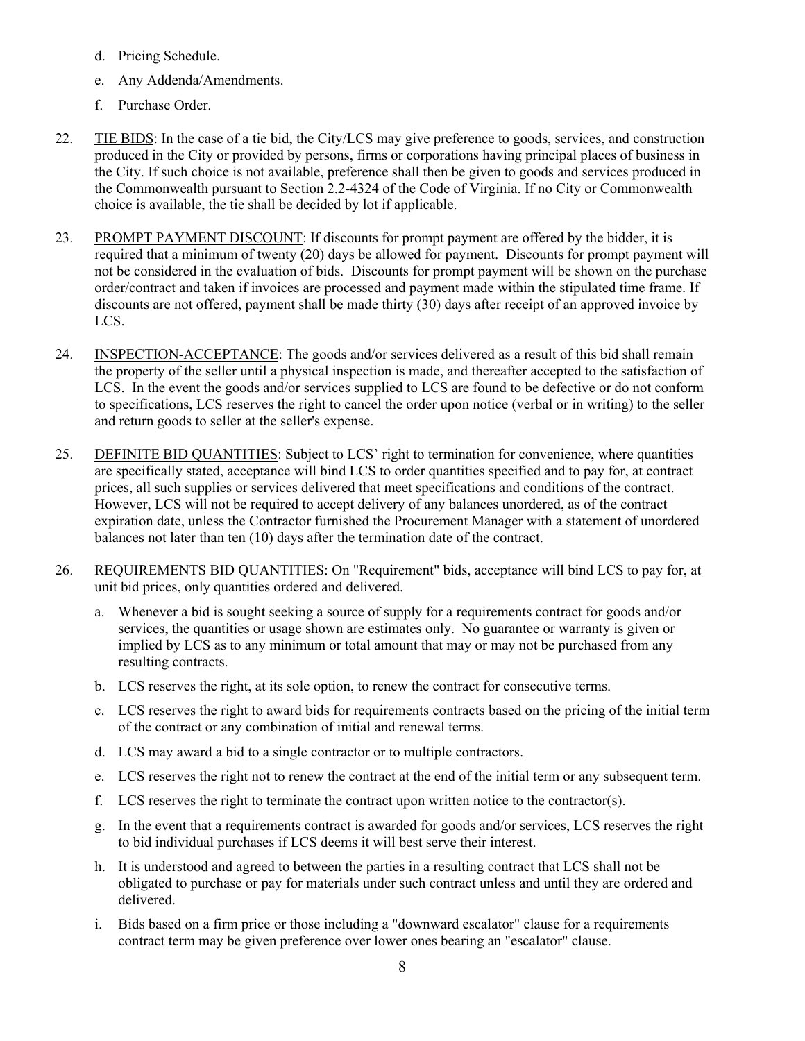d. Pricing Schedule.

e. Any Addenda/Amendments.

f. Purchase Order.

22. TIE BIDS: In the case of a tie bid, the City/LCS may give preference to goods, services, and construction produced in the City or provided by persons, firms or corporations having principal places of business in the City. If such choice is not available, preference shall then be given to goods and services produced in the Commonwealth pursuant to Section 2.2-4324 of the Code of Virginia. If no City or Commonwealth choice is available, the tie shall be decided by lot if applicable.

23. PROMPT PAYMENT DISCOUNT: If discounts for prompt payment are offered by the bidder, it is required that a minimum of twenty (20) days be allowed for payment. Discounts for prompt payment will not be considered in the evaluation of bids. Discounts for prompt payment will be shown on the purchase order/contract and taken if invoices are processed and payment made within the stipulated time frame. If discounts are not offered, payment shall be made thirty (30) days after receipt of an approved invoice by LCS.

24. INSPECTION-ACCEPTANCE: The goods and/or services delivered as a result of this bid shall remain the property of the seller until a physical inspection is made, and thereafter accepted to the satisfaction of LCS. In the event the goods and/or services supplied to LCS are found to be defective or do not conform to specifications, LCS reserves the right to cancel the order upon notice (verbal or in writing) to the seller and return goods to seller at the seller's expense.

25. DEFINITE BID QUANTITIES: Subject to LCS' right to termination for convenience, where quantities are specifically stated, acceptance will bind LCS to order quantities specified and to pay for, at contract prices, all such supplies or services delivered that meet specifications and conditions of the contract. However, LCS will not be required to accept delivery of any balances unordered, as of the contract expiration date, unless the Contractor furnished the Procurement Manager with a statement of unordered balances not later than ten (10) days after the termination date of the contract.

26. REQUIREMENTS BID QUANTITIES: On "Requirement" bids, acceptance will bind LCS to pay for, at unit bid prices, only quantities ordered and delivered.

   a. Whenever a bid is sought seeking a source of supply for a requirements contract for goods and/or services, the quantities or usage shown are estimates only. No guarantee or warranty is given or implied by LCS as to any minimum or total amount that may or may not be purchased from any resulting contracts.

   b. LCS reserves the right, at its sole option, to renew the contract for consecutive terms.

   c. LCS reserves the right to award bids for requirements contracts based on the pricing of the initial term of the contract or any combination of initial and renewal terms.

   d. LCS may award a bid to a single contractor or to multiple contractors.

   e. LCS reserves the right not to renew the contract at the end of the initial term or any subsequent term.

   f. LCS reserves the right to terminate the contract upon written notice to the contractor(s).

   g. In the event that a requirements contract is awarded for goods and/or services, LCS reserves the right to bid individual purchases if LCS deems it will best serve their interest.

   h. It is understood and agreed to between the parties in a resulting contract that LCS shall not be obligated to purchase or pay for materials under such contract unless and until they are ordered and delivered.

   i. Bids based on a firm price or those including a "downward escalator" clause for a requirements contract term may be given preference over lower ones bearing an "escalator" clause.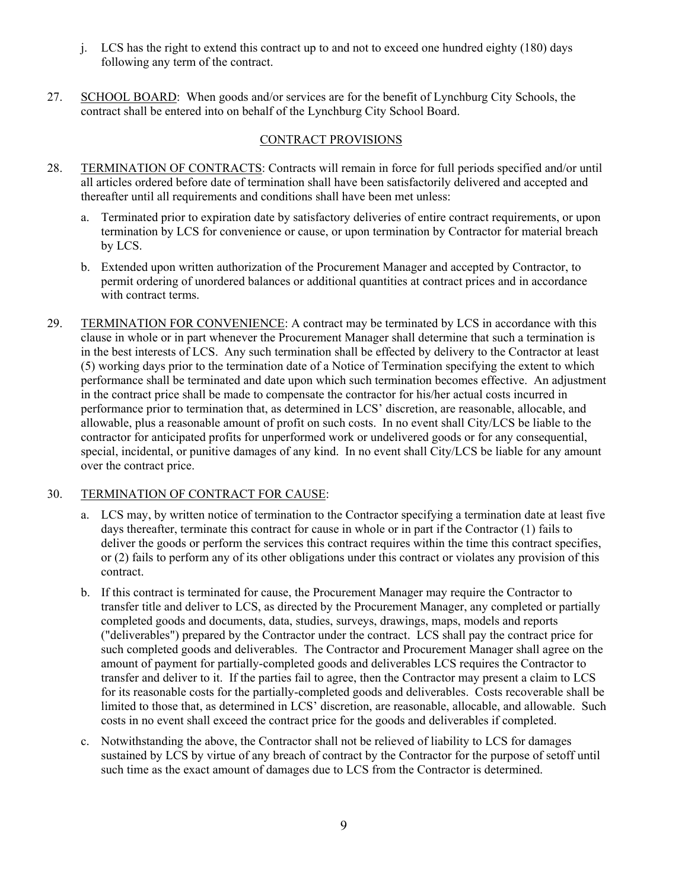j. LCS has the right to extend this contract up to and not to exceed one hundred eighty (180) days following any term of the contract.

27. SCHOOL BOARD: When goods and/or services are for the benefit of Lynchburg City Schools, the contract shall be entered into on behalf of the Lynchburg City School Board.

## CONTRACT PROVISIONS

28. TERMINATION OF CONTRACTS: Contracts will remain in force for full periods specified and/or until all articles ordered before date of termination shall have been satisfactorily delivered and accepted and thereafter until all requirements and conditions shall have been met unless:

    a. Terminated prior to expiration date by satisfactory deliveries of entire contract requirements, or upon termination by LCS for convenience or cause, or upon termination by Contractor for material breach by LCS.

    b. Extended upon written authorization of the Procurement Manager and accepted by Contractor, to permit ordering of unordered balances or additional quantities at contract prices and in accordance with contract terms.

29. TERMINATION FOR CONVENIENCE: A contract may be terminated by LCS in accordance with this clause in whole or in part whenever the Procurement Manager shall determine that such a termination is in the best interests of LCS. Any such termination shall be effected by delivery to the Contractor at least (5) working days prior to the termination date of a Notice of Termination specifying the extent to which performance shall be terminated and date upon which such termination becomes effective. An adjustment in the contract price shall be made to compensate the contractor for his/her actual costs incurred in performance prior to termination that, as determined in LCS' discretion, are reasonable, allocable, and allowable, plus a reasonable amount of profit on such costs. In no event shall City/LCS be liable to the contractor for anticipated profits for unperformed work or undelivered goods or for any consequential, special, incidental, or punitive damages of any kind. In no event shall City/LCS be liable for any amount over the contract price.

30. TERMINATION OF CONTRACT FOR CAUSE:

    a. LCS may, by written notice of termination to the Contractor specifying a termination date at least five days thereafter, terminate this contract for cause in whole or in part if the Contractor (1) fails to deliver the goods or perform the services this contract requires within the time this contract specifies, or (2) fails to perform any of its other obligations under this contract or violates any provision of this contract.

    b. If this contract is terminated for cause, the Procurement Manager may require the Contractor to transfer title and deliver to LCS, as directed by the Procurement Manager, any completed or partially completed goods and documents, data, studies, surveys, drawings, maps, models and reports ("deliverables") prepared by the Contractor under the contract. LCS shall pay the contract price for such completed goods and deliverables. The Contractor and Procurement Manager shall agree on the amount of payment for partially-completed goods and deliverables LCS requires the Contractor to transfer and deliver to it. If the parties fail to agree, then the Contractor may present a claim to LCS for its reasonable costs for the partially-completed goods and deliverables. Costs recoverable shall be limited to those that, as determined in LCS' discretion, are reasonable, allocable, and allowable. Such costs in no event shall exceed the contract price for the goods and deliverables if completed.

    c. Notwithstanding the above, the Contractor shall not be relieved of liability to LCS for damages sustained by LCS by virtue of any breach of contract by the Contractor for the purpose of setoff until such time as the exact amount of damages due to LCS from the Contractor is determined.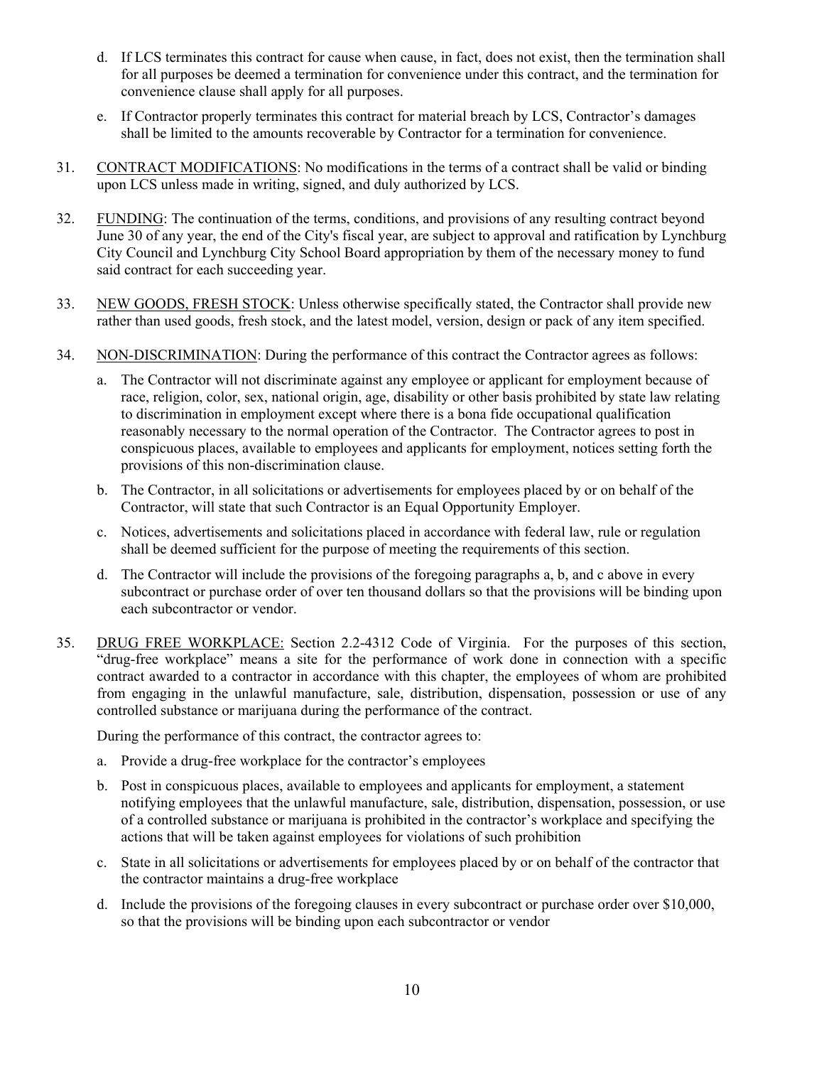d. If LCS terminates this contract for cause when cause, in fact, does not exist, then the termination shall for all purposes be deemed a termination for convenience under this contract, and the termination for convenience clause shall apply for all purposes.

e. If Contractor properly terminates this contract for material breach by LCS, Contractor's damages shall be limited to the amounts recoverable by Contractor for a termination for convenience.

31. <u>CONTRACT MODIFICATIONS</u>: No modifications in the terms of a contract shall be valid or binding upon LCS unless made in writing, signed, and duly authorized by LCS.

32. <u>FUNDING</u>: The continuation of the terms, conditions, and provisions of any resulting contract beyond June 30 of any year, the end of the City's fiscal year, are subject to approval and ratification by Lynchburg City Council and Lynchburg City School Board appropriation by them of the necessary money to fund said contract for each succeeding year.

33. <u>NEW GOODS, FRESH STOCK</u>: Unless otherwise specifically stated, the Contractor shall provide new rather than used goods, fresh stock, and the latest model, version, design or pack of any item specified.

34. <u>NON-DISCRIMINATION</u>: During the performance of this contract the Contractor agrees as follows:

    a. The Contractor will not discriminate against any employee or applicant for employment because of race, religion, color, sex, national origin, age, disability or other basis prohibited by state law relating to discrimination in employment except where there is a bona fide occupational qualification reasonably necessary to the normal operation of the Contractor. The Contractor agrees to post in conspicuous places, available to employees and applicants for employment, notices setting forth the provisions of this non-discrimination clause.

    b. The Contractor, in all solicitations or advertisements for employees placed by or on behalf of the Contractor, will state that such Contractor is an Equal Opportunity Employer.

    c. Notices, advertisements and solicitations placed in accordance with federal law, rule or regulation shall be deemed sufficient for the purpose of meeting the requirements of this section.

    d. The Contractor will include the provisions of the foregoing paragraphs a, b, and c above in every subcontract or purchase order of over ten thousand dollars so that the provisions will be binding upon each subcontractor or vendor.

35. <u>DRUG FREE WORKPLACE:</u> Section 2.2-4312 Code of Virginia. For the purposes of this section, "drug-free workplace" means a site for the performance of work done in connection with a specific contract awarded to a contractor in accordance with this chapter, the employees of whom are prohibited from engaging in the unlawful manufacture, sale, distribution, dispensation, possession or use of any controlled substance or marijuana during the performance of the contract.

    During the performance of this contract, the contractor agrees to:

    a. Provide a drug-free workplace for the contractor's employees

    b. Post in conspicuous places, available to employees and applicants for employment, a statement notifying employees that the unlawful manufacture, sale, distribution, dispensation, possession, or use of a controlled substance or marijuana is prohibited in the contractor's workplace and specifying the actions that will be taken against employees for violations of such prohibition

    c. State in all solicitations or advertisements for employees placed by or on behalf of the contractor that the contractor maintains a drug-free workplace

    d. Include the provisions of the foregoing clauses in every subcontract or purchase order over $10,000, so that the provisions will be binding upon each subcontractor or vendor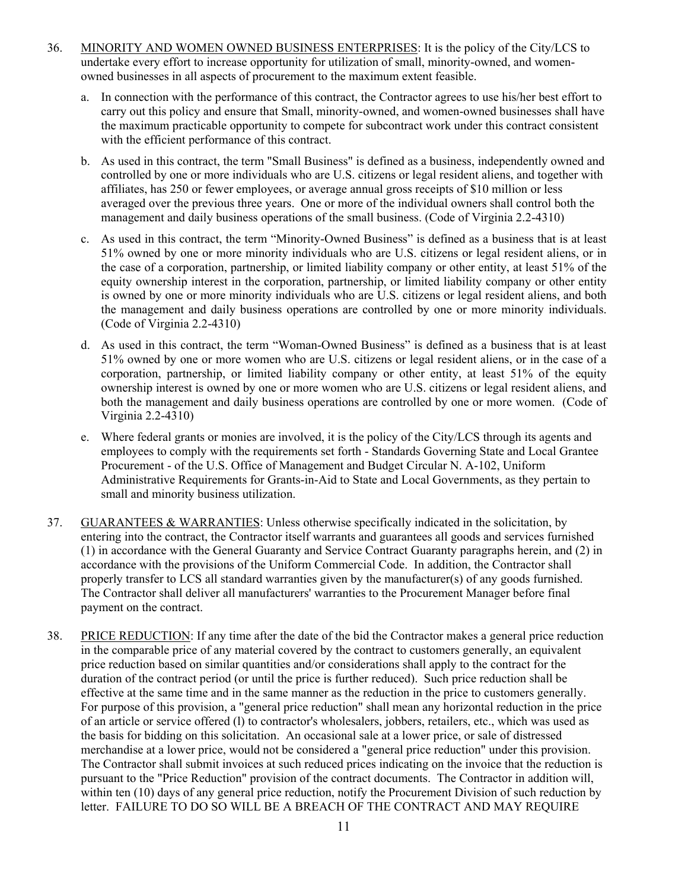36. MINORITY AND WOMEN OWNED BUSINESS ENTERPRISES: It is the policy of the City/LCS to undertake every effort to increase opportunity for utilization of small, minority-owned, and women-owned businesses in all aspects of procurement to the maximum extent feasible.

   a. In connection with the performance of this contract, the Contractor agrees to use his/her best effort to carry out this policy and ensure that Small, minority-owned, and women-owned businesses shall have the maximum practicable opportunity to compete for subcontract work under this contract consistent with the efficient performance of this contract.

   b. As used in this contract, the term "Small Business" is defined as a business, independently owned and controlled by one or more individuals who are U.S. citizens or legal resident aliens, and together with affiliates, has 250 or fewer employees, or average annual gross receipts of $10 million or less averaged over the previous three years. One or more of the individual owners shall control both the management and daily business operations of the small business. (Code of Virginia 2.2-4310)

   c. As used in this contract, the term "Minority-Owned Business" is defined as a business that is at least 51% owned by one or more minority individuals who are U.S. citizens or legal resident aliens, or in the case of a corporation, partnership, or limited liability company or other entity, at least 51% of the equity ownership interest in the corporation, partnership, or limited liability company or other entity is owned by one or more minority individuals who are U.S. citizens or legal resident aliens, and both the management and daily business operations are controlled by one or more minority individuals. (Code of Virginia 2.2-4310)

   d. As used in this contract, the term "Woman-Owned Business" is defined as a business that is at least 51% owned by one or more women who are U.S. citizens or legal resident aliens, or in the case of a corporation, partnership, or limited liability company or other entity, at least 51% of the equity ownership interest is owned by one or more women who are U.S. citizens or legal resident aliens, and both the management and daily business operations are controlled by one or more women. (Code of Virginia 2.2-4310)

   e. Where federal grants or monies are involved, it is the policy of the City/LCS through its agents and employees to comply with the requirements set forth - Standards Governing State and Local Grantee Procurement - of the U.S. Office of Management and Budget Circular N. A-102, Uniform Administrative Requirements for Grants-in-Aid to State and Local Governments, as they pertain to small and minority business utilization.

37. GUARANTEES & WARRANTIES: Unless otherwise specifically indicated in the solicitation, by entering into the contract, the Contractor itself warrants and guarantees all goods and services furnished (1) in accordance with the General Guaranty and Service Contract Guaranty paragraphs herein, and (2) in accordance with the provisions of the Uniform Commercial Code. In addition, the Contractor shall properly transfer to LCS all standard warranties given by the manufacturer(s) of any goods furnished. The Contractor shall deliver all manufacturers' warranties to the Procurement Manager before final payment on the contract.

38. PRICE REDUCTION: If any time after the date of the bid the Contractor makes a general price reduction in the comparable price of any material covered by the contract to customers generally, an equivalent price reduction based on similar quantities and/or considerations shall apply to the contract for the duration of the contract period (or until the price is further reduced). Such price reduction shall be effective at the same time and in the same manner as the reduction in the price to customers generally. For purpose of this provision, a "general price reduction" shall mean any horizontal reduction in the price of an article or service offered (l) to contractor's wholesalers, jobbers, retailers, etc., which was used as the basis for bidding on this solicitation. An occasional sale at a lower price, or sale of distressed merchandise at a lower price, would not be considered a "general price reduction" under this provision. The Contractor shall submit invoices at such reduced prices indicating on the invoice that the reduction is pursuant to the "Price Reduction" provision of the contract documents. The Contractor in addition will, within ten (10) days of any general price reduction, notify the Procurement Division of such reduction by letter. FAILURE TO DO SO WILL BE A BREACH OF THE CONTRACT AND MAY REQUIRE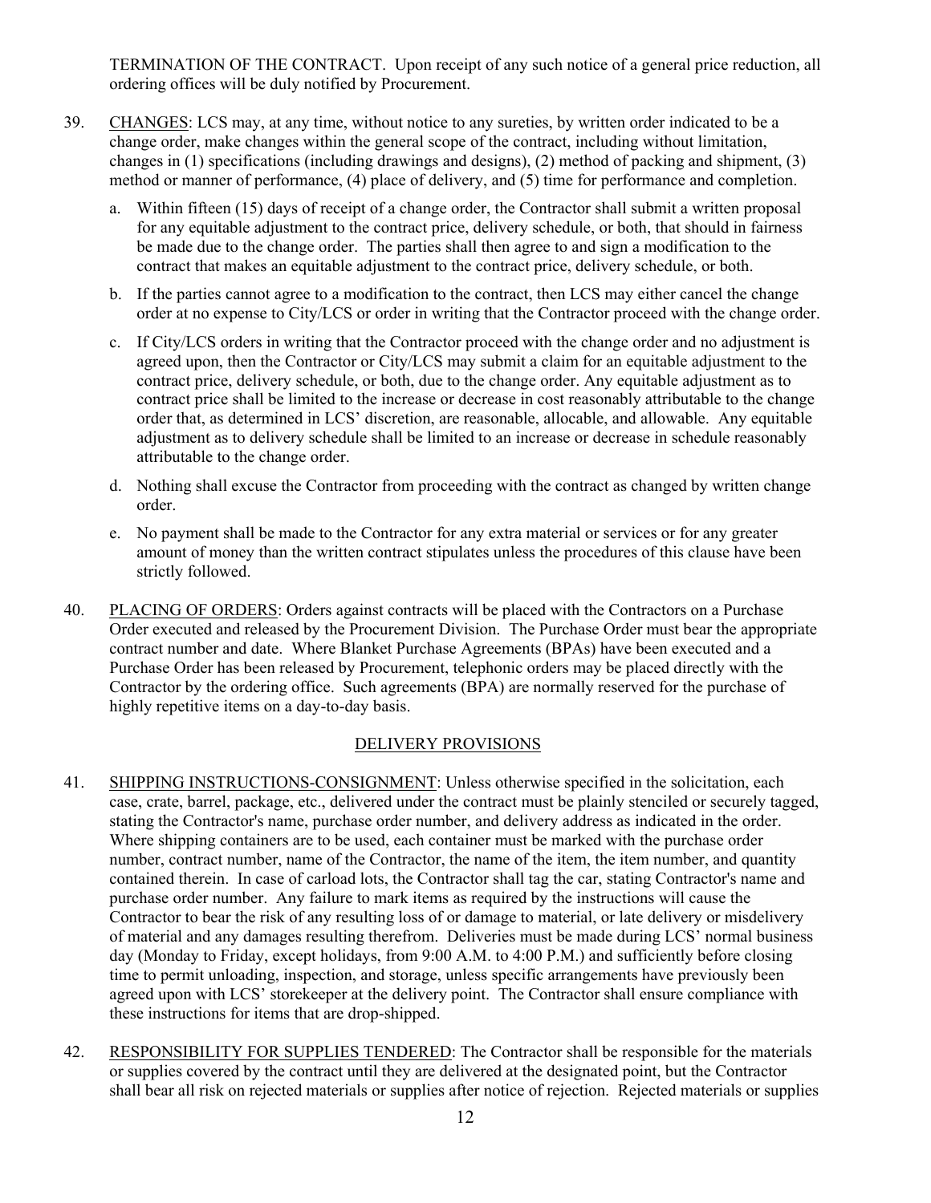TERMINATION OF THE CONTRACT. Upon receipt of any such notice of a general price reduction, all ordering offices will be duly notified by Procurement.

39. CHANGES: LCS may, at any time, without notice to any sureties, by written order indicated to be a change order, make changes within the general scope of the contract, including without limitation, changes in (1) specifications (including drawings and designs), (2) method of packing and shipment, (3) method or manner of performance, (4) place of delivery, and (5) time for performance and completion.

    a. Within fifteen (15) days of receipt of a change order, the Contractor shall submit a written proposal for any equitable adjustment to the contract price, delivery schedule, or both, that should in fairness be made due to the change order. The parties shall then agree to and sign a modification to the contract that makes an equitable adjustment to the contract price, delivery schedule, or both.

    b. If the parties cannot agree to a modification to the contract, then LCS may either cancel the change order at no expense to City/LCS or order in writing that the Contractor proceed with the change order.

    c. If City/LCS orders in writing that the Contractor proceed with the change order and no adjustment is agreed upon, then the Contractor or City/LCS may submit a claim for an equitable adjustment to the contract price, delivery schedule, or both, due to the change order. Any equitable adjustment as to contract price shall be limited to the increase or decrease in cost reasonably attributable to the change order that, as determined in LCS' discretion, are reasonable, allocable, and allowable. Any equitable adjustment as to delivery schedule shall be limited to an increase or decrease in schedule reasonably attributable to the change order.

    d. Nothing shall excuse the Contractor from proceeding with the contract as changed by written change order.

    e. No payment shall be made to the Contractor for any extra material or services or for any greater amount of money than the written contract stipulates unless the procedures of this clause have been strictly followed.

40. PLACING OF ORDERS: Orders against contracts will be placed with the Contractors on a Purchase Order executed and released by the Procurement Division. The Purchase Order must bear the appropriate contract number and date. Where Blanket Purchase Agreements (BPAs) have been executed and a Purchase Order has been released by Procurement, telephonic orders may be placed directly with the Contractor by the ordering office. Such agreements (BPA) are normally reserved for the purchase of highly repetitive items on a day-to-day basis.

## DELIVERY PROVISIONS

41. SHIPPING INSTRUCTIONS-CONSIGNMENT: Unless otherwise specified in the solicitation, each case, crate, barrel, package, etc., delivered under the contract must be plainly stenciled or securely tagged, stating the Contractor's name, purchase order number, and delivery address as indicated in the order. Where shipping containers are to be used, each container must be marked with the purchase order number, contract number, name of the Contractor, the name of the item, the item number, and quantity contained therein. In case of carload lots, the Contractor shall tag the car, stating Contractor's name and purchase order number. Any failure to mark items as required by the instructions will cause the Contractor to bear the risk of any resulting loss of or damage to material, or late delivery or misdelivery of material and any damages resulting therefrom. Deliveries must be made during LCS' normal business day (Monday to Friday, except holidays, from 9:00 A.M. to 4:00 P.M.) and sufficiently before closing time to permit unloading, inspection, and storage, unless specific arrangements have previously been agreed upon with LCS' storekeeper at the delivery point. The Contractor shall ensure compliance with these instructions for items that are drop-shipped.

42. RESPONSIBILITY FOR SUPPLIES TENDERED: The Contractor shall be responsible for the materials or supplies covered by the contract until they are delivered at the designated point, but the Contractor shall bear all risk on rejected materials or supplies after notice of rejection. Rejected materials or supplies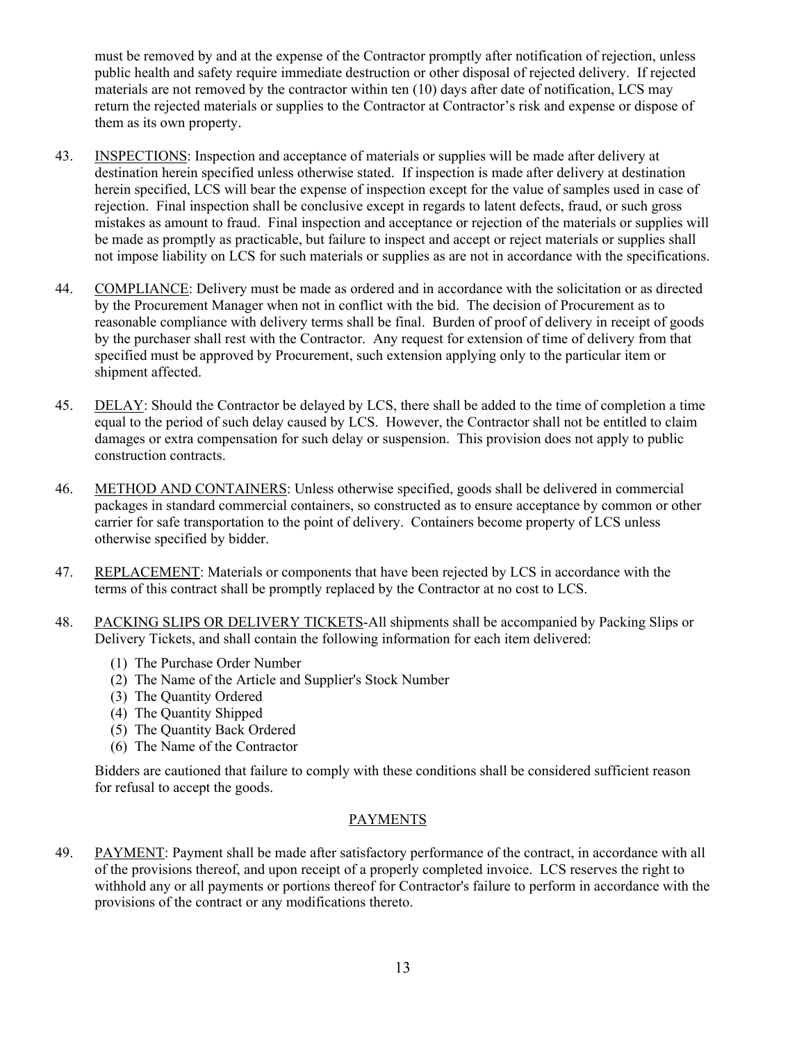must be removed by and at the expense of the Contractor promptly after notification of rejection, unless public health and safety require immediate destruction or other disposal of rejected delivery. If rejected materials are not removed by the contractor within ten (10) days after date of notification, LCS may return the rejected materials or supplies to the Contractor at Contractor's risk and expense or dispose of them as its own property.

43. INSPECTIONS: Inspection and acceptance of materials or supplies will be made after delivery at destination herein specified unless otherwise stated. If inspection is made after delivery at destination herein specified, LCS will bear the expense of inspection except for the value of samples used in case of rejection. Final inspection shall be conclusive except in regards to latent defects, fraud, or such gross mistakes as amount to fraud. Final inspection and acceptance or rejection of the materials or supplies will be made as promptly as practicable, but failure to inspect and accept or reject materials or supplies shall not impose liability on LCS for such materials or supplies as are not in accordance with the specifications.

44. COMPLIANCE: Delivery must be made as ordered and in accordance with the solicitation or as directed by the Procurement Manager when not in conflict with the bid. The decision of Procurement as to reasonable compliance with delivery terms shall be final. Burden of proof of delivery in receipt of goods by the purchaser shall rest with the Contractor. Any request for extension of time of delivery from that specified must be approved by Procurement, such extension applying only to the particular item or shipment affected.

45. DELAY: Should the Contractor be delayed by LCS, there shall be added to the time of completion a time equal to the period of such delay caused by LCS. However, the Contractor shall not be entitled to claim damages or extra compensation for such delay or suspension. This provision does not apply to public construction contracts.

46. METHOD AND CONTAINERS: Unless otherwise specified, goods shall be delivered in commercial packages in standard commercial containers, so constructed as to ensure acceptance by common or other carrier for safe transportation to the point of delivery. Containers become property of LCS unless otherwise specified by bidder.

47. REPLACEMENT: Materials or components that have been rejected by LCS in accordance with the terms of this contract shall be promptly replaced by the Contractor at no cost to LCS.

48. PACKING SLIPS OR DELIVERY TICKETS-All shipments shall be accompanied by Packing Slips or Delivery Tickets, and shall contain the following information for each item delivered:

    (1) The Purchase Order Number
    (2) The Name of the Article and Supplier's Stock Number
    (3) The Quantity Ordered
    (4) The Quantity Shipped
    (5) The Quantity Back Ordered
    (6) The Name of the Contractor

    Bidders are cautioned that failure to comply with these conditions shall be considered sufficient reason for refusal to accept the goods.

## PAYMENTS

49. PAYMENT: Payment shall be made after satisfactory performance of the contract, in accordance with all of the provisions thereof, and upon receipt of a properly completed invoice. LCS reserves the right to withhold any or all payments or portions thereof for Contractor's failure to perform in accordance with the provisions of the contract or any modifications thereto.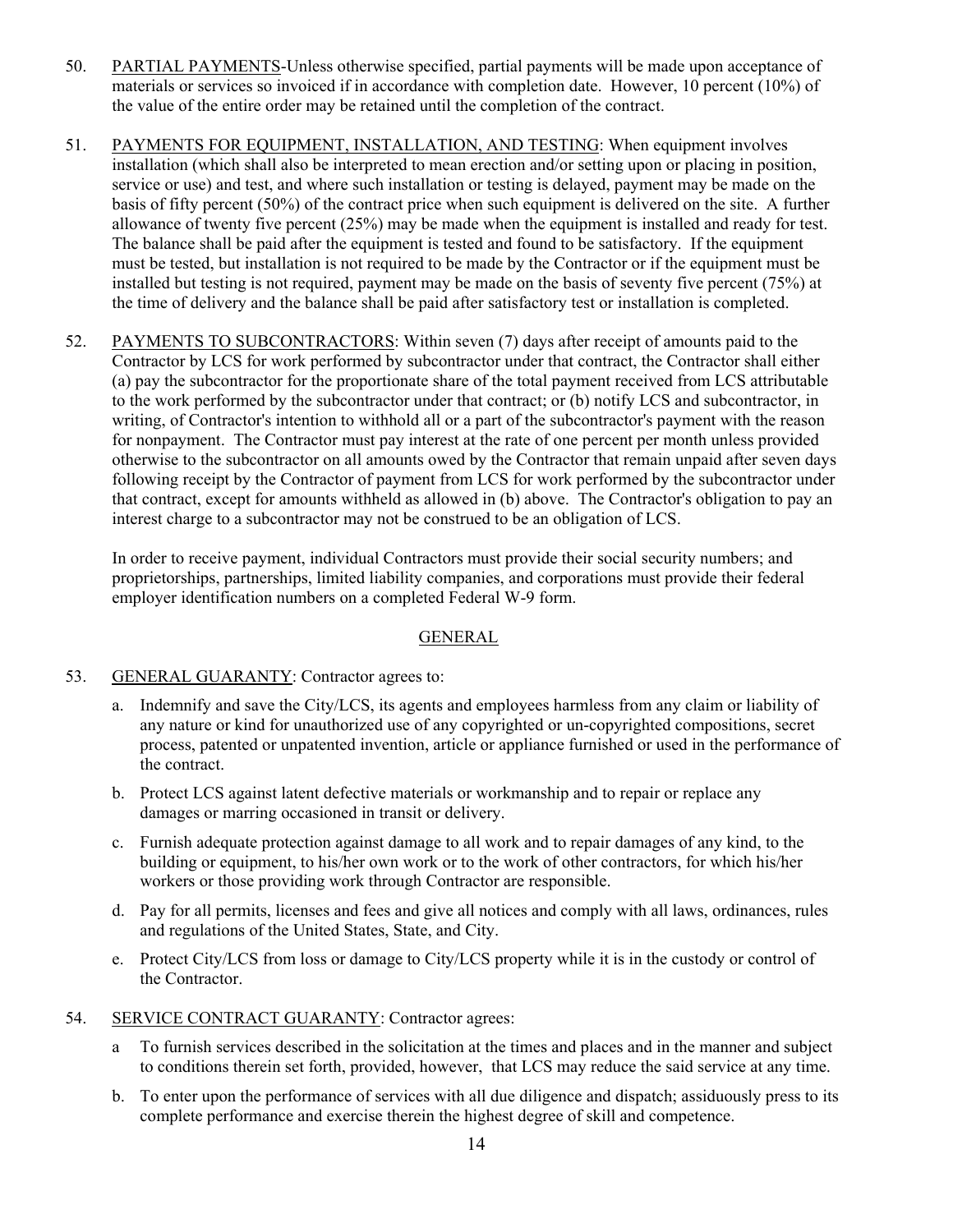50. PARTIAL PAYMENTS-Unless otherwise specified, partial payments will be made upon acceptance of materials or services so invoiced if in accordance with completion date. However, 10 percent (10%) of the value of the entire order may be retained until the completion of the contract.

51. PAYMENTS FOR EQUIPMENT, INSTALLATION, AND TESTING: When equipment involves installation (which shall also be interpreted to mean erection and/or setting upon or placing in position, service or use) and test, and where such installation or testing is delayed, payment may be made on the basis of fifty percent (50%) of the contract price when such equipment is delivered on the site. A further allowance of twenty five percent (25%) may be made when the equipment is installed and ready for test. The balance shall be paid after the equipment is tested and found to be satisfactory. If the equipment must be tested, but installation is not required to be made by the Contractor or if the equipment must be installed but testing is not required, payment may be made on the basis of seventy five percent (75%) at the time of delivery and the balance shall be paid after satisfactory test or installation is completed.

52. PAYMENTS TO SUBCONTRACTORS: Within seven (7) days after receipt of amounts paid to the Contractor by LCS for work performed by subcontractor under that contract, the Contractor shall either (a) pay the subcontractor for the proportionate share of the total payment received from LCS attributable to the work performed by the subcontractor under that contract; or (b) notify LCS and subcontractor, in writing, of Contractor's intention to withhold all or a part of the subcontractor's payment with the reason for nonpayment. The Contractor must pay interest at the rate of one percent per month unless provided otherwise to the subcontractor on all amounts owed by the Contractor that remain unpaid after seven days following receipt by the Contractor of payment from LCS for work performed by the subcontractor under that contract, except for amounts withheld as allowed in (b) above. The Contractor's obligation to pay an interest charge to a subcontractor may not be construed to be an obligation of LCS.

    In order to receive payment, individual Contractors must provide their social security numbers; and proprietorships, partnerships, limited liability companies, and corporations must provide their federal employer identification numbers on a completed Federal W-9 form.

## GENERAL

53. GENERAL GUARANTY: Contractor agrees to:

    a. Indemnify and save the City/LCS, its agents and employees harmless from any claim or liability of any nature or kind for unauthorized use of any copyrighted or un-copyrighted compositions, secret process, patented or unpatented invention, article or appliance furnished or used in the performance of the contract.

    b. Protect LCS against latent defective materials or workmanship and to repair or replace any damages or marring occasioned in transit or delivery.

    c. Furnish adequate protection against damage to all work and to repair damages of any kind, to the building or equipment, to his/her own work or to the work of other contractors, for which his/her workers or those providing work through Contractor are responsible.

    d. Pay for all permits, licenses and fees and give all notices and comply with all laws, ordinances, rules and regulations of the United States, State, and City.

    e. Protect City/LCS from loss or damage to City/LCS property while it is in the custody or control of the Contractor.

54. SERVICE CONTRACT GUARANTY: Contractor agrees:

    a To furnish services described in the solicitation at the times and places and in the manner and subject to conditions therein set forth, provided, however, that LCS may reduce the said service at any time.

    b. To enter upon the performance of services with all due diligence and dispatch; assiduously press to its complete performance and exercise therein the highest degree of skill and competence.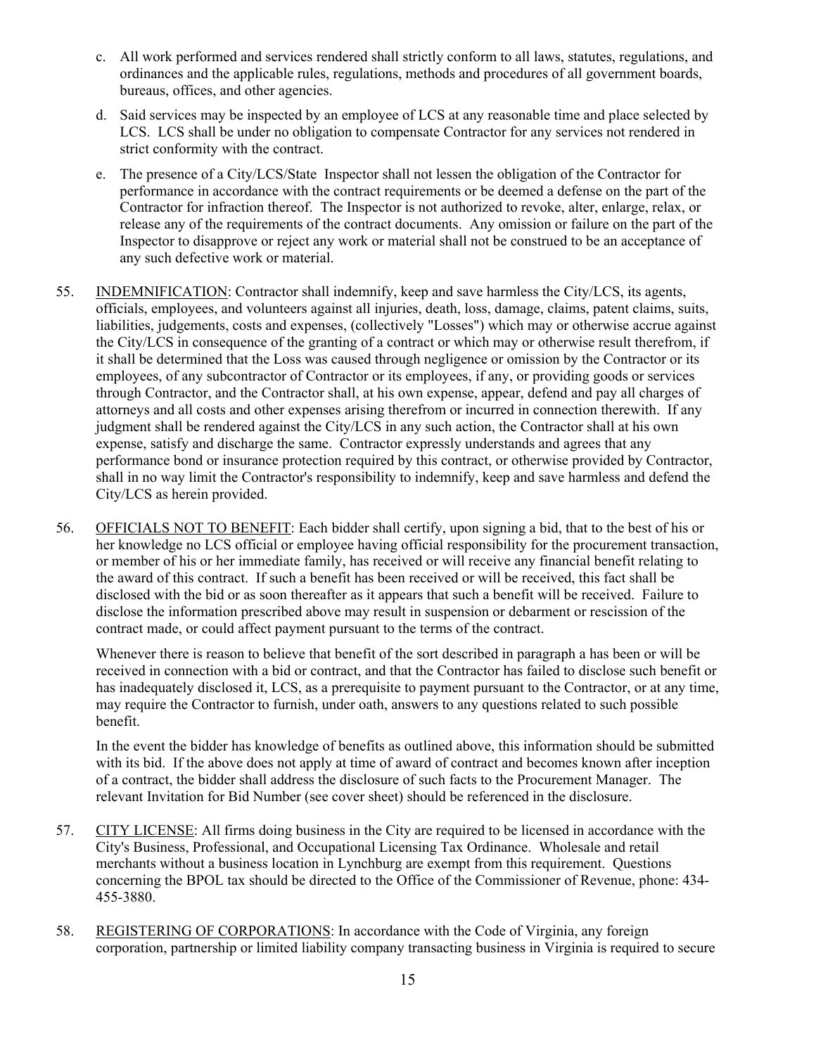c. All work performed and services rendered shall strictly conform to all laws, statutes, regulations, and ordinances and the applicable rules, regulations, methods and procedures of all government boards, bureaus, offices, and other agencies.

d. Said services may be inspected by an employee of LCS at any reasonable time and place selected by LCS. LCS shall be under no obligation to compensate Contractor for any services not rendered in strict conformity with the contract.

e. The presence of a City/LCS/State Inspector shall not lessen the obligation of the Contractor for performance in accordance with the contract requirements or be deemed a defense on the part of the Contractor for infraction thereof. The Inspector is not authorized to revoke, alter, enlarge, relax, or release any of the requirements of the contract documents. Any omission or failure on the part of the Inspector to disapprove or reject any work or material shall not be construed to be an acceptance of any such defective work or material.

55. INDEMNIFICATION: Contractor shall indemnify, keep and save harmless the City/LCS, its agents, officials, employees, and volunteers against all injuries, death, loss, damage, claims, patent claims, suits, liabilities, judgements, costs and expenses, (collectively "Losses") which may or otherwise accrue against the City/LCS in consequence of the granting of a contract or which may or otherwise result therefrom, if it shall be determined that the Loss was caused through negligence or omission by the Contractor or its employees, of any subcontractor of Contractor or its employees, if any, or providing goods or services through Contractor, and the Contractor shall, at his own expense, appear, defend and pay all charges of attorneys and all costs and other expenses arising therefrom or incurred in connection therewith. If any judgment shall be rendered against the City/LCS in any such action, the Contractor shall at his own expense, satisfy and discharge the same. Contractor expressly understands and agrees that any performance bond or insurance protection required by this contract, or otherwise provided by Contractor, shall in no way limit the Contractor's responsibility to indemnify, keep and save harmless and defend the City/LCS as herein provided.

56. OFFICIALS NOT TO BENEFIT: Each bidder shall certify, upon signing a bid, that to the best of his or her knowledge no LCS official or employee having official responsibility for the procurement transaction, or member of his or her immediate family, has received or will receive any financial benefit relating to the award of this contract. If such a benefit has been received or will be received, this fact shall be disclosed with the bid or as soon thereafter as it appears that such a benefit will be received. Failure to disclose the information prescribed above may result in suspension or debarment or rescission of the contract made, or could affect payment pursuant to the terms of the contract.

    Whenever there is reason to believe that benefit of the sort described in paragraph a has been or will be received in connection with a bid or contract, and that the Contractor has failed to disclose such benefit or has inadequately disclosed it, LCS, as a prerequisite to payment pursuant to the Contractor, or at any time, may require the Contractor to furnish, under oath, answers to any questions related to such possible benefit.

    In the event the bidder has knowledge of benefits as outlined above, this information should be submitted with its bid. If the above does not apply at time of award of contract and becomes known after inception of a contract, the bidder shall address the disclosure of such facts to the Procurement Manager. The relevant Invitation for Bid Number (see cover sheet) should be referenced in the disclosure.

57. CITY LICENSE: All firms doing business in the City are required to be licensed in accordance with the City's Business, Professional, and Occupational Licensing Tax Ordinance. Wholesale and retail merchants without a business location in Lynchburg are exempt from this requirement. Questions concerning the BPOL tax should be directed to the Office of the Commissioner of Revenue, phone: 434-455-3880.

58. REGISTERING OF CORPORATIONS: In accordance with the Code of Virginia, any foreign corporation, partnership or limited liability company transacting business in Virginia is required to secure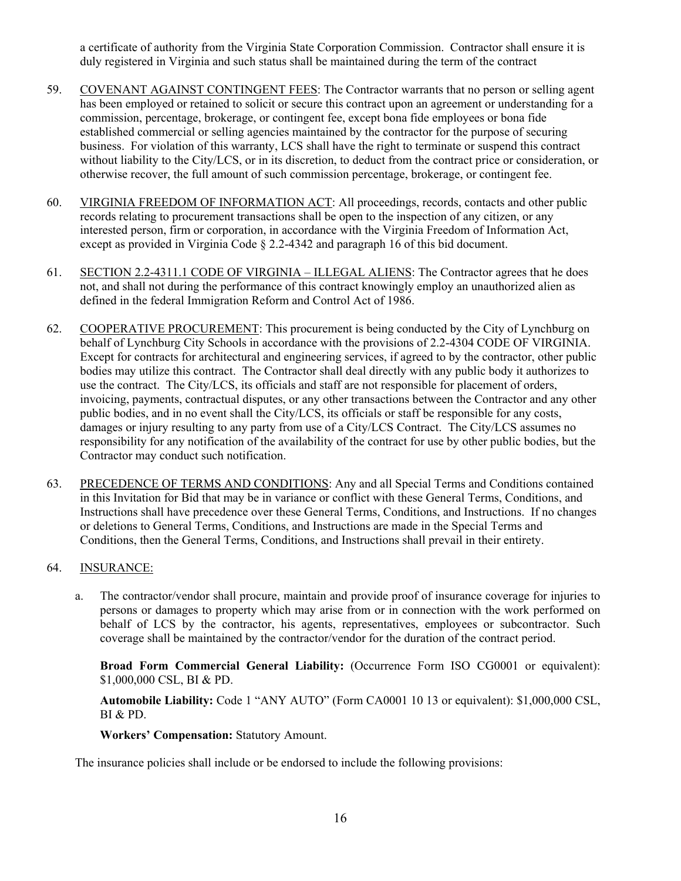a certificate of authority from the Virginia State Corporation Commission. Contractor shall ensure it is duly registered in Virginia and such status shall be maintained during the term of the contract

59. COVENANT AGAINST CONTINGENT FEES: The Contractor warrants that no person or selling agent has been employed or retained to solicit or secure this contract upon an agreement or understanding for a commission, percentage, brokerage, or contingent fee, except bona fide employees or bona fide established commercial or selling agencies maintained by the contractor for the purpose of securing business. For violation of this warranty, LCS shall have the right to terminate or suspend this contract without liability to the City/LCS, or in its discretion, to deduct from the contract price or consideration, or otherwise recover, the full amount of such commission percentage, brokerage, or contingent fee.

60. VIRGINIA FREEDOM OF INFORMATION ACT: All proceedings, records, contacts and other public records relating to procurement transactions shall be open to the inspection of any citizen, or any interested person, firm or corporation, in accordance with the Virginia Freedom of Information Act, except as provided in Virginia Code § 2.2-4342 and paragraph 16 of this bid document.

61. SECTION 2.2-4311.1 CODE OF VIRGINIA – ILLEGAL ALIENS: The Contractor agrees that he does not, and shall not during the performance of this contract knowingly employ an unauthorized alien as defined in the federal Immigration Reform and Control Act of 1986.

62. COOPERATIVE PROCUREMENT: This procurement is being conducted by the City of Lynchburg on behalf of Lynchburg City Schools in accordance with the provisions of 2.2-4304 CODE OF VIRGINIA. Except for contracts for architectural and engineering services, if agreed to by the contractor, other public bodies may utilize this contract. The Contractor shall deal directly with any public body it authorizes to use the contract. The City/LCS, its officials and staff are not responsible for placement of orders, invoicing, payments, contractual disputes, or any other transactions between the Contractor and any other public bodies, and in no event shall the City/LCS, its officials or staff be responsible for any costs, damages or injury resulting to any party from use of a City/LCS Contract. The City/LCS assumes no responsibility for any notification of the availability of the contract for use by other public bodies, but the Contractor may conduct such notification.

63. PRECEDENCE OF TERMS AND CONDITIONS: Any and all Special Terms and Conditions contained in this Invitation for Bid that may be in variance or conflict with these General Terms, Conditions, and Instructions shall have precedence over these General Terms, Conditions, and Instructions. If no changes or deletions to General Terms, Conditions, and Instructions are made in the Special Terms and Conditions, then the General Terms, Conditions, and Instructions shall prevail in their entirety.

64. INSURANCE:

    a. The contractor/vendor shall procure, maintain and provide proof of insurance coverage for injuries to persons or damages to property which may arise from or in connection with the work performed on behalf of LCS by the contractor, his agents, representatives, employees or subcontractor. Such coverage shall be maintained by the contractor/vendor for the duration of the contract period.

    **Broad Form Commercial General Liability:** (Occurrence Form ISO CG0001 or equivalent): $1,000,000 CSL, BI & PD.

    **Automobile Liability:** Code 1 "ANY AUTO" (Form CA0001 10 13 or equivalent): $1,000,000 CSL, BI & PD.

    **Workers' Compensation:** Statutory Amount.

The insurance policies shall include or be endorsed to include the following provisions: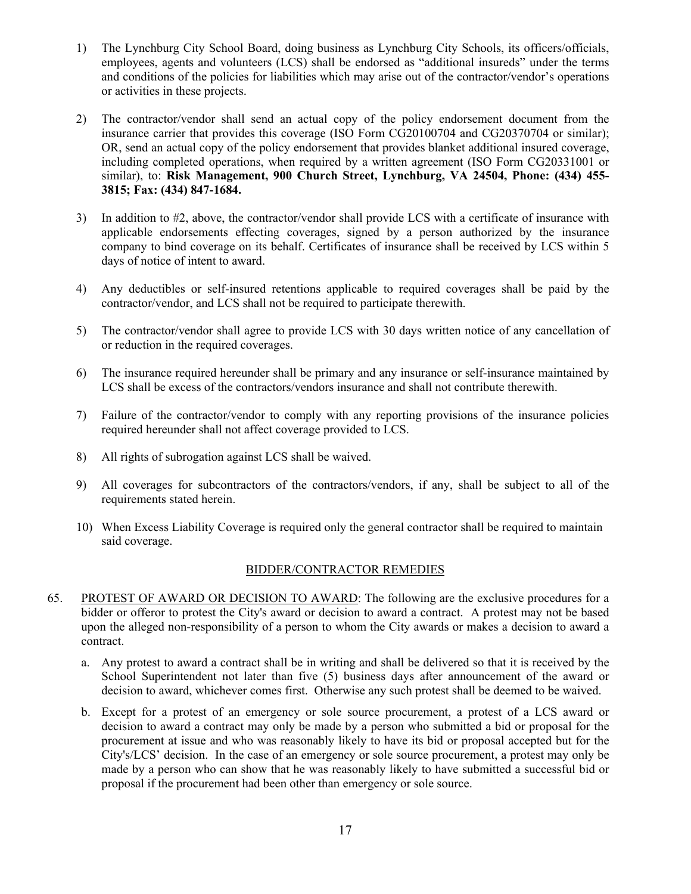1) The Lynchburg City School Board, doing business as Lynchburg City Schools, its officers/officials, employees, agents and volunteers (LCS) shall be endorsed as "additional insureds" under the terms and conditions of the policies for liabilities which may arise out of the contractor/vendor's operations or activities in these projects.

2) The contractor/vendor shall send an actual copy of the policy endorsement document from the insurance carrier that provides this coverage (ISO Form CG20100704 and CG20370704 or similar); OR, send an actual copy of the policy endorsement that provides blanket additional insured coverage, including completed operations, when required by a written agreement (ISO Form CG20331001 or similar), to: **Risk Management, 900 Church Street, Lynchburg, VA 24504, Phone: (434) 455-3815; Fax: (434) 847-1684.**

3) In addition to #2, above, the contractor/vendor shall provide LCS with a certificate of insurance with applicable endorsements effecting coverages, signed by a person authorized by the insurance company to bind coverage on its behalf. Certificates of insurance shall be received by LCS within 5 days of notice of intent to award.

4) Any deductibles or self-insured retentions applicable to required coverages shall be paid by the contractor/vendor, and LCS shall not be required to participate therewith.

5) The contractor/vendor shall agree to provide LCS with 30 days written notice of any cancellation of or reduction in the required coverages.

6) The insurance required hereunder shall be primary and any insurance or self-insurance maintained by LCS shall be excess of the contractors/vendors insurance and shall not contribute therewith.

7) Failure of the contractor/vendor to comply with any reporting provisions of the insurance policies required hereunder shall not affect coverage provided to LCS.

8) All rights of subrogation against LCS shall be waived.

9) All coverages for subcontractors of the contractors/vendors, if any, shall be subject to all of the requirements stated herein.

10) When Excess Liability Coverage is required only the general contractor shall be required to maintain said coverage.

## BIDDER/CONTRACTOR REMEDIES

65. PROTEST OF AWARD OR DECISION TO AWARD: The following are the exclusive procedures for a bidder or offeror to protest the City's award or decision to award a contract. A protest may not be based upon the alleged non-responsibility of a person to whom the City awards or makes a decision to award a contract.

    a. Any protest to award a contract shall be in writing and shall be delivered so that it is received by the School Superintendent not later than five (5) business days after announcement of the award or decision to award, whichever comes first. Otherwise any such protest shall be deemed to be waived.

    b. Except for a protest of an emergency or sole source procurement, a protest of a LCS award or decision to award a contract may only be made by a person who submitted a bid or proposal for the procurement at issue and who was reasonably likely to have its bid or proposal accepted but for the City's/LCS' decision. In the case of an emergency or sole source procurement, a protest may only be made by a person who can show that he was reasonably likely to have submitted a successful bid or proposal if the procurement had been other than emergency or sole source.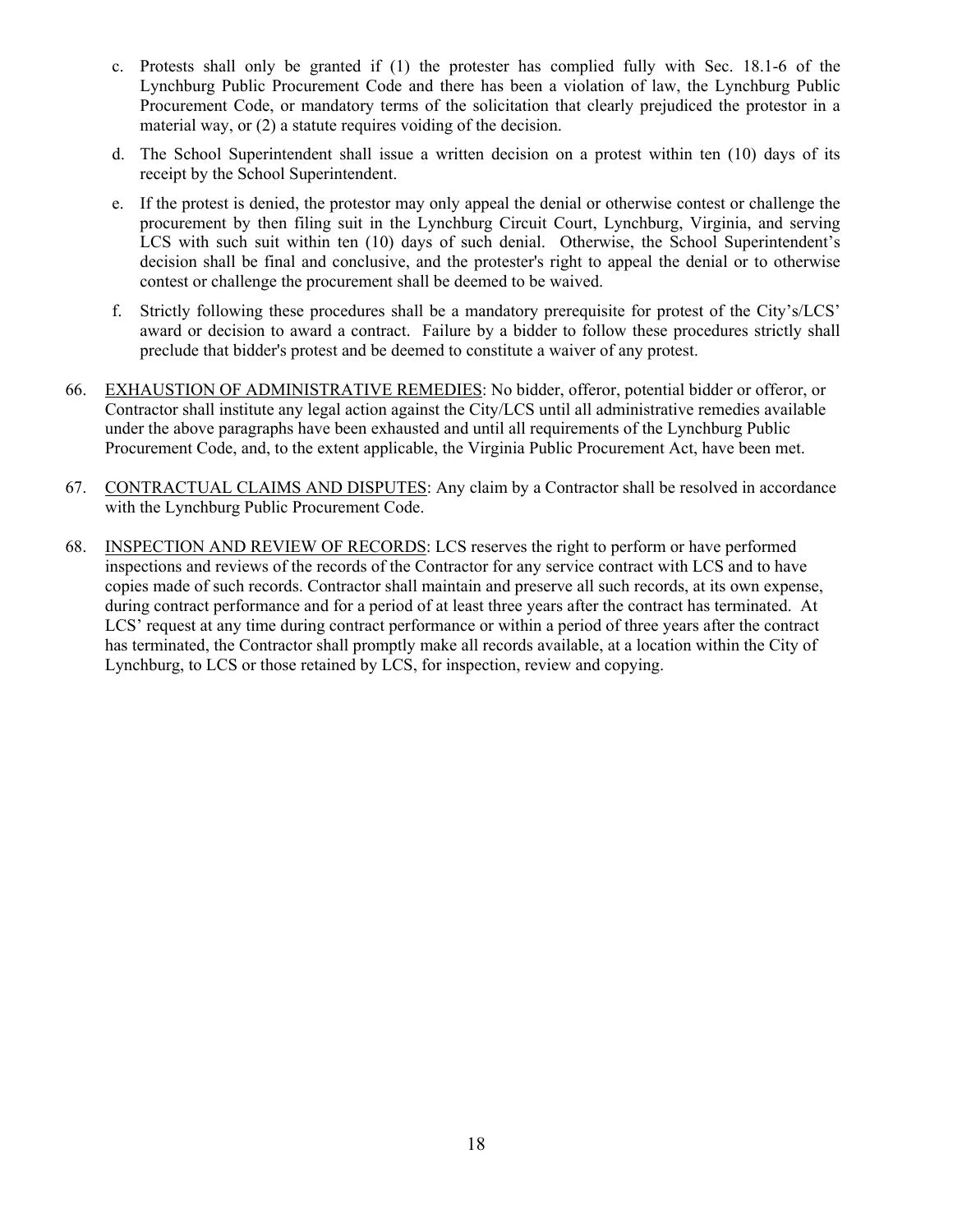c. Protests shall only be granted if (1) the protester has complied fully with Sec. 18.1-6 of the Lynchburg Public Procurement Code and there has been a violation of law, the Lynchburg Public Procurement Code, or mandatory terms of the solicitation that clearly prejudiced the protestor in a material way, or (2) a statute requires voiding of the decision.

d. The School Superintendent shall issue a written decision on a protest within ten (10) days of its receipt by the School Superintendent.

e. If the protest is denied, the protestor may only appeal the denial or otherwise contest or challenge the procurement by then filing suit in the Lynchburg Circuit Court, Lynchburg, Virginia, and serving LCS with such suit within ten (10) days of such denial. Otherwise, the School Superintendent's decision shall be final and conclusive, and the protester's right to appeal the denial or to otherwise contest or challenge the procurement shall be deemed to be waived.

f. Strictly following these procedures shall be a mandatory prerequisite for protest of the City's/LCS' award or decision to award a contract. Failure by a bidder to follow these procedures strictly shall preclude that bidder's protest and be deemed to constitute a waiver of any protest.

66. <u>EXHAUSTION OF ADMINISTRATIVE REMEDIES</u>: No bidder, offeror, potential bidder or offeror, or Contractor shall institute any legal action against the City/LCS until all administrative remedies available under the above paragraphs have been exhausted and until all requirements of the Lynchburg Public Procurement Code, and, to the extent applicable, the Virginia Public Procurement Act, have been met.

67. <u>CONTRACTUAL CLAIMS AND DISPUTES</u>: Any claim by a Contractor shall be resolved in accordance with the Lynchburg Public Procurement Code.

68. <u>INSPECTION AND REVIEW OF RECORDS</u>: LCS reserves the right to perform or have performed inspections and reviews of the records of the Contractor for any service contract with LCS and to have copies made of such records. Contractor shall maintain and preserve all such records, at its own expense, during contract performance and for a period of at least three years after the contract has terminated. At LCS' request at any time during contract performance or within a period of three years after the contract has terminated, the Contractor shall promptly make all records available, at a location within the City of Lynchburg, to LCS or those retained by LCS, for inspection, review and copying.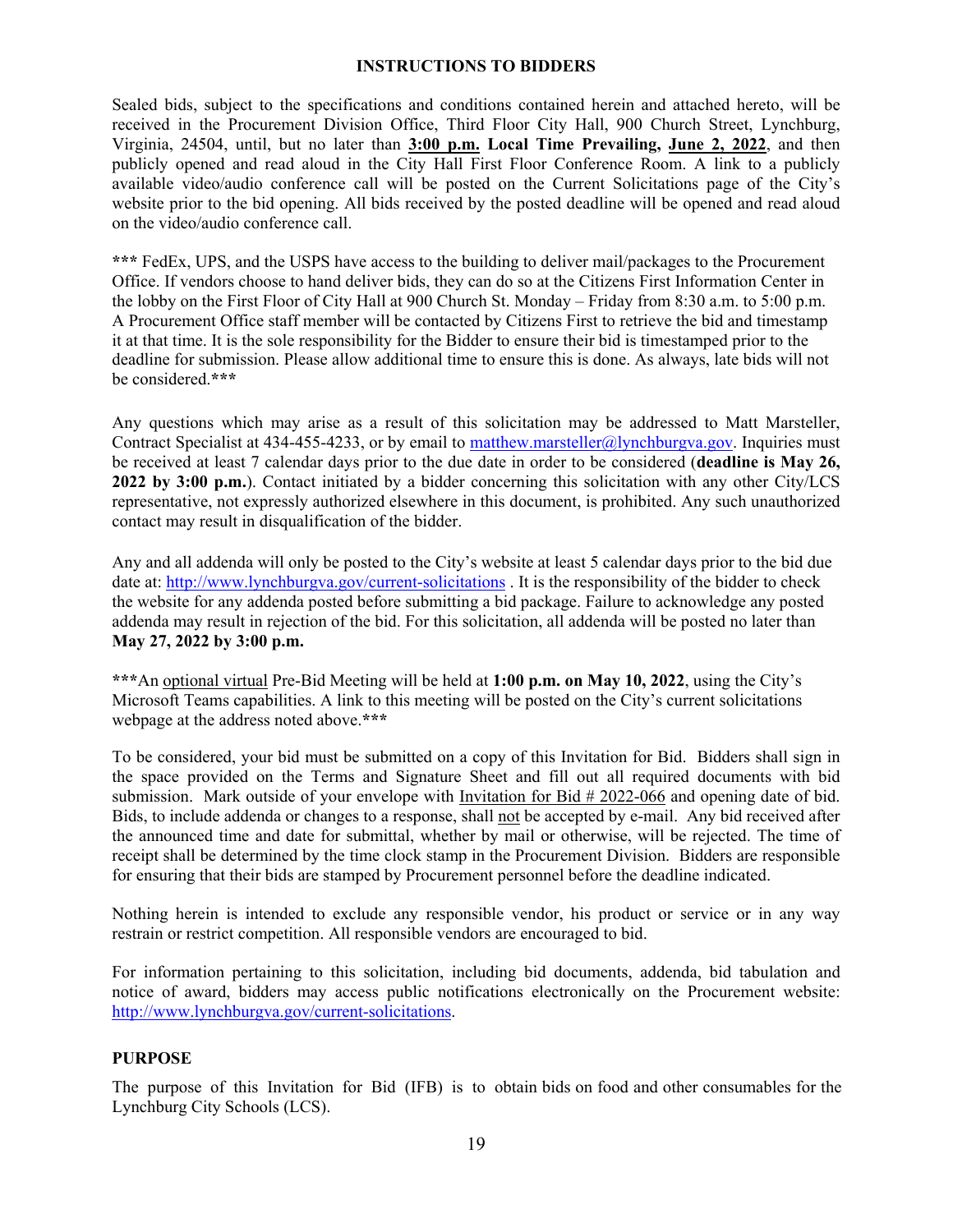## INSTRUCTIONS TO BIDDERS

Sealed bids, subject to the specifications and conditions contained herein and attached hereto, will be received in the Procurement Division Office, Third Floor City Hall, 900 Church Street, Lynchburg, Virginia, 24504, until, but no later than **3:00 p.m. Local Time Prevailing, June 2, 2022**, and then publicly opened and read aloud in the City Hall First Floor Conference Room. A link to a publicly available video/audio conference call will be posted on the Current Solicitations page of the City's website prior to the bid opening. All bids received by the posted deadline will be opened and read aloud on the video/audio conference call.

**\*\*\*** FedEx, UPS, and the USPS have access to the building to deliver mail/packages to the Procurement Office. If vendors choose to hand deliver bids, they can do so at the Citizens First Information Center in the lobby on the First Floor of City Hall at 900 Church St. Monday – Friday from 8:30 a.m. to 5:00 p.m. A Procurement Office staff member will be contacted by Citizens First to retrieve the bid and timestamp it at that time. It is the sole responsibility for the Bidder to ensure their bid is timestamped prior to the deadline for submission. Please allow additional time to ensure this is done. As always, late bids will not be considered.**\*\*\***

Any questions which may arise as a result of this solicitation may be addressed to Matt Marsteller, Contract Specialist at 434-455-4233, or by email to matthew.marsteller@lynchburgva.gov. Inquiries must be received at least 7 calendar days prior to the due date in order to be considered (**deadline is May 26, 2022 by 3:00 p.m.**). Contact initiated by a bidder concerning this solicitation with any other City/LCS representative, not expressly authorized elsewhere in this document, is prohibited. Any such unauthorized contact may result in disqualification of the bidder.

Any and all addenda will only be posted to the City's website at least 5 calendar days prior to the bid due date at: http://www.lynchburgva.gov/current-solicitations . It is the responsibility of the bidder to check the website for any addenda posted before submitting a bid package. Failure to acknowledge any posted addenda may result in rejection of the bid. For this solicitation, all addenda will be posted no later than **May 27, 2022 by 3:00 p.m.**

**\*\*\***An optional virtual Pre-Bid Meeting will be held at **1:00 p.m. on May 10, 2022**, using the City's Microsoft Teams capabilities. A link to this meeting will be posted on the City's current solicitations webpage at the address noted above.**\*\*\***

To be considered, your bid must be submitted on a copy of this Invitation for Bid. Bidders shall sign in the space provided on the Terms and Signature Sheet and fill out all required documents with bid submission. Mark outside of your envelope with Invitation for Bid # 2022-066 and opening date of bid. Bids, to include addenda or changes to a response, shall not be accepted by e-mail. Any bid received after the announced time and date for submittal, whether by mail or otherwise, will be rejected. The time of receipt shall be determined by the time clock stamp in the Procurement Division. Bidders are responsible for ensuring that their bids are stamped by Procurement personnel before the deadline indicated.

Nothing herein is intended to exclude any responsible vendor, his product or service or in any way restrain or restrict competition. All responsible vendors are encouraged to bid.

For information pertaining to this solicitation, including bid documents, addenda, bid tabulation and notice of award, bidders may access public notifications electronically on the Procurement website: http://www.lynchburgva.gov/current-solicitations.

### PURPOSE

The purpose of this Invitation for Bid (IFB) is to obtain bids on food and other consumables for the Lynchburg City Schools (LCS).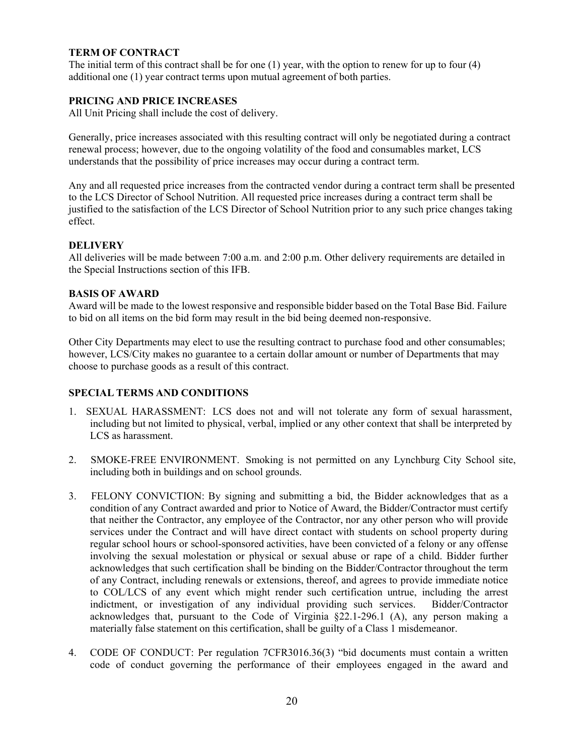**TERM OF CONTRACT**

The initial term of this contract shall be for one (1) year, with the option to renew for up to four (4) additional one (1) year contract terms upon mutual agreement of both parties.

**PRICING AND PRICE INCREASES**

All Unit Pricing shall include the cost of delivery.

Generally, price increases associated with this resulting contract will only be negotiated during a contract renewal process; however, due to the ongoing volatility of the food and consumables market, LCS understands that the possibility of price increases may occur during a contract term.

Any and all requested price increases from the contracted vendor during a contract term shall be presented to the LCS Director of School Nutrition. All requested price increases during a contract term shall be justified to the satisfaction of the LCS Director of School Nutrition prior to any such price changes taking effect.

**DELIVERY**

All deliveries will be made between 7:00 a.m. and 2:00 p.m. Other delivery requirements are detailed in the Special Instructions section of this IFB.

**BASIS OF AWARD**

Award will be made to the lowest responsive and responsible bidder based on the Total Base Bid. Failure to bid on all items on the bid form may result in the bid being deemed non-responsive.

Other City Departments may elect to use the resulting contract to purchase food and other consumables; however, LCS/City makes no guarantee to a certain dollar amount or number of Departments that may choose to purchase goods as a result of this contract.

**SPECIAL TERMS AND CONDITIONS**

1. SEXUAL HARASSMENT: LCS does not and will not tolerate any form of sexual harassment, including but not limited to physical, verbal, implied or any other context that shall be interpreted by LCS as harassment.

2. SMOKE-FREE ENVIRONMENT. Smoking is not permitted on any Lynchburg City School site, including both in buildings and on school grounds.

3. FELONY CONVICTION: By signing and submitting a bid, the Bidder acknowledges that as a condition of any Contract awarded and prior to Notice of Award, the Bidder/Contractor must certify that neither the Contractor, any employee of the Contractor, nor any other person who will provide services under the Contract and will have direct contact with students on school property during regular school hours or school-sponsored activities, have been convicted of a felony or any offense involving the sexual molestation or physical or sexual abuse or rape of a child. Bidder further acknowledges that such certification shall be binding on the Bidder/Contractor throughout the term of any Contract, including renewals or extensions, thereof, and agrees to provide immediate notice to COL/LCS of any event which might render such certification untrue, including the arrest indictment, or investigation of any individual providing such services. Bidder/Contractor acknowledges that, pursuant to the Code of Virginia §22.1-296.1 (A), any person making a materially false statement on this certification, shall be guilty of a Class 1 misdemeanor.

4. CODE OF CONDUCT: Per regulation 7CFR3016.36(3) "bid documents must contain a written code of conduct governing the performance of their employees engaged in the award and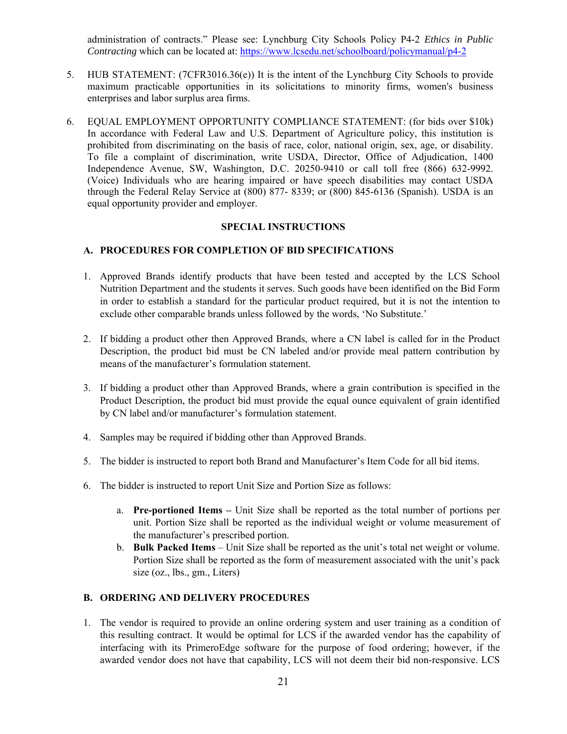administration of contracts." Please see: Lynchburg City Schools Policy P4-2 *Ethics in Public Contracting* which can be located at: https://www.lcsedu.net/schoolboard/policymanual/p4-2

5. HUB STATEMENT: (7CFR3016.36(e)) It is the intent of the Lynchburg City Schools to provide maximum practicable opportunities in its solicitations to minority firms, women's business enterprises and labor surplus area firms.

6. EQUAL EMPLOYMENT OPPORTUNITY COMPLIANCE STATEMENT: (for bids over $10k) In accordance with Federal Law and U.S. Department of Agriculture policy, this institution is prohibited from discriminating on the basis of race, color, national origin, sex, age, or disability. To file a complaint of discrimination, write USDA, Director, Office of Adjudication, 1400 Independence Avenue, SW, Washington, D.C. 20250-9410 or call toll free (866) 632-9992. (Voice) Individuals who are hearing impaired or have speech disabilities may contact USDA through the Federal Relay Service at (800) 877- 8339; or (800) 845-6136 (Spanish). USDA is an equal opportunity provider and employer.

## SPECIAL INSTRUCTIONS

### A. PROCEDURES FOR COMPLETION OF BID SPECIFICATIONS

1. Approved Brands identify products that have been tested and accepted by the LCS School Nutrition Department and the students it serves. Such goods have been identified on the Bid Form in order to establish a standard for the particular product required, but it is not the intention to exclude other comparable brands unless followed by the words, 'No Substitute.'

2. If bidding a product other then Approved Brands, where a CN label is called for in the Product Description, the product bid must be CN labeled and/or provide meal pattern contribution by means of the manufacturer's formulation statement.

3. If bidding a product other than Approved Brands, where a grain contribution is specified in the Product Description, the product bid must provide the equal ounce equivalent of grain identified by CN label and/or manufacturer's formulation statement.

4. Samples may be required if bidding other than Approved Brands.

5. The bidder is instructed to report both Brand and Manufacturer's Item Code for all bid items.

6. The bidder is instructed to report Unit Size and Portion Size as follows:

   a. **Pre-portioned Items –** Unit Size shall be reported as the total number of portions per unit. Portion Size shall be reported as the individual weight or volume measurement of the manufacturer's prescribed portion.
   b. **Bulk Packed Items** – Unit Size shall be reported as the unit's total net weight or volume. Portion Size shall be reported as the form of measurement associated with the unit's pack size (oz., lbs., gm., Liters)

### B. ORDERING AND DELIVERY PROCEDURES

1. The vendor is required to provide an online ordering system and user training as a condition of this resulting contract. It would be optimal for LCS if the awarded vendor has the capability of interfacing with its PrimeroEdge software for the purpose of food ordering; however, if the awarded vendor does not have that capability, LCS will not deem their bid non-responsive. LCS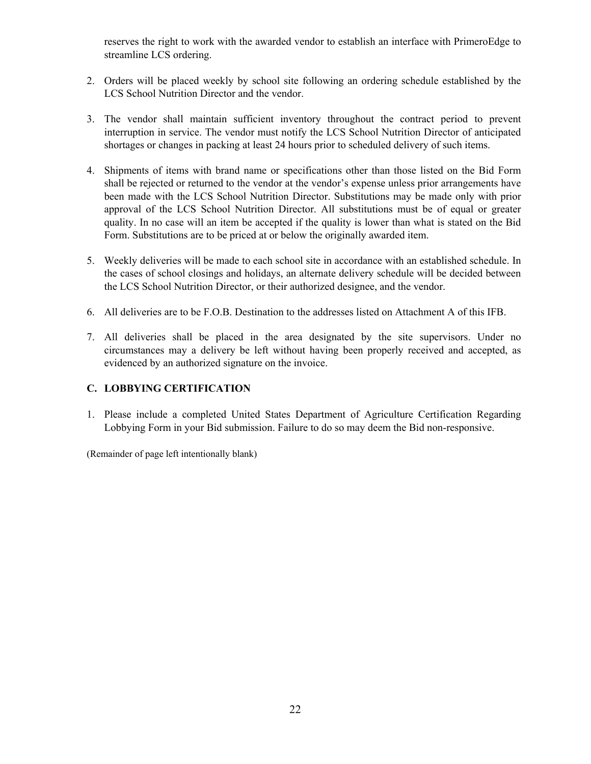reserves the right to work with the awarded vendor to establish an interface with PrimeroEdge to streamline LCS ordering.

2. Orders will be placed weekly by school site following an ordering schedule established by the LCS School Nutrition Director and the vendor.

3. The vendor shall maintain sufficient inventory throughout the contract period to prevent interruption in service. The vendor must notify the LCS School Nutrition Director of anticipated shortages or changes in packing at least 24 hours prior to scheduled delivery of such items.

4. Shipments of items with brand name or specifications other than those listed on the Bid Form shall be rejected or returned to the vendor at the vendor's expense unless prior arrangements have been made with the LCS School Nutrition Director. Substitutions may be made only with prior approval of the LCS School Nutrition Director. All substitutions must be of equal or greater quality. In no case will an item be accepted if the quality is lower than what is stated on the Bid Form. Substitutions are to be priced at or below the originally awarded item.

5. Weekly deliveries will be made to each school site in accordance with an established schedule. In the cases of school closings and holidays, an alternate delivery schedule will be decided between the LCS School Nutrition Director, or their authorized designee, and the vendor.

6. All deliveries are to be F.O.B. Destination to the addresses listed on Attachment A of this IFB.

7. All deliveries shall be placed in the area designated by the site supervisors. Under no circumstances may a delivery be left without having been properly received and accepted, as evidenced by an authorized signature on the invoice.

## C. LOBBYING CERTIFICATION

1. Please include a completed United States Department of Agriculture Certification Regarding Lobbying Form in your Bid submission. Failure to do so may deem the Bid non-responsive.

(Remainder of page left intentionally blank)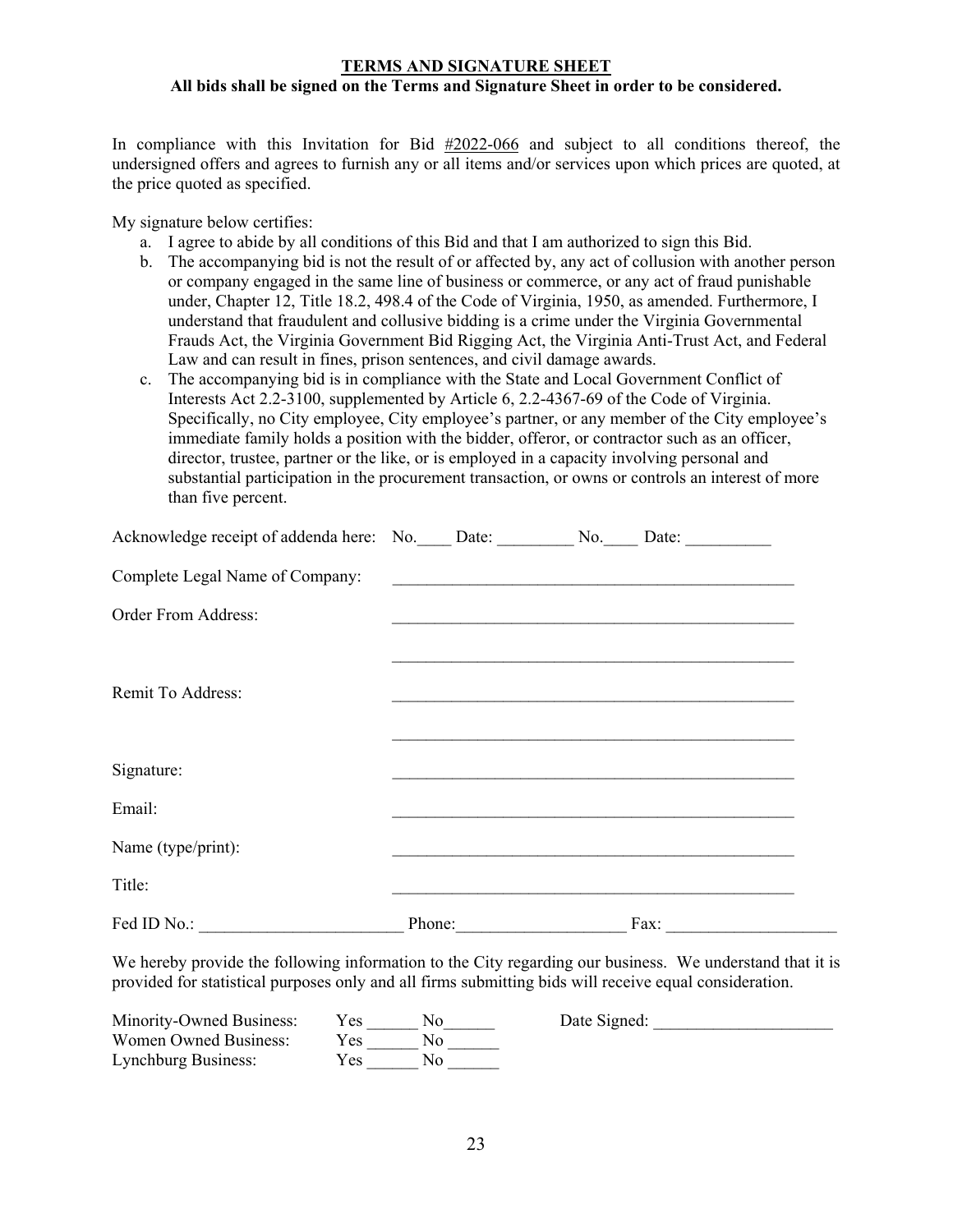## TERMS AND SIGNATURE SHEET

**All bids shall be signed on the Terms and Signature Sheet in order to be considered.**

In compliance with this Invitation for Bid #2022-066 and subject to all conditions thereof, the undersigned offers and agrees to furnish any or all items and/or services upon which prices are quoted, at the price quoted as specified.

My signature below certifies:

a. I agree to abide by all conditions of this Bid and that I am authorized to sign this Bid.
b. The accompanying bid is not the result of or affected by, any act of collusion with another person or company engaged in the same line of business or commerce, or any act of fraud punishable under, Chapter 12, Title 18.2, 498.4 of the Code of Virginia, 1950, as amended. Furthermore, I understand that fraudulent and collusive bidding is a crime under the Virginia Governmental Frauds Act, the Virginia Government Bid Rigging Act, the Virginia Anti-Trust Act, and Federal Law and can result in fines, prison sentences, and civil damage awards.
c. The accompanying bid is in compliance with the State and Local Government Conflict of Interests Act 2.2-3100, supplemented by Article 6, 2.2-4367-69 of the Code of Virginia. Specifically, no City employee, City employee's partner, or any member of the City employee's immediate family holds a position with the bidder, offeror, or contractor such as an officer, director, trustee, partner or the like, or is employed in a capacity involving personal and substantial participation in the procurement transaction, or owns or controls an interest of more than five percent.

Acknowledge receipt of addenda here: No.____ Date: _________ No.____ Date: __________

Complete Legal Name of Company: ________________________________________________

Order From Address: ________________________________________________

________________________________________________

Remit To Address: ________________________________________________

________________________________________________

Signature: ________________________________________________

Email: ________________________________________________

Name (type/print): ________________________________________________

Title: ________________________________________________

Fed ID No.: ________________________ Phone:___________________ Fax: ____________________

We hereby provide the following information to the City regarding our business. We understand that it is provided for statistical purposes only and all firms submitting bids will receive equal consideration.

Minority-Owned Business: Yes ______ No______ Date Signed: _____________________

Women Owned Business: Yes ______ No ______

Lynchburg Business: Yes ______ No ______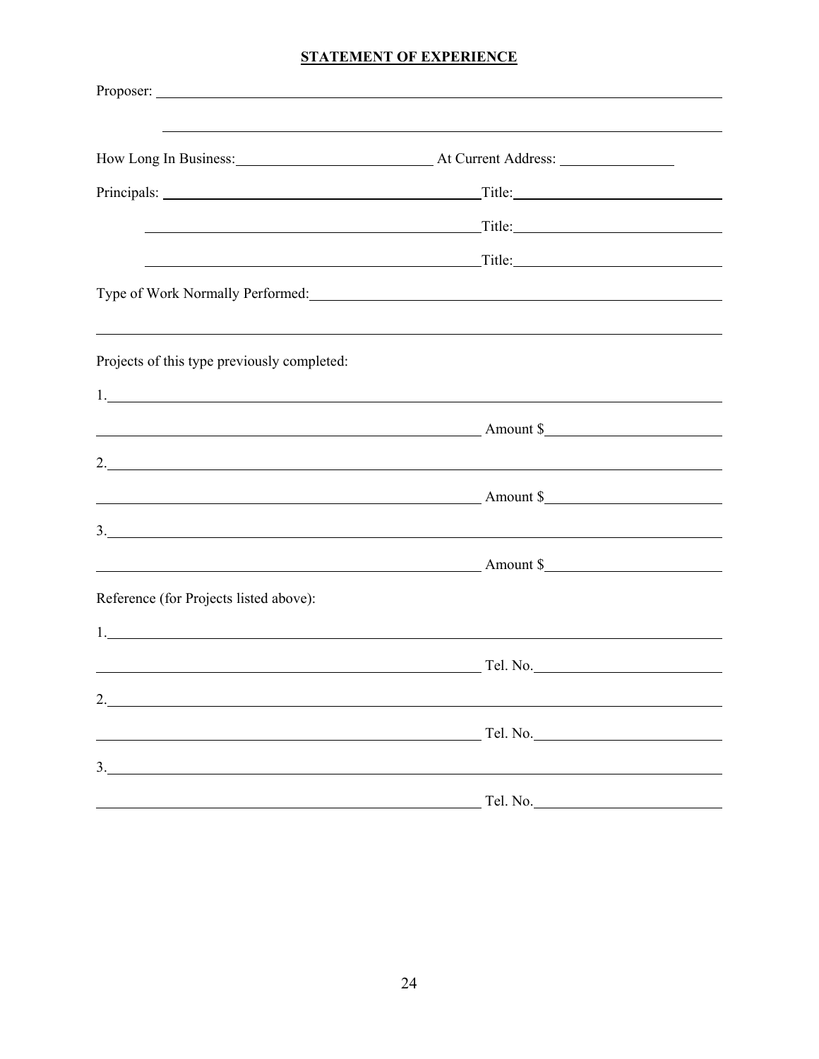## STATEMENT OF EXPERIENCE

Proposer: ______________________________________________________________________

______________________________________________________________________

How Long In Business: ____________________ At Current Address: ______________

Principals: ______________________________________ Title: ______________________

______________________________________ Title: ______________________

______________________________________ Title: ______________________

Type of Work Normally Performed: ______________________________________________

______________________________________________________________________

Projects of this type previously completed:

1. ______________________________________________________________________

______________________________________ Amount $ ______________________

2. ______________________________________________________________________

______________________________________ Amount $ ______________________

3. ______________________________________________________________________

______________________________________ Amount $ ______________________

Reference (for Projects listed above):

1. ______________________________________________________________________

______________________________________ Tel. No. ______________________

2. ______________________________________________________________________

______________________________________ Tel. No. ______________________

3. ______________________________________________________________________

______________________________________ Tel. No. ______________________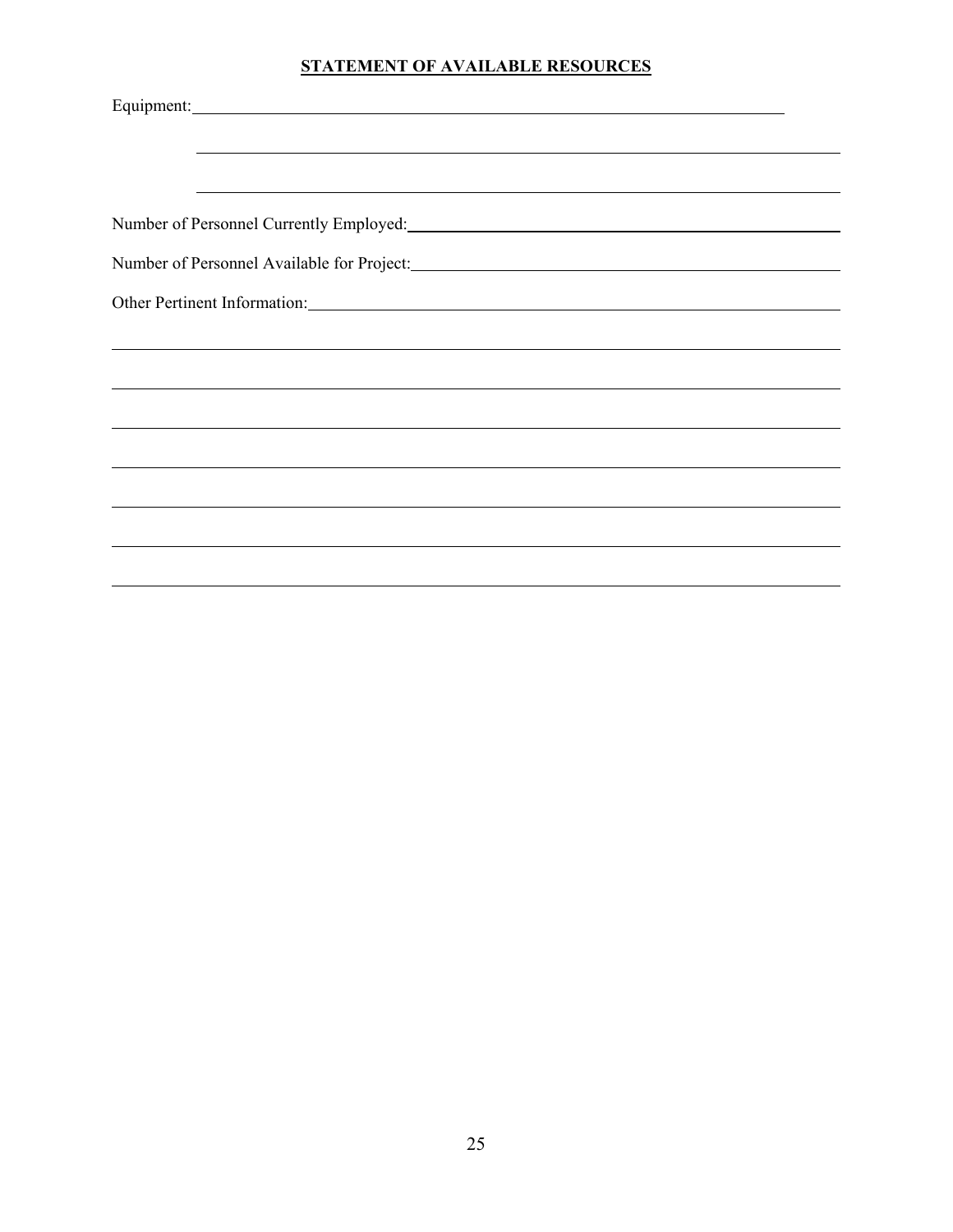**STATEMENT OF AVAILABLE RESOURCES**

Equipment: \_\_\_\_\_\_\_\_\_\_\_\_\_\_\_\_\_\_\_\_\_\_\_\_\_\_\_\_\_\_\_\_\_\_\_\_\_\_\_\_\_\_\_\_\_\_\_\_\_\_\_\_\_\_\_\_\_\_\_\_

\_\_\_\_\_\_\_\_\_\_\_\_\_\_\_\_\_\_\_\_\_\_\_\_\_\_\_\_\_\_\_\_\_\_\_\_\_\_\_\_\_\_\_\_\_\_\_\_\_\_\_\_\_\_\_\_\_\_\_\_\_\_\_\_\_\_\_\_

\_\_\_\_\_\_\_\_\_\_\_\_\_\_\_\_\_\_\_\_\_\_\_\_\_\_\_\_\_\_\_\_\_\_\_\_\_\_\_\_\_\_\_\_\_\_\_\_\_\_\_\_\_\_\_\_\_\_\_\_\_\_\_\_\_\_\_\_

Number of Personnel Currently Employed: \_\_\_\_\_\_\_\_\_\_\_\_\_\_\_\_\_\_\_\_\_\_\_\_\_\_\_\_\_\_\_\_\_\_\_\_\_\_\_\_\_\_

Number of Personnel Available for Project: \_\_\_\_\_\_\_\_\_\_\_\_\_\_\_\_\_\_\_\_\_\_\_\_\_\_\_\_\_\_\_\_\_\_\_\_\_\_\_\_\_\_

Other Pertinent Information: \_\_\_\_\_\_\_\_\_\_\_\_\_\_\_\_\_\_\_\_\_\_\_\_\_\_\_\_\_\_\_\_\_\_\_\_\_\_\_\_\_\_\_\_\_\_\_\_\_\_\_\_\_\_

\_\_\_\_\_\_\_\_\_\_\_\_\_\_\_\_\_\_\_\_\_\_\_\_\_\_\_\_\_\_\_\_\_\_\_\_\_\_\_\_\_\_\_\_\_\_\_\_\_\_\_\_\_\_\_\_\_\_\_\_\_\_\_\_\_\_\_\_\_\_\_\_\_\_\_\_

\_\_\_\_\_\_\_\_\_\_\_\_\_\_\_\_\_\_\_\_\_\_\_\_\_\_\_\_\_\_\_\_\_\_\_\_\_\_\_\_\_\_\_\_\_\_\_\_\_\_\_\_\_\_\_\_\_\_\_\_\_\_\_\_\_\_\_\_\_\_\_\_\_\_\_\_

\_\_\_\_\_\_\_\_\_\_\_\_\_\_\_\_\_\_\_\_\_\_\_\_\_\_\_\_\_\_\_\_\_\_\_\_\_\_\_\_\_\_\_\_\_\_\_\_\_\_\_\_\_\_\_\_\_\_\_\_\_\_\_\_\_\_\_\_\_\_\_\_\_\_\_\_

\_\_\_\_\_\_\_\_\_\_\_\_\_\_\_\_\_\_\_\_\_\_\_\_\_\_\_\_\_\_\_\_\_\_\_\_\_\_\_\_\_\_\_\_\_\_\_\_\_\_\_\_\_\_\_\_\_\_\_\_\_\_\_\_\_\_\_\_\_\_\_\_\_\_\_\_

\_\_\_\_\_\_\_\_\_\_\_\_\_\_\_\_\_\_\_\_\_\_\_\_\_\_\_\_\_\_\_\_\_\_\_\_\_\_\_\_\_\_\_\_\_\_\_\_\_\_\_\_\_\_\_\_\_\_\_\_\_\_\_\_\_\_\_\_\_\_\_\_\_\_\_\_

\_\_\_\_\_\_\_\_\_\_\_\_\_\_\_\_\_\_\_\_\_\_\_\_\_\_\_\_\_\_\_\_\_\_\_\_\_\_\_\_\_\_\_\_\_\_\_\_\_\_\_\_\_\_\_\_\_\_\_\_\_\_\_\_\_\_\_\_\_\_\_\_\_\_\_\_

\_\_\_\_\_\_\_\_\_\_\_\_\_\_\_\_\_\_\_\_\_\_\_\_\_\_\_\_\_\_\_\_\_\_\_\_\_\_\_\_\_\_\_\_\_\_\_\_\_\_\_\_\_\_\_\_\_\_\_\_\_\_\_\_\_\_\_\_\_\_\_\_\_\_\_\_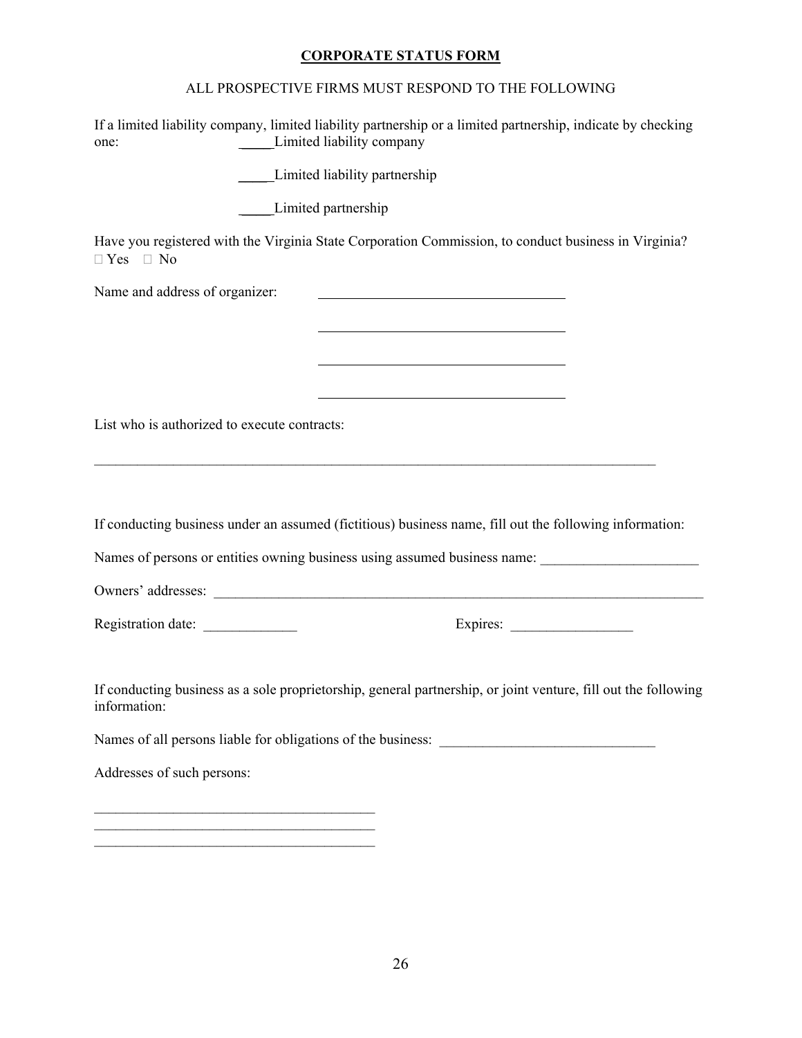**CORPORATE STATUS FORM**

ALL PROSPECTIVE FIRMS MUST RESPOND TO THE FOLLOWING

If a limited liability company, limited liability partnership or a limited partnership, indicate by checking one:

_____Limited liability company

_____Limited liability partnership

_____Limited partnership

Have you registered with the Virginia State Corporation Commission, to conduct business in Virginia?
☐ Yes ☐ No

Name and address of organizer: ___________________________________

___________________________________

___________________________________

___________________________________

List who is authorized to execute contracts:

_________________________________________________________________________________

If conducting business under an assumed (fictitious) business name, fill out the following information:

Names of persons or entities owning business using assumed business name: ______________________

Owners' addresses: ________________________________________________________________________

Registration date: _____________ Expires: _________________

If conducting business as a sole proprietorship, general partnership, or joint venture, fill out the following information:

Names of all persons liable for obligations of the business: ______________________________

Addresses of such persons:

_______________________________________

_______________________________________

_______________________________________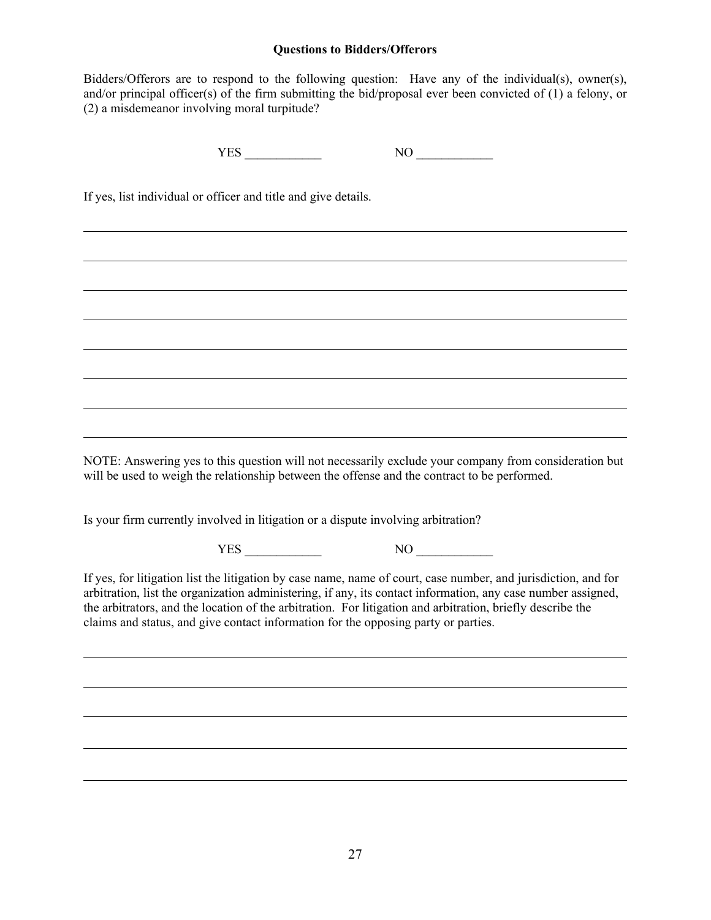**Questions to Bidders/Offerors**

Bidders/Offerors are to respond to the following question: Have any of the individual(s), owner(s), and/or principal officer(s) of the firm submitting the bid/proposal ever been convicted of (1) a felony, or (2) a misdemeanor involving moral turpitude?

YES ____________ NO ____________

If yes, list individual or officer and title and give details.

________________________________________________________________________________

________________________________________________________________________________

________________________________________________________________________________

________________________________________________________________________________

________________________________________________________________________________

________________________________________________________________________________

________________________________________________________________________________

________________________________________________________________________________

NOTE: Answering yes to this question will not necessarily exclude your company from consideration but will be used to weigh the relationship between the offense and the contract to be performed.

Is your firm currently involved in litigation or a dispute involving arbitration?

YES ____________ NO ____________

If yes, for litigation list the litigation by case name, name of court, case number, and jurisdiction, and for arbitration, list the organization administering, if any, its contact information, any case number assigned, the arbitrators, and the location of the arbitration. For litigation and arbitration, briefly describe the claims and status, and give contact information for the opposing party or parties.

________________________________________________________________________________

________________________________________________________________________________

________________________________________________________________________________

________________________________________________________________________________

________________________________________________________________________________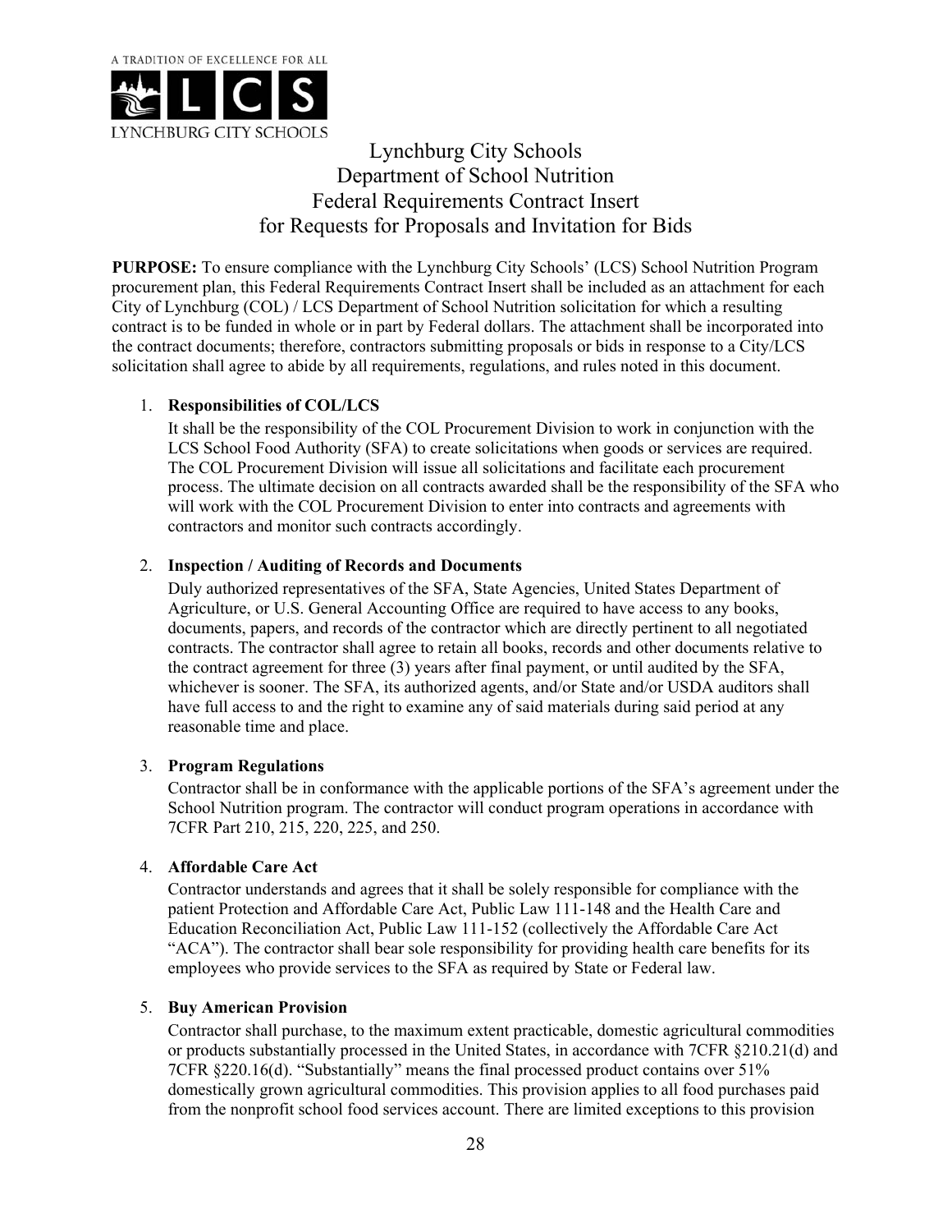A TRADITION OF EXCELLENCE FOR ALL

LCS

LYNCHBURG CITY SCHOOLS

# Lynchburg City Schools
# Department of School Nutrition
# Federal Requirements Contract Insert
# for Requests for Proposals and Invitation for Bids

**PURPOSE:** To ensure compliance with the Lynchburg City Schools' (LCS) School Nutrition Program procurement plan, this Federal Requirements Contract Insert shall be included as an attachment for each City of Lynchburg (COL) / LCS Department of School Nutrition solicitation for which a resulting contract is to be funded in whole or in part by Federal dollars. The attachment shall be incorporated into the contract documents; therefore, contractors submitting proposals or bids in response to a City/LCS solicitation shall agree to abide by all requirements, regulations, and rules noted in this document.

1. **Responsibilities of COL/LCS**

   It shall be the responsibility of the COL Procurement Division to work in conjunction with the LCS School Food Authority (SFA) to create solicitations when goods or services are required. The COL Procurement Division will issue all solicitations and facilitate each procurement process. The ultimate decision on all contracts awarded shall be the responsibility of the SFA who will work with the COL Procurement Division to enter into contracts and agreements with contractors and monitor such contracts accordingly.

2. **Inspection / Auditing of Records and Documents**

   Duly authorized representatives of the SFA, State Agencies, United States Department of Agriculture, or U.S. General Accounting Office are required to have access to any books, documents, papers, and records of the contractor which are directly pertinent to all negotiated contracts. The contractor shall agree to retain all books, records and other documents relative to the contract agreement for three (3) years after final payment, or until audited by the SFA, whichever is sooner. The SFA, its authorized agents, and/or State and/or USDA auditors shall have full access to and the right to examine any of said materials during said period at any reasonable time and place.

3. **Program Regulations**

   Contractor shall be in conformance with the applicable portions of the SFA's agreement under the School Nutrition program. The contractor will conduct program operations in accordance with 7CFR Part 210, 215, 220, 225, and 250.

4. **Affordable Care Act**

   Contractor understands and agrees that it shall be solely responsible for compliance with the patient Protection and Affordable Care Act, Public Law 111-148 and the Health Care and Education Reconciliation Act, Public Law 111-152 (collectively the Affordable Care Act "ACA"). The contractor shall bear sole responsibility for providing health care benefits for its employees who provide services to the SFA as required by State or Federal law.

5. **Buy American Provision**

   Contractor shall purchase, to the maximum extent practicable, domestic agricultural commodities or products substantially processed in the United States, in accordance with 7CFR §210.21(d) and 7CFR §220.16(d). "Substantially" means the final processed product contains over 51% domestically grown agricultural commodities. This provision applies to all food purchases paid from the nonprofit school food services account. There are limited exceptions to this provision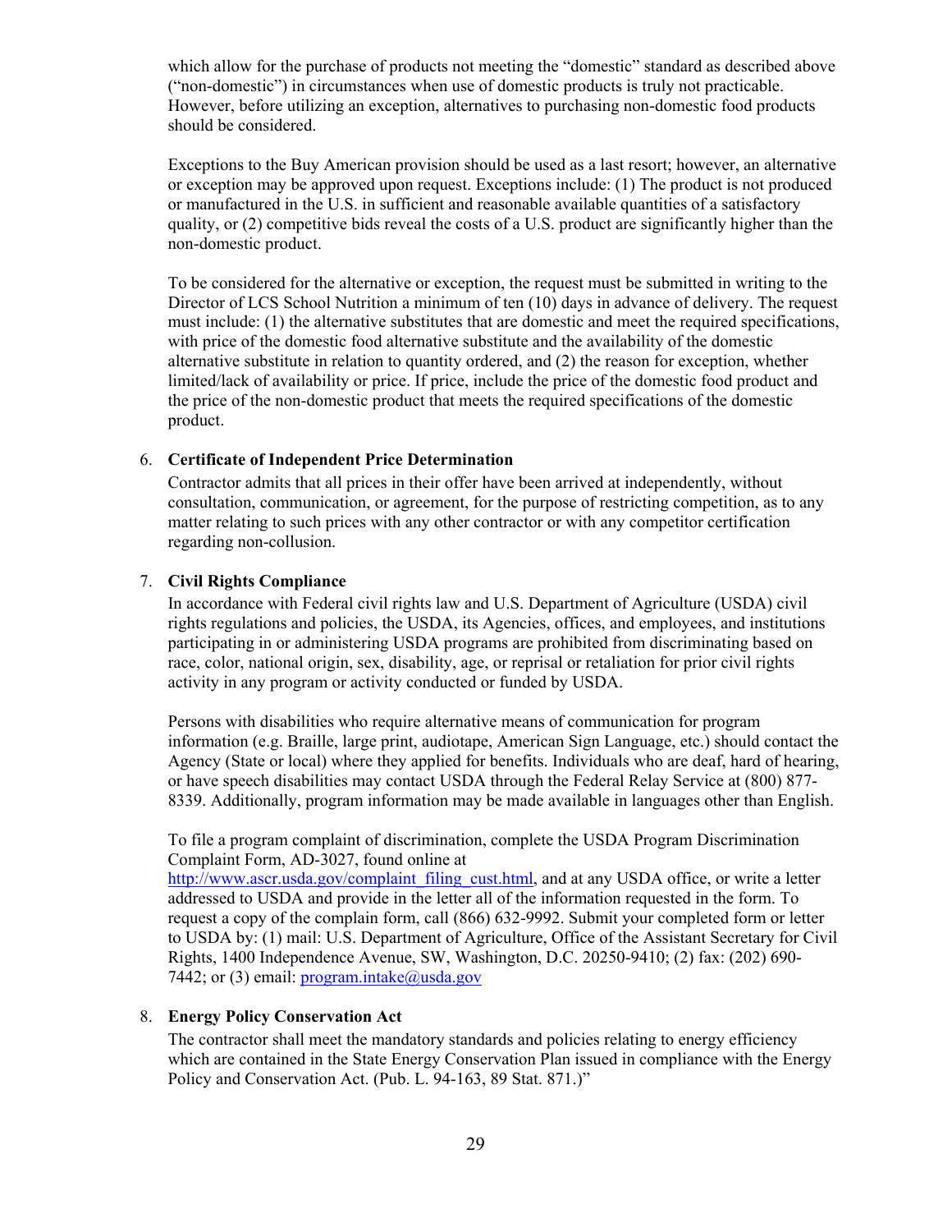which allow for the purchase of products not meeting the "domestic" standard as described above ("non-domestic") in circumstances when use of domestic products is truly not practicable. However, before utilizing an exception, alternatives to purchasing non-domestic food products should be considered.

Exceptions to the Buy American provision should be used as a last resort; however, an alternative or exception may be approved upon request. Exceptions include: (1) The product is not produced or manufactured in the U.S. in sufficient and reasonable available quantities of a satisfactory quality, or (2) competitive bids reveal the costs of a U.S. product are significantly higher than the non-domestic product.

To be considered for the alternative or exception, the request must be submitted in writing to the Director of LCS School Nutrition a minimum of ten (10) days in advance of delivery. The request must include: (1) the alternative substitutes that are domestic and meet the required specifications, with price of the domestic food alternative substitute and the availability of the domestic alternative substitute in relation to quantity ordered, and (2) the reason for exception, whether limited/lack of availability or price. If price, include the price of the domestic food product and the price of the non-domestic product that meets the required specifications of the domestic product.

6. **Certificate of Independent Price Determination**
   Contractor admits that all prices in their offer have been arrived at independently, without consultation, communication, or agreement, for the purpose of restricting competition, as to any matter relating to such prices with any other contractor or with any competitor certification regarding non-collusion.

7. **Civil Rights Compliance**
   In accordance with Federal civil rights law and U.S. Department of Agriculture (USDA) civil rights regulations and policies, the USDA, its Agencies, offices, and employees, and institutions participating in or administering USDA programs are prohibited from discriminating based on race, color, national origin, sex, disability, age, or reprisal or retaliation for prior civil rights activity in any program or activity conducted or funded by USDA.

   Persons with disabilities who require alternative means of communication for program information (e.g. Braille, large print, audiotape, American Sign Language, etc.) should contact the Agency (State or local) where they applied for benefits. Individuals who are deaf, hard of hearing, or have speech disabilities may contact USDA through the Federal Relay Service at (800) 877-8339. Additionally, program information may be made available in languages other than English.

   To file a program complaint of discrimination, complete the USDA Program Discrimination Complaint Form, AD-3027, found online at http://www.ascr.usda.gov/complaint_filing_cust.html, and at any USDA office, or write a letter addressed to USDA and provide in the letter all of the information requested in the form. To request a copy of the complain form, call (866) 632-9992. Submit your completed form or letter to USDA by: (1) mail: U.S. Department of Agriculture, Office of the Assistant Secretary for Civil Rights, 1400 Independence Avenue, SW, Washington, D.C. 20250-9410; (2) fax: (202) 690-7442; or (3) email: program.intake@usda.gov

8. **Energy Policy Conservation Act**
   The contractor shall meet the mandatory standards and policies relating to energy efficiency which are contained in the State Energy Conservation Plan issued in compliance with the Energy Policy and Conservation Act. (Pub. L. 94-163, 89 Stat. 871.)"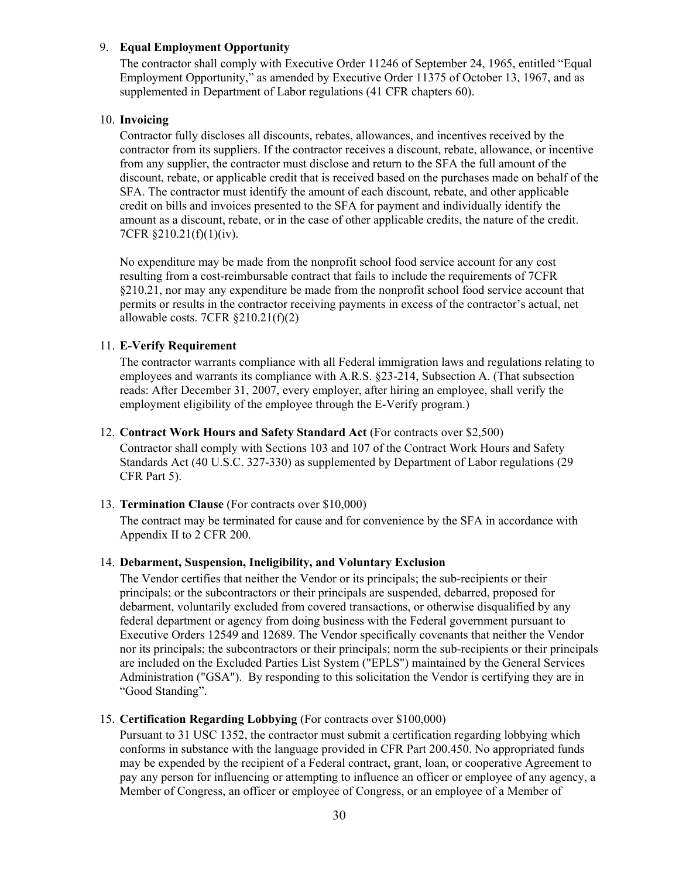9. **Equal Employment Opportunity**

   The contractor shall comply with Executive Order 11246 of September 24, 1965, entitled "Equal Employment Opportunity," as amended by Executive Order 11375 of October 13, 1967, and as supplemented in Department of Labor regulations (41 CFR chapters 60).

10. **Invoicing**

    Contractor fully discloses all discounts, rebates, allowances, and incentives received by the contractor from its suppliers. If the contractor receives a discount, rebate, allowance, or incentive from any supplier, the contractor must disclose and return to the SFA the full amount of the discount, rebate, or applicable credit that is received based on the purchases made on behalf of the SFA. The contractor must identify the amount of each discount, rebate, and other applicable credit on bills and invoices presented to the SFA for payment and individually identify the amount as a discount, rebate, or in the case of other applicable credits, the nature of the credit. 7CFR §210.21(f)(1)(iv).

    No expenditure may be made from the nonprofit school food service account for any cost resulting from a cost-reimbursable contract that fails to include the requirements of 7CFR §210.21, nor may any expenditure be made from the nonprofit school food service account that permits or results in the contractor receiving payments in excess of the contractor's actual, net allowable costs. 7CFR §210.21(f)(2)

11. **E-Verify Requirement**

    The contractor warrants compliance with all Federal immigration laws and regulations relating to employees and warrants its compliance with A.R.S. §23-214, Subsection A. (That subsection reads: After December 31, 2007, every employer, after hiring an employee, shall verify the employment eligibility of the employee through the E-Verify program.)

12. **Contract Work Hours and Safety Standard Act** (For contracts over $2,500)

    Contractor shall comply with Sections 103 and 107 of the Contract Work Hours and Safety Standards Act (40 U.S.C. 327-330) as supplemented by Department of Labor regulations (29 CFR Part 5).

13. **Termination Clause** (For contracts over $10,000)

    The contract may be terminated for cause and for convenience by the SFA in accordance with Appendix II to 2 CFR 200.

14. **Debarment, Suspension, Ineligibility, and Voluntary Exclusion**

    The Vendor certifies that neither the Vendor or its principals; the sub-recipients or their principals; or the subcontractors or their principals are suspended, debarred, proposed for debarment, voluntarily excluded from covered transactions, or otherwise disqualified by any federal department or agency from doing business with the Federal government pursuant to Executive Orders 12549 and 12689. The Vendor specifically covenants that neither the Vendor nor its principals; the subcontractors or their principals; norm the sub-recipients or their principals are included on the Excluded Parties List System ("EPLS") maintained by the General Services Administration ("GSA"). By responding to this solicitation the Vendor is certifying they are in "Good Standing".

15. **Certification Regarding Lobbying** (For contracts over $100,000)

    Pursuant to 31 USC 1352, the contractor must submit a certification regarding lobbying which conforms in substance with the language provided in CFR Part 200.450. No appropriated funds may be expended by the recipient of a Federal contract, grant, loan, or cooperative Agreement to pay any person for influencing or attempting to influence an officer or employee of any agency, a Member of Congress, an officer or employee of Congress, or an employee of a Member of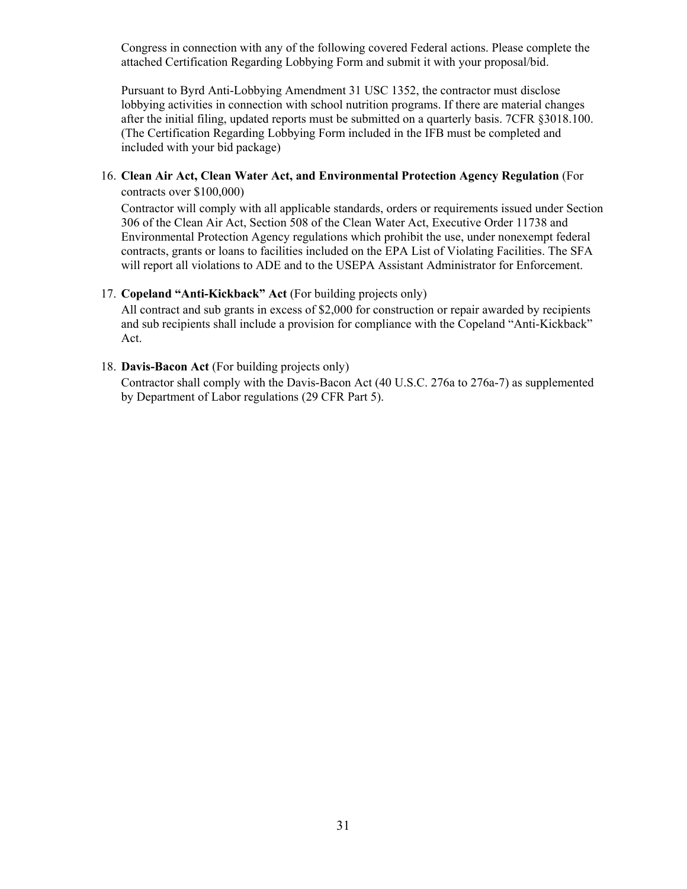Congress in connection with any of the following covered Federal actions. Please complete the attached Certification Regarding Lobbying Form and submit it with your proposal/bid.

Pursuant to Byrd Anti-Lobbying Amendment 31 USC 1352, the contractor must disclose lobbying activities in connection with school nutrition programs. If there are material changes after the initial filing, updated reports must be submitted on a quarterly basis. 7CFR §3018.100. (The Certification Regarding Lobbying Form included in the IFB must be completed and included with your bid package)

16. **Clean Air Act, Clean Water Act, and Environmental Protection Agency Regulation** (For contracts over $100,000)

    Contractor will comply with all applicable standards, orders or requirements issued under Section 306 of the Clean Air Act, Section 508 of the Clean Water Act, Executive Order 11738 and Environmental Protection Agency regulations which prohibit the use, under nonexempt federal contracts, grants or loans to facilities included on the EPA List of Violating Facilities. The SFA will report all violations to ADE and to the USEPA Assistant Administrator for Enforcement.

17. **Copeland "Anti-Kickback" Act** (For building projects only)

    All contract and sub grants in excess of $2,000 for construction or repair awarded by recipients and sub recipients shall include a provision for compliance with the Copeland "Anti-Kickback" Act.

18. **Davis-Bacon Act** (For building projects only)

    Contractor shall comply with the Davis-Bacon Act (40 U.S.C. 276a to 276a-7) as supplemented by Department of Labor regulations (29 CFR Part 5).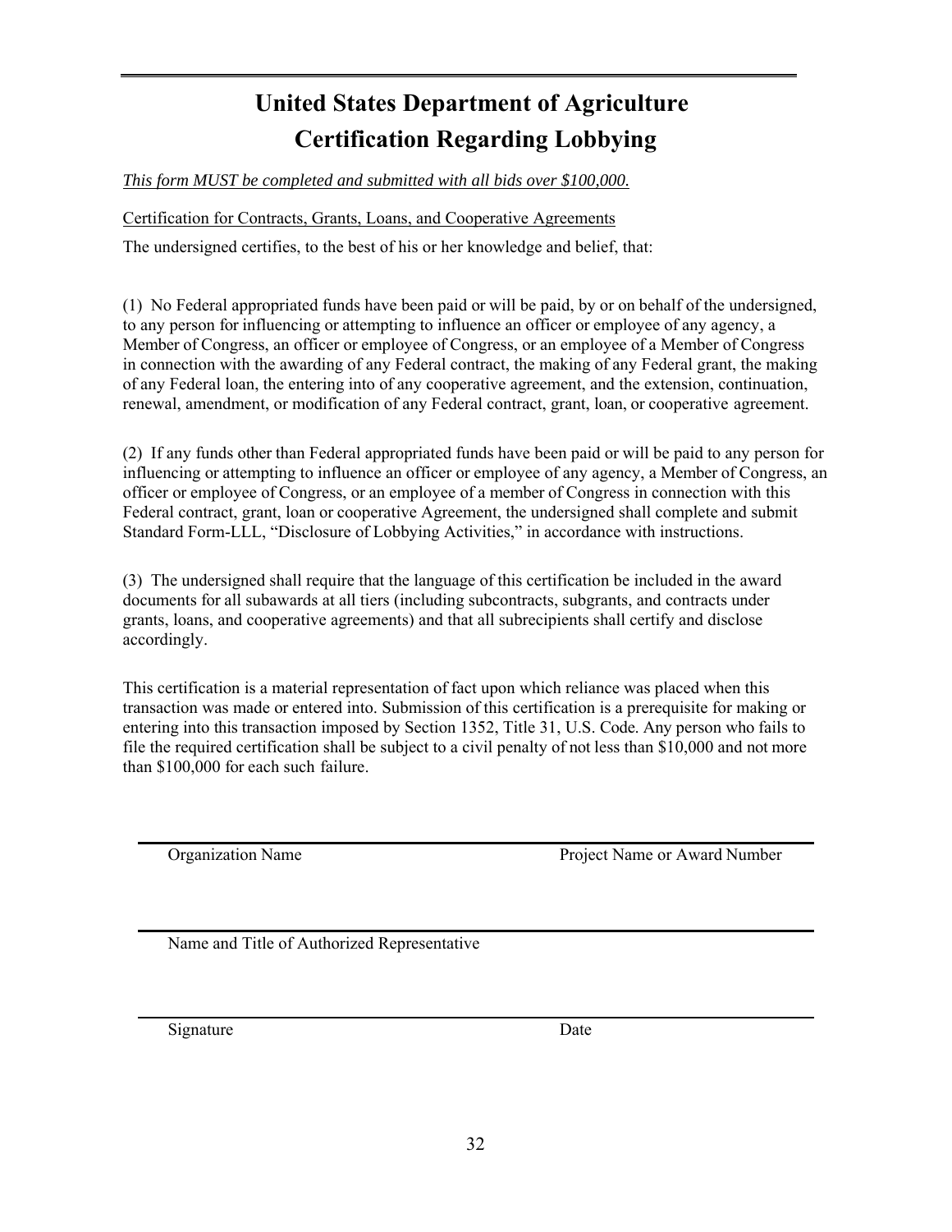# United States Department of Agriculture
# Certification Regarding Lobbying

*<u>This form MUST be completed and submitted with all bids over $100,000.</u>*

<u>Certification for Contracts, Grants, Loans, and Cooperative Agreements</u>

The undersigned certifies, to the best of his or her knowledge and belief, that:

(1) No Federal appropriated funds have been paid or will be paid, by or on behalf of the undersigned, to any person for influencing or attempting to influence an officer or employee of any agency, a Member of Congress, an officer or employee of Congress, or an employee of a Member of Congress in connection with the awarding of any Federal contract, the making of any Federal grant, the making of any Federal loan, the entering into of any cooperative agreement, and the extension, continuation, renewal, amendment, or modification of any Federal contract, grant, loan, or cooperative agreement.

(2) If any funds other than Federal appropriated funds have been paid or will be paid to any person for influencing or attempting to influence an officer or employee of any agency, a Member of Congress, an officer or employee of Congress, or an employee of a member of Congress in connection with this Federal contract, grant, loan or cooperative Agreement, the undersigned shall complete and submit Standard Form-LLL, "Disclosure of Lobbying Activities," in accordance with instructions.

(3) The undersigned shall require that the language of this certification be included in the award documents for all subawards at all tiers (including subcontracts, subgrants, and contracts under grants, loans, and cooperative agreements) and that all subrecipients shall certify and disclose accordingly.

This certification is a material representation of fact upon which reliance was placed when this transaction was made or entered into. Submission of this certification is a prerequisite for making or entering into this transaction imposed by Section 1352, Title 31, U.S. Code. Any person who fails to file the required certification shall be subject to a civil penalty of not less than $10,000 and not more than $100,000 for each such failure.

_______________________________________________

Organization Name                                                  Project Name or Award Number

_______________________________________________

Name and Title of Authorized Representative

_______________________________________________

Signature                                                              Date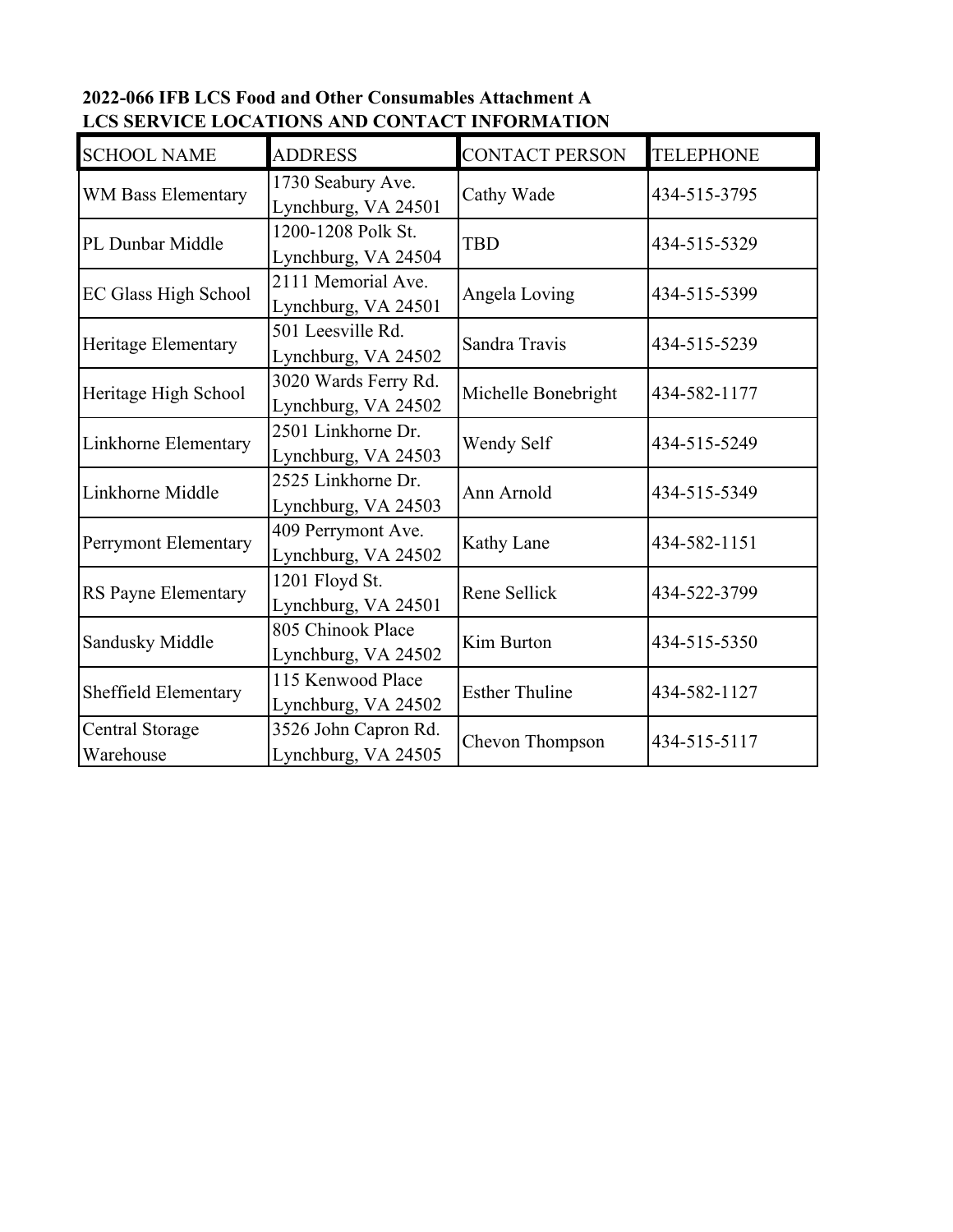**2022-066 IFB LCS Food and Other Consumables Attachment A**
**LCS SERVICE LOCATIONS AND CONTACT INFORMATION**

| SCHOOL NAME | ADDRESS | CONTACT PERSON | TELEPHONE |
|---|---|---|---|
| WM Bass Elementary | 1730 Seabury Ave. Lynchburg, VA 24501 | Cathy Wade | 434-515-3795 |
| PL Dunbar Middle | 1200-1208 Polk St. Lynchburg, VA 24504 | TBD | 434-515-5329 |
| EC Glass High School | 2111 Memorial Ave. Lynchburg, VA 24501 | Angela Loving | 434-515-5399 |
| Heritage Elementary | 501 Leesville Rd. Lynchburg, VA 24502 | Sandra Travis | 434-515-5239 |
| Heritage High School | 3020 Wards Ferry Rd. Lynchburg, VA 24502 | Michelle Bonebright | 434-582-1177 |
| Linkhorne Elementary | 2501 Linkhorne Dr. Lynchburg, VA 24503 | Wendy Self | 434-515-5249 |
| Linkhorne Middle | 2525 Linkhorne Dr. Lynchburg, VA 24503 | Ann Arnold | 434-515-5349 |
| Perrymont Elementary | 409 Perrymont Ave. Lynchburg, VA 24502 | Kathy Lane | 434-582-1151 |
| RS Payne Elementary | 1201 Floyd St. Lynchburg, VA 24501 | Rene Sellick | 434-522-3799 |
| Sandusky Middle | 805 Chinook Place Lynchburg, VA 24502 | Kim Burton | 434-515-5350 |
| Sheffield Elementary | 115 Kenwood Place Lynchburg, VA 24502 | Esther Thuline | 434-582-1127 |
| Central Storage Warehouse | 3526 John Capron Rd. Lynchburg, VA 24505 | Chevon Thompson | 434-515-5117 |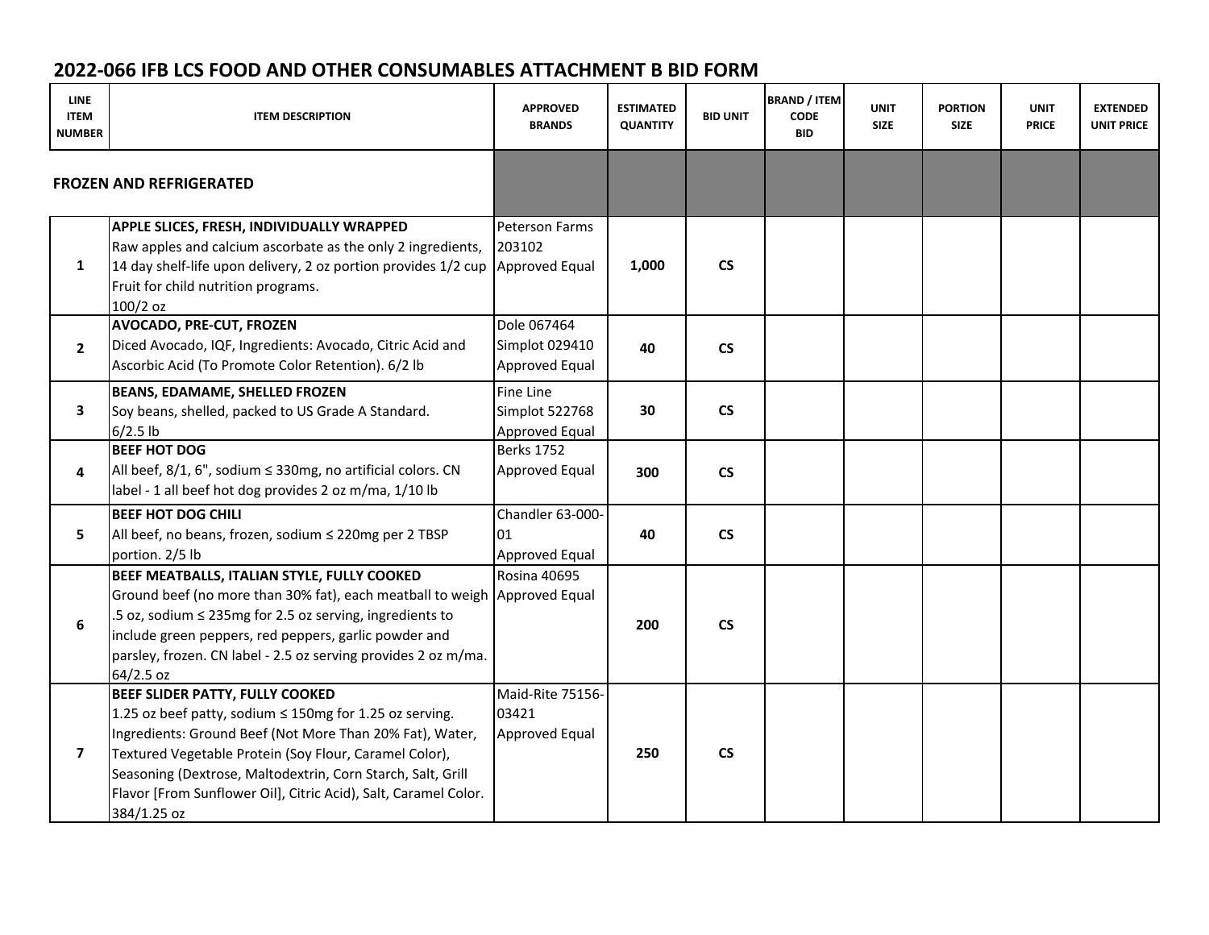# 2022-066 IFB LCS FOOD AND OTHER CONSUMABLES ATTACHMENT B BID FORM

| LINE ITEM NUMBER | ITEM DESCRIPTION | APPROVED BRANDS | ESTIMATED QUANTITY | BID UNIT | BRAND / ITEM CODE BID | UNIT SIZE | PORTION SIZE | UNIT PRICE | EXTENDED UNIT PRICE |
|---|---|---|---|---|---|---|---|---|---|
| **FROZEN AND REFRIGERATED** | | | | | | | | | |
| 1 | **APPLE SLICES, FRESH, INDIVIDUALLY WRAPPED** Raw apples and calcium ascorbate as the only 2 ingredients, 14 day shelf-life upon delivery, 2 oz portion provides 1/2 cup Fruit for child nutrition programs. 100/2 oz | Peterson Farms 203102 Approved Equal | **1,000** | **CS** | | | | | |
| 2 | **AVOCADO, PRE-CUT, FROZEN** Diced Avocado, IQF, Ingredients: Avocado, Citric Acid and Ascorbic Acid (To Promote Color Retention). 6/2 lb | Dole 067464 Simplot 029410 Approved Equal | **40** | **CS** | | | | | |
| 3 | **BEANS, EDAMAME, SHELLED FROZEN** Soy beans, shelled, packed to US Grade A Standard. 6/2.5 lb | Fine Line Simplot 522768 Approved Equal | **30** | **CS** | | | | | |
| 4 | **BEEF HOT DOG** All beef, 8/1, 6", sodium ≤ 330mg, no artificial colors. CN label - 1 all beef hot dog provides 2 oz m/ma, 1/10 lb | Berks 1752 Approved Equal | **300** | **CS** | | | | | |
| 5 | **BEEF HOT DOG CHILI** All beef, no beans, frozen, sodium ≤ 220mg per 2 TBSP portion. 2/5 lb | Chandler 63-000-01 Approved Equal | **40** | **CS** | | | | | |
| 6 | **BEEF MEATBALLS, ITALIAN STYLE, FULLY COOKED** Ground beef (no more than 30% fat), each meatball to weigh .5 oz, sodium ≤ 235mg for 2.5 oz serving, ingredients to include green peppers, red peppers, garlic powder and parsley, frozen. CN label - 2.5 oz serving provides 2 oz m/ma. 64/2.5 oz | Rosina 40695 Approved Equal | **200** | **CS** | | | | | |
| 7 | **BEEF SLIDER PATTY, FULLY COOKED** 1.25 oz beef patty, sodium ≤ 150mg for 1.25 oz serving. Ingredients: Ground Beef (Not More Than 20% Fat), Water, Textured Vegetable Protein (Soy Flour, Caramel Color), Seasoning (Dextrose, Maltodextrin, Corn Starch, Salt, Grill Flavor [From Sunflower Oil], Citric Acid), Salt, Caramel Color. 384/1.25 oz | Maid-Rite 75156-03421 Approved Equal | **250** | **CS** | | | | | |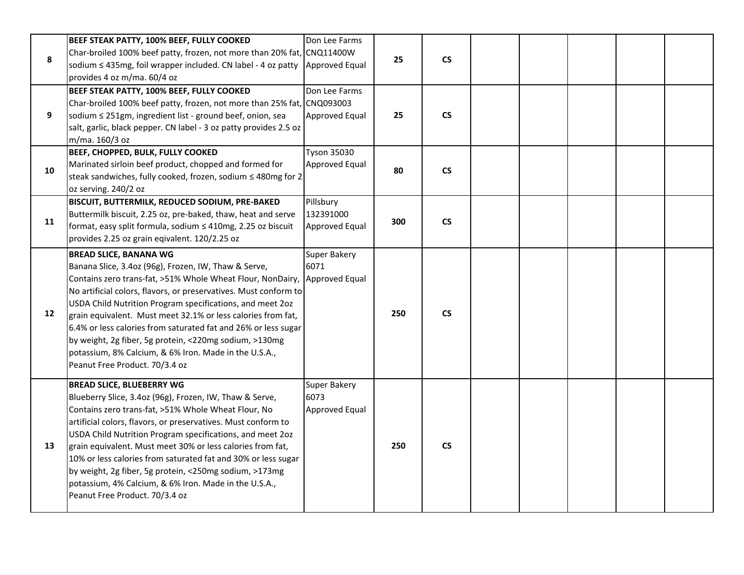| | | | | | | | | | |
|---|---|---|---|---|---|---|---|---|---|
| 8 | **BEEF STEAK PATTY, 100% BEEF, FULLY COOKED** Char-broiled 100% beef patty, frozen, not more than 20% fat, sodium ≤ 435mg, foil wrapper included. CN label - 4 oz patty provides 4 oz m/ma. 60/4 oz | Don Lee Farms CNQ11400W Approved Equal | **25** | **CS** | | | | | |
| 9 | **BEEF STEAK PATTY, 100% BEEF, FULLY COOKED** Char-broiled 100% beef patty, frozen, not more than 25% fat, sodium ≤ 251gm, ingredient list - ground beef, onion, sea salt, garlic, black pepper. CN label - 3 oz patty provides 2.5 oz m/ma. 160/3 oz | Don Lee Farms CNQ093003 Approved Equal | **25** | **CS** | | | | | |
| 10 | **BEEF, CHOPPED, BULK, FULLY COOKED** Marinated sirloin beef product, chopped and formed for steak sandwiches, fully cooked, frozen, sodium ≤ 480mg for 2 oz serving. 240/2 oz | Tyson 35030 Approved Equal | **80** | **CS** | | | | | |
| 11 | **BISCUIT, BUTTERMILK, REDUCED SODIUM, PRE-BAKED** Buttermilk biscuit, 2.25 oz, pre-baked, thaw, heat and serve format, easy split formula, sodium ≤ 410mg, 2.25 oz biscuit provides 2.25 oz grain eqivalent. 120/2.25 oz | Pillsbury 132391000 Approved Equal | **300** | **CS** | | | | | |
| 12 | **BREAD SLICE, BANANA WG** Banana Slice, 3.4oz (96g), Frozen, IW, Thaw & Serve, Contains zero trans-fat, >51% Whole Wheat Flour, NonDairy, No artificial colors, flavors, or preservatives. Must conform to USDA Child Nutrition Program specifications, and meet 2oz grain equivalent. Must meet 32.1% or less calories from fat, 6.4% or less calories from saturated fat and 26% or less sugar by weight, 2g fiber, 5g protein, <220mg sodium, >130mg potassium, 8% Calcium, & 6% Iron. Made in the U.S.A., Peanut Free Product. 70/3.4 oz | Super Bakery 6071 Approved Equal | **250** | **CS** | | | | | |
| 13 | **BREAD SLICE, BLUEBERRY WG** Blueberry Slice, 3.4oz (96g), Frozen, IW, Thaw & Serve, Contains zero trans-fat, >51% Whole Wheat Flour, No artificial colors, flavors, or preservatives. Must conform to USDA Child Nutrition Program specifications, and meet 2oz grain equivalent. Must meet 30% or less calories from fat, 10% or less calories from saturated fat and 30% or less sugar by weight, 2g fiber, 5g protein, <250mg sodium, >173mg potassium, 4% Calcium, & 6% Iron. Made in the U.S.A., Peanut Free Product. 70/3.4 oz | Super Bakery 6073 Approved Equal | **250** | **CS** | | | | | |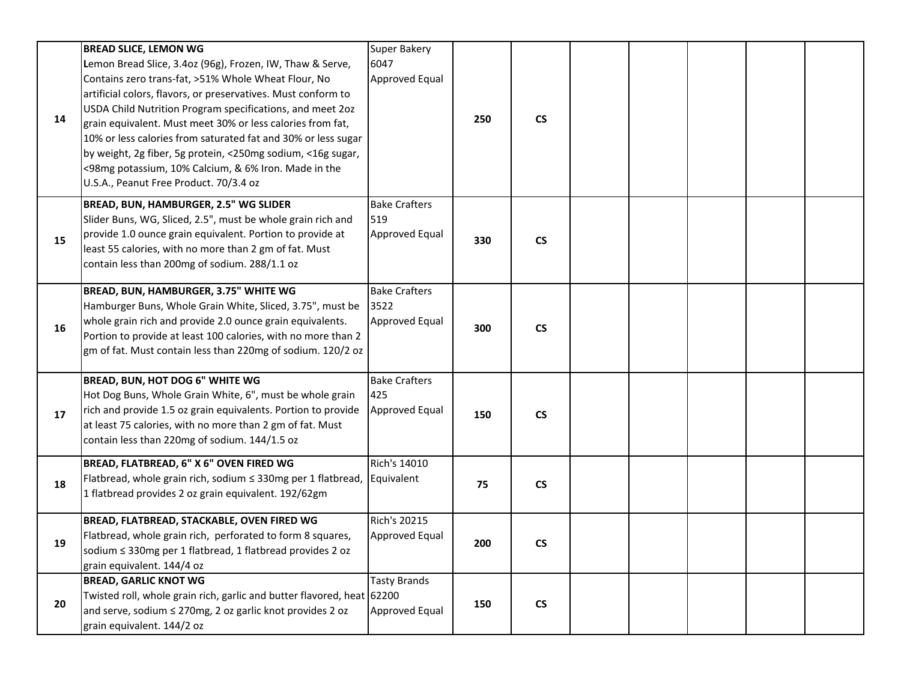| | | | | | | | | | |
|---|---|---|---|---|---|---|---|---|---|
| 14 | **BREAD SLICE, LEMON WG**<br>Lemon Bread Slice, 3.4oz (96g), Frozen, IW, Thaw & Serve, Contains zero trans-fat, >51% Whole Wheat Flour, No artificial colors, flavors, or preservatives. Must conform to USDA Child Nutrition Program specifications, and meet 2oz grain equivalent. Must meet 30% or less calories from fat, 10% or less calories from saturated fat and 30% or less sugar by weight, 2g fiber, 5g protein, <250mg sodium, <16g sugar, <98mg potassium, 10% Calcium, & 6% Iron. Made in the U.S.A., Peanut Free Product. 70/3.4 oz | Super Bakery<br>6047<br>Approved Equal | **250** | **CS** | | | | | |
| 15 | **BREAD, BUN, HAMBURGER, 2.5" WG SLIDER**<br>Slider Buns, WG, Sliced, 2.5", must be whole grain rich and provide 1.0 ounce grain equivalent. Portion to provide at least 55 calories, with no more than 2 gm of fat. Must contain less than 200mg of sodium. 288/1.1 oz | Bake Crafters<br>519<br>Approved Equal | **330** | **CS** | | | | | |
| 16 | **BREAD, BUN, HAMBURGER, 3.75" WHITE WG**<br>Hamburger Buns, Whole Grain White, Sliced, 3.75", must be whole grain rich and provide 2.0 ounce grain equivalents. Portion to provide at least 100 calories, with no more than 2 gm of fat. Must contain less than 220mg of sodium. 120/2 oz | Bake Crafters<br>3522<br>Approved Equal | **300** | **CS** | | | | | |
| 17 | **BREAD, BUN, HOT DOG 6" WHITE WG**<br>Hot Dog Buns, Whole Grain White, 6", must be whole grain rich and provide 1.5 oz grain equivalents. Portion to provide at least 75 calories, with no more than 2 gm of fat. Must contain less than 220mg of sodium. 144/1.5 oz | Bake Crafters<br>425<br>Approved Equal | **150** | **CS** | | | | | |
| 18 | **BREAD, FLATBREAD, 6" X 6" OVEN FIRED WG**<br>Flatbread, whole grain rich, sodium ≤ 330mg per 1 flatbread, 1 flatbread provides 2 oz grain equivalent. 192/62gm | Rich's 14010<br>Equivalent | **75** | **CS** | | | | | |
| 19 | **BREAD, FLATBREAD, STACKABLE, OVEN FIRED WG**<br>Flatbread, whole grain rich, perforated to form 8 squares, sodium ≤ 330mg per 1 flatbread, 1 flatbread provides 2 oz grain equivalent. 144/4 oz | Rich's 20215<br>Approved Equal | **200** | **CS** | | | | | |
| 20 | **BREAD, GARLIC KNOT WG**<br>Twisted roll, whole grain rich, garlic and butter flavored, heat and serve, sodium ≤ 270mg, 2 oz garlic knot provides 2 oz grain equivalent. 144/2 oz | Tasty Brands<br>62200<br>Approved Equal | **150** | **CS** | | | | | |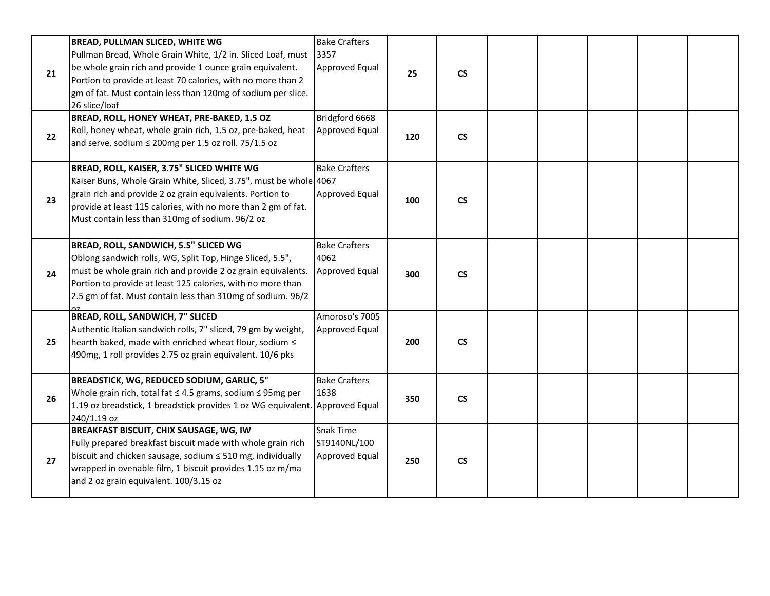| | | | | | | | | | | |
|---|---|---|---|---|---|---|---|---|---|---|
| 21 | **BREAD, PULLMAN SLICED, WHITE WG**<br>Pullman Bread, Whole Grain White, 1/2 in. Sliced Loaf, must be whole grain rich and provide 1 ounce grain equivalent. Portion to provide at least 70 calories, with no more than 2 gm of fat. Must contain less than 120mg of sodium per slice. 26 slice/loaf | Bake Crafters 3357 Approved Equal | 25 | CS | | | | | | |
| 22 | **BREAD, ROLL, HONEY WHEAT, PRE-BAKED, 1.5 OZ**<br>Roll, honey wheat, whole grain rich, 1.5 oz, pre-baked, heat and serve, sodium ≤ 200mg per 1.5 oz roll. 75/1.5 oz | Bridgford 6668 Approved Equal | 120 | CS | | | | | | |
| 23 | **BREAD, ROLL, KAISER, 3.75" SLICED WHITE WG**<br>Kaiser Buns, Whole Grain White, Sliced, 3.75", must be whole grain rich and provide 2 oz grain equivalents. Portion to provide at least 115 calories, with no more than 2 gm of fat. Must contain less than 310mg of sodium. 96/2 oz | Bake Crafters 4067 Approved Equal | 100 | CS | | | | | | |
| 24 | **BREAD, ROLL, SANDWICH, 5.5" SLICED WG**<br>Oblong sandwich rolls, WG, Split Top, Hinge Sliced, 5.5", must be whole grain rich and provide 2 oz grain equivalents. Portion to provide at least 125 calories, with no more than 2.5 gm of fat. Must contain less than 310mg of sodium. 96/2 oz | Bake Crafters 4062 Approved Equal | 300 | CS | | | | | | |
| 25 | **BREAD, ROLL, SANDWICH, 7" SLICED**<br>Authentic Italian sandwich rolls, 7" sliced, 79 gm by weight, hearth baked, made with enriched wheat flour, sodium ≤ 490mg, 1 roll provides 2.75 oz grain equivalent. 10/6 pks | Amoroso's 7005 Approved Equal | 200 | CS | | | | | | |
| 26 | **BREADSTICK, WG, REDUCED SODIUM, GARLIC, 5"**<br>Whole grain rich, total fat ≤ 4.5 grams, sodium ≤ 95mg per 1.19 oz breadstick, 1 breadstick provides 1 oz WG equivalent. 240/1.19 oz | Bake Crafters 1638 Approved Equal | 350 | CS | | | | | | |
| 27 | **BREAKFAST BISCUIT, CHIX SAUSAGE, WG, IW**<br>Fully prepared breakfast biscuit made with whole grain rich biscuit and chicken sausage, sodium ≤ 510 mg, individually wrapped in ovenable film, 1 biscuit provides 1.15 oz m/ma and 2 oz grain equivalent. 100/3.15 oz | Snak Time ST9140NL/100 Approved Equal | 250 | CS | | | | | | |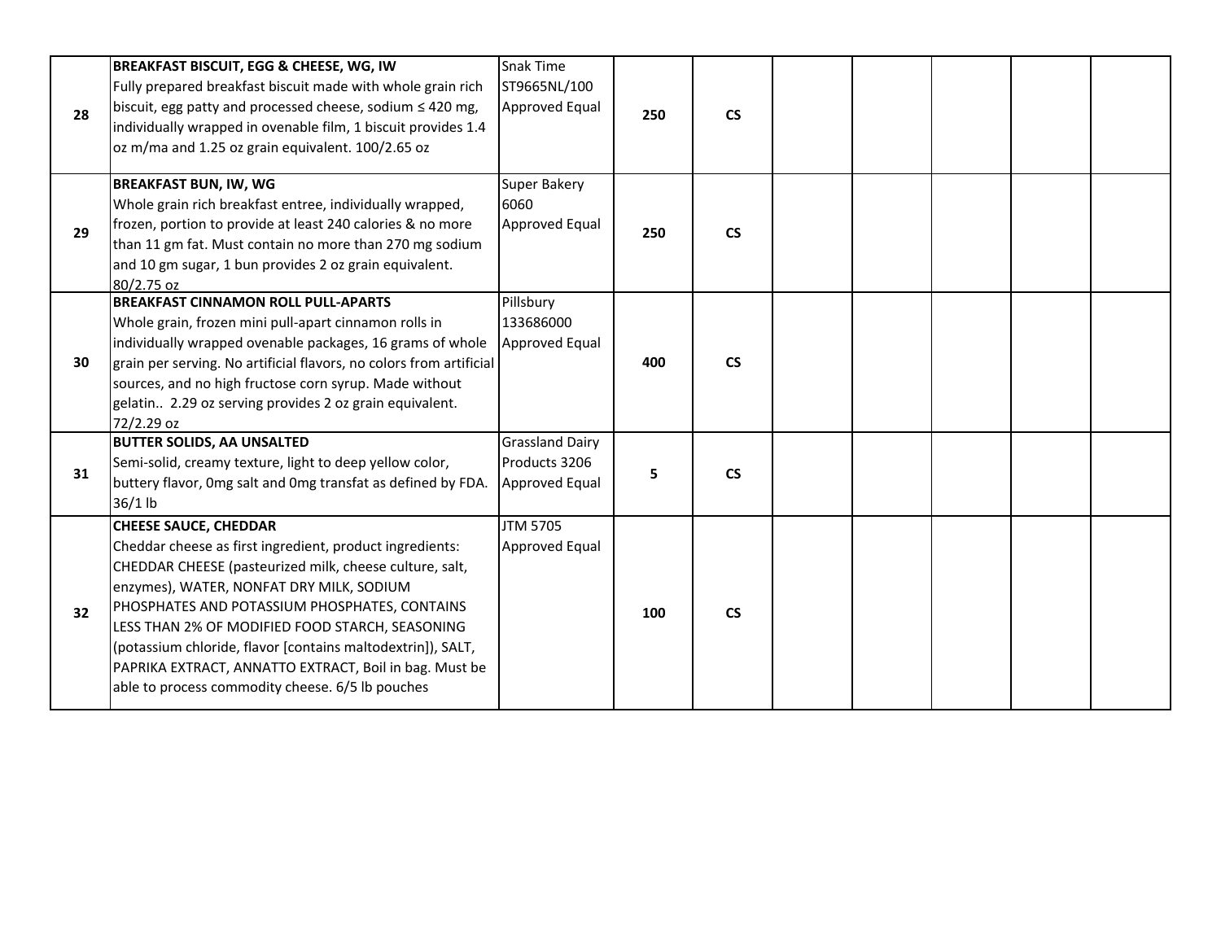| 28 | **BREAKFAST BISCUIT, EGG & CHEESE, WG, IW**<br>Fully prepared breakfast biscuit made with whole grain rich biscuit, egg patty and processed cheese, sodium ≤ 420 mg, individually wrapped in ovenable film, 1 biscuit provides 1.4 oz m/ma and 1.25 oz grain equivalent. 100/2.65 oz | Snak Time ST9665NL/100 Approved Equal | 250 | CS | | | | | |
|---|---|---|---|---|---|---|---|---|---|
| 29 | **BREAKFAST BUN, IW, WG**<br>Whole grain rich breakfast entree, individually wrapped, frozen, portion to provide at least 240 calories & no more than 11 gm fat. Must contain no more than 270 mg sodium and 10 gm sugar, 1 bun provides 2 oz grain equivalent. 80/2.75 oz | Super Bakery 6060 Approved Equal | 250 | CS | | | | | |
| 30 | **BREAKFAST CINNAMON ROLL PULL-APARTS**<br>Whole grain, frozen mini pull-apart cinnamon rolls in individually wrapped ovenable packages, 16 grams of whole grain per serving. No artificial flavors, no colors from artificial sources, and no high fructose corn syrup. Made without gelatin.. 2.29 oz serving provides 2 oz grain equivalent. 72/2.29 oz | Pillsbury 133686000 Approved Equal | 400 | CS | | | | | |
| 31 | **BUTTER SOLIDS, AA UNSALTED**<br>Semi-solid, creamy texture, light to deep yellow color, buttery flavor, 0mg salt and 0mg transfat as defined by FDA. 36/1 lb | Grassland Dairy Products 3206 Approved Equal | 5 | CS | | | | | |
| 32 | **CHEESE SAUCE, CHEDDAR**<br>Cheddar cheese as first ingredient, product ingredients: CHEDDAR CHEESE (pasteurized milk, cheese culture, salt, enzymes), WATER, NONFAT DRY MILK, SODIUM PHOSPHATES AND POTASSIUM PHOSPHATES, CONTAINS LESS THAN 2% OF MODIFIED FOOD STARCH, SEASONING (potassium chloride, flavor [contains maltodextrin]), SALT, PAPRIKA EXTRACT, ANNATTO EXTRACT, Boil in bag. Must be able to process commodity cheese. 6/5 lb pouches | JTM 5705 Approved Equal | 100 | CS | | | | | |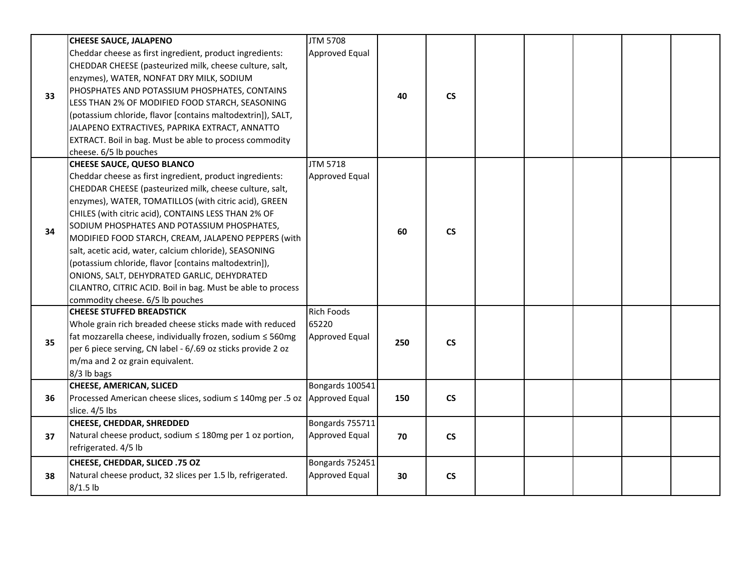| | | | | | | | | | |
|---|---|---|---|---|---|---|---|---|---|
| 33 | **CHEESE SAUCE, JALAPENO**<br>Cheddar cheese as first ingredient, product ingredients: CHEDDAR CHEESE (pasteurized milk, cheese culture, salt, enzymes), WATER, NONFAT DRY MILK, SODIUM PHOSPHATES AND POTASSIUM PHOSPHATES, CONTAINS LESS THAN 2% OF MODIFIED FOOD STARCH, SEASONING (potassium chloride, flavor [contains maltodextrin]), SALT, JALAPENO EXTRACTIVES, PAPRIKA EXTRACT, ANNATTO EXTRACT. Boil in bag. Must be able to process commodity cheese. 6/5 lb pouches | JTM 5708<br>Approved Equal | **40** | **CS** | | | | | |
| 34 | **CHEESE SAUCE, QUESO BLANCO**<br>Cheddar cheese as first ingredient, product ingredients: CHEDDAR CHEESE (pasteurized milk, cheese culture, salt, enzymes), WATER, TOMATILLOS (with citric acid), GREEN CHILES (with citric acid), CONTAINS LESS THAN 2% OF SODIUM PHOSPHATES AND POTASSIUM PHOSPHATES, MODIFIED FOOD STARCH, CREAM, JALAPENO PEPPERS (with salt, acetic acid, water, calcium chloride), SEASONING (potassium chloride, flavor [contains maltodextrin]), ONIONS, SALT, DEHYDRATED GARLIC, DEHYDRATED CILANTRO, CITRIC ACID. Boil in bag. Must be able to process commodity cheese. 6/5 lb pouches | JTM 5718<br>Approved Equal | **60** | **CS** | | | | | |
| 35 | **CHEESE STUFFED BREADSTICK**<br>Whole grain rich breaded cheese sticks made with reduced fat mozzarella cheese, individually frozen, sodium ≤ 560mg per 6 piece serving, CN label - 6/.69 oz sticks provide 2 oz m/ma and 2 oz grain equivalent.<br>8/3 lb bags | Rich Foods 65220<br>Approved Equal | **250** | **CS** | | | | | |
| 36 | **CHEESE, AMERICAN, SLICED**<br>Processed American cheese slices, sodium ≤ 140mg per .5 oz slice. 4/5 lbs | Bongards 100541<br>Approved Equal | **150** | **CS** | | | | | |
| 37 | **CHEESE, CHEDDAR, SHREDDED**<br>Natural cheese product, sodium ≤ 180mg per 1 oz portion, refrigerated. 4/5 lb | Bongards 755711<br>Approved Equal | **70** | **CS** | | | | | |
| 38 | **CHEESE, CHEDDAR, SLICED .75 OZ**<br>Natural cheese product, 32 slices per 1.5 lb, refrigerated. 8/1.5 lb | Bongards 752451<br>Approved Equal | **30** | **CS** | | | | | |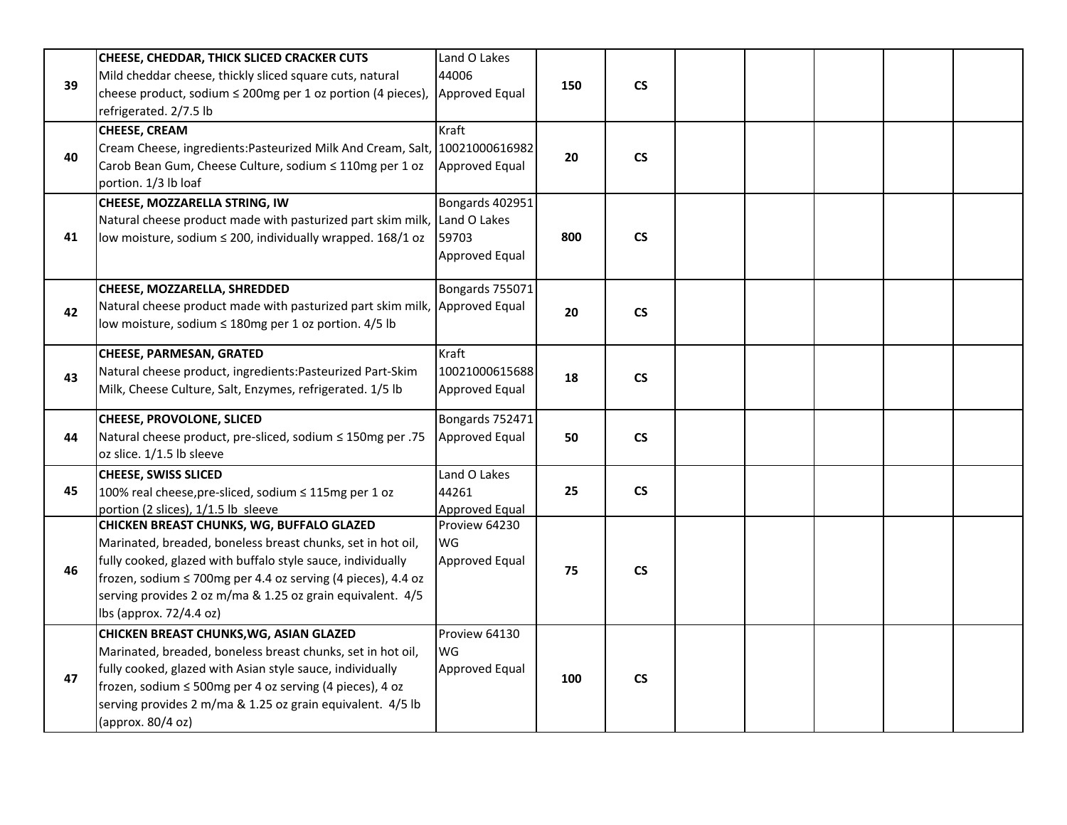| | | | | | | | | | |
|---|---|---|---|---|---|---|---|---|---|
| 39 | **CHEESE, CHEDDAR, THICK SLICED CRACKER CUTS**<br>Mild cheddar cheese, thickly sliced square cuts, natural cheese product, sodium ≤ 200mg per 1 oz portion (4 pieces), refrigerated. 2/7.5 lb | Land O Lakes 44006<br>Approved Equal | **150** | **CS** | | | | | |
| 40 | **CHEESE, CREAM**<br>Cream Cheese, ingredients:Pasteurized Milk And Cream, Salt, Carob Bean Gum, Cheese Culture, sodium ≤ 110mg per 1 oz portion. 1/3 lb loaf | Kraft 10021000616982<br>Approved Equal | **20** | **CS** | | | | | |
| 41 | **CHEESE, MOZZARELLA STRING, IW**<br>Natural cheese product made with pasturized part skim milk, low moisture, sodium ≤ 200, individually wrapped. 168/1 oz | Bongards 402951<br>Land O Lakes 59703<br>Approved Equal | **800** | **CS** | | | | | |
| 42 | **CHEESE, MOZZARELLA, SHREDDED**<br>Natural cheese product made with pasturized part skim milk, low moisture, sodium ≤ 180mg per 1 oz portion. 4/5 lb | Bongards 755071<br>Approved Equal | **20** | **CS** | | | | | |
| 43 | **CHEESE, PARMESAN, GRATED**<br>Natural cheese product, ingredients:Pasteurized Part-Skim Milk, Cheese Culture, Salt, Enzymes, refrigerated. 1/5 lb | Kraft 10021000615688<br>Approved Equal | **18** | **CS** | | | | | |
| 44 | **CHEESE, PROVOLONE, SLICED**<br>Natural cheese product, pre-sliced, sodium ≤ 150mg per .75 oz slice. 1/1.5 lb sleeve | Bongards 752471<br>Approved Equal | **50** | **CS** | | | | | |
| 45 | **CHEESE, SWISS SLICED**<br>100% real cheese,pre-sliced, sodium ≤ 115mg per 1 oz portion (2 slices), 1/1.5 lb sleeve | Land O Lakes 44261<br>Approved Equal | **25** | **CS** | | | | | |
| 46 | **CHICKEN BREAST CHUNKS, WG, BUFFALO GLAZED**<br>Marinated, breaded, boneless breast chunks, set in hot oil, fully cooked, glazed with buffalo style sauce, individually frozen, sodium ≤ 700mg per 4.4 oz serving (4 pieces), 4.4 oz serving provides 2 oz m/ma & 1.25 oz grain equivalent. 4/5 lbs (approx. 72/4.4 oz) | Proview 64230 WG<br>Approved Equal | **75** | **CS** | | | | | |
| 47 | **CHICKEN BREAST CHUNKS,WG, ASIAN GLAZED**<br>Marinated, breaded, boneless breast chunks, set in hot oil, fully cooked, glazed with Asian style sauce, individually frozen, sodium ≤ 500mg per 4 oz serving (4 pieces), 4 oz serving provides 2 m/ma & 1.25 oz grain equivalent. 4/5 lb (approx. 80/4 oz) | Proview 64130 WG<br>Approved Equal | **100** | **CS** | | | | | |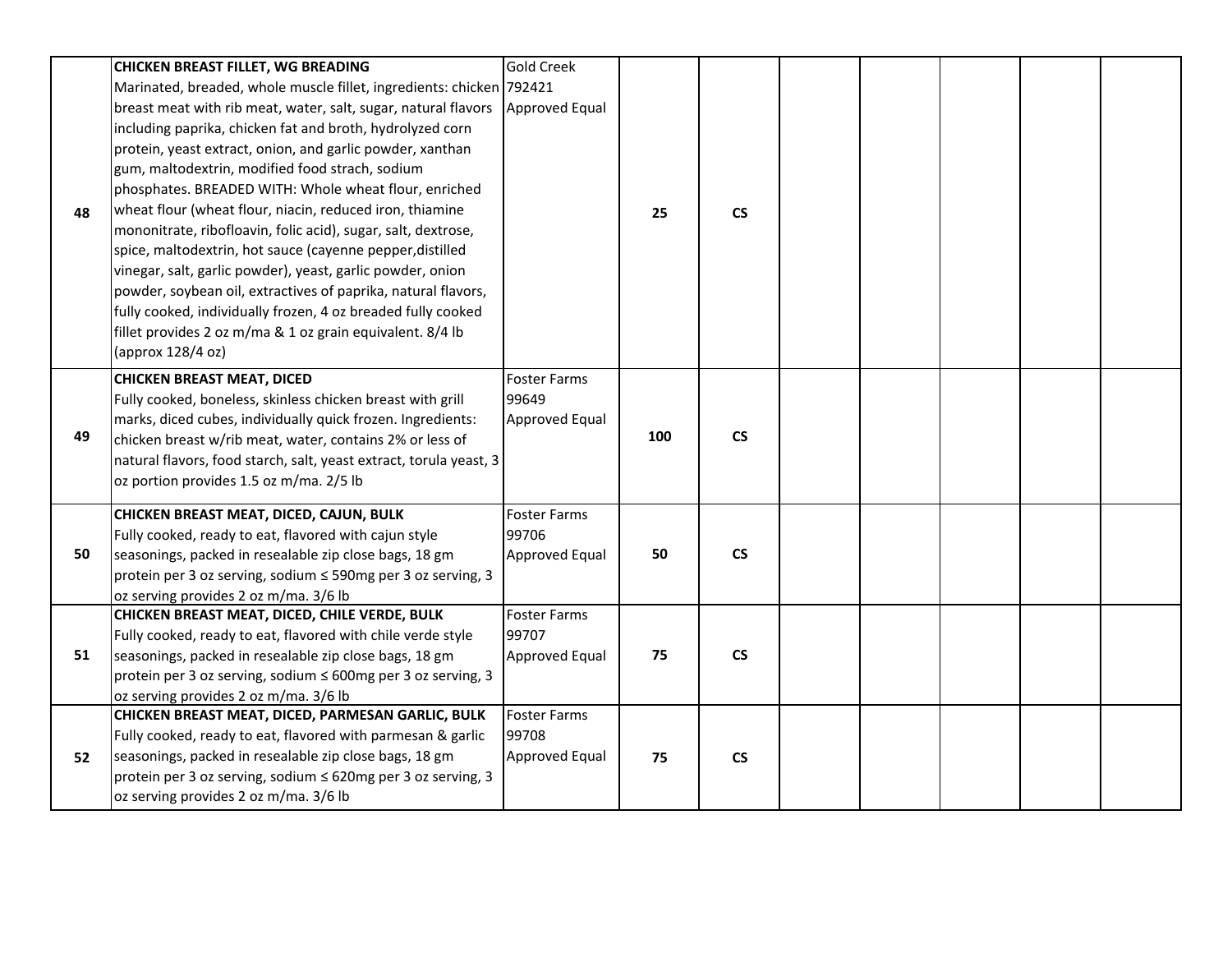| | | | | | | | | | |
|---|---|---|---|---|---|---|---|---|---|
| 48 | **CHICKEN BREAST FILLET, WG BREADING** Marinated, breaded, whole muscle fillet, ingredients: chicken breast meat with rib meat, water, salt, sugar, natural flavors including paprika, chicken fat and broth, hydrolyzed corn protein, yeast extract, onion, and garlic powder, xanthan gum, maltodextrin, modified food strach, sodium phosphates. BREADED WITH: Whole wheat flour, enriched wheat flour (wheat flour, niacin, reduced iron, thiamine mononitrate, ribofloavin, folic acid), sugar, salt, dextrose, spice, maltodextrin, hot sauce (cayenne pepper,distilled vinegar, salt, garlic powder), yeast, garlic powder, onion powder, soybean oil, extractives of paprika, natural flavors, fully cooked, individually frozen, 4 oz breaded fully cooked fillet provides 2 oz m/ma & 1 oz grain equivalent. 8/4 lb (approx 128/4 oz) | Gold Creek 792421 Approved Equal | 25 | CS | | | | | |
| 49 | **CHICKEN BREAST MEAT, DICED** Fully cooked, boneless, skinless chicken breast with grill marks, diced cubes, individually quick frozen. Ingredients: chicken breast w/rib meat, water, contains 2% or less of natural flavors, food starch, salt, yeast extract, torula yeast, 3 oz portion provides 1.5 oz m/ma. 2/5 lb | Foster Farms 99649 Approved Equal | 100 | CS | | | | | |
| 50 | **CHICKEN BREAST MEAT, DICED, CAJUN, BULK** Fully cooked, ready to eat, flavored with cajun style seasonings, packed in resealable zip close bags, 18 gm protein per 3 oz serving, sodium ≤ 590mg per 3 oz serving, 3 oz serving provides 2 oz m/ma. 3/6 lb | Foster Farms 99706 Approved Equal | 50 | CS | | | | | |
| 51 | **CHICKEN BREAST MEAT, DICED, CHILE VERDE, BULK** Fully cooked, ready to eat, flavored with chile verde style seasonings, packed in resealable zip close bags, 18 gm protein per 3 oz serving, sodium ≤ 600mg per 3 oz serving, 3 oz serving provides 2 oz m/ma. 3/6 lb | Foster Farms 99707 Approved Equal | 75 | CS | | | | | |
| 52 | **CHICKEN BREAST MEAT, DICED, PARMESAN GARLIC, BULK** Fully cooked, ready to eat, flavored with parmesan & garlic seasonings, packed in resealable zip close bags, 18 gm protein per 3 oz serving, sodium ≤ 620mg per 3 oz serving, 3 oz serving provides 2 oz m/ma. 3/6 lb | Foster Farms 99708 Approved Equal | 75 | CS | | | | | |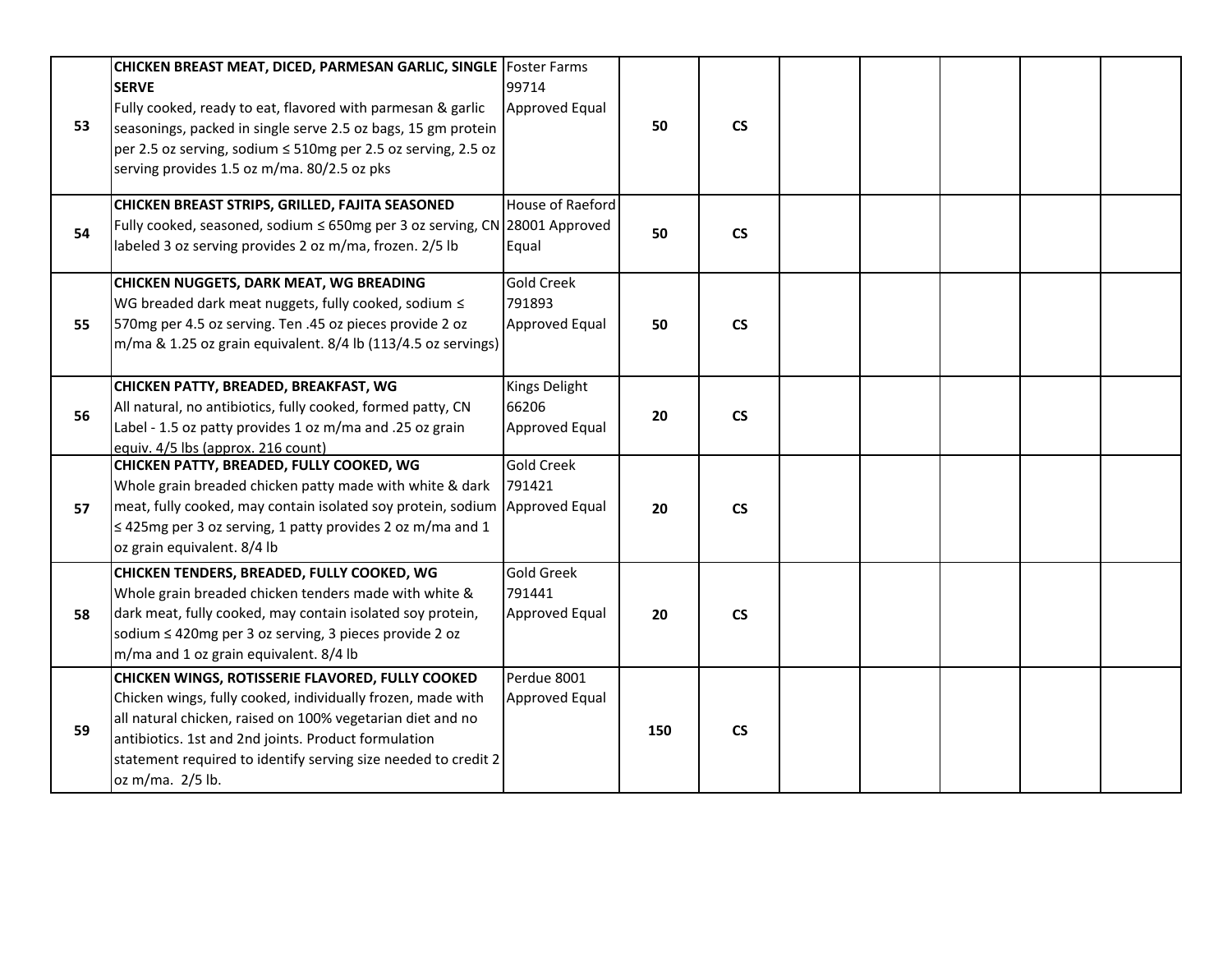| | | | | | | | | | | |
|---|---|---|---|---|---|---|---|---|---|---|
| 53 | **CHICKEN BREAST MEAT, DICED, PARMESAN GARLIC, SINGLE SERVE**<br>Fully cooked, ready to eat, flavored with parmesan & garlic seasonings, packed in single serve 2.5 oz bags, 15 gm protein per 2.5 oz serving, sodium ≤ 510mg per 2.5 oz serving, 2.5 oz serving provides 1.5 oz m/ma. 80/2.5 oz pks | Foster Farms 99714 Approved Equal | **50** | **CS** | | | | | | |
| 54 | **CHICKEN BREAST STRIPS, GRILLED, FAJITA SEASONED**<br>Fully cooked, seasoned, sodium ≤ 650mg per 3 oz serving, CN labeled 3 oz serving provides 2 oz m/ma, frozen. 2/5 lb | House of Raeford 28001 Approved Equal | **50** | **CS** | | | | | | |
| 55 | **CHICKEN NUGGETS, DARK MEAT, WG BREADING**<br>WG breaded dark meat nuggets, fully cooked, sodium ≤ 570mg per 4.5 oz serving. Ten .45 oz pieces provide 2 oz m/ma & 1.25 oz grain equivalent. 8/4 lb (113/4.5 oz servings) | Gold Creek 791893 Approved Equal | **50** | **CS** | | | | | | |
| 56 | **CHICKEN PATTY, BREADED, BREAKFAST, WG**<br>All natural, no antibiotics, fully cooked, formed patty, CN Label - 1.5 oz patty provides 1 oz m/ma and .25 oz grain equiv. 4/5 lbs (approx. 216 count) | Kings Delight 66206 Approved Equal | **20** | **CS** | | | | | | |
| 57 | **CHICKEN PATTY, BREADED, FULLY COOKED, WG**<br>Whole grain breaded chicken patty made with white & dark meat, fully cooked, may contain isolated soy protein, sodium ≤ 425mg per 3 oz serving, 1 patty provides 2 oz m/ma and 1 oz grain equivalent. 8/4 lb | Gold Creek 791421 Approved Equal | **20** | **CS** | | | | | | |
| 58 | **CHICKEN TENDERS, BREADED, FULLY COOKED, WG**<br>Whole grain breaded chicken tenders made with white & dark meat, fully cooked, may contain isolated soy protein, sodium ≤ 420mg per 3 oz serving, 3 pieces provide 2 oz m/ma and 1 oz grain equivalent. 8/4 lb | Gold Greek 791441 Approved Equal | **20** | **CS** | | | | | | |
| 59 | **CHICKEN WINGS, ROTISSERIE FLAVORED, FULLY COOKED**<br>Chicken wings, fully cooked, individually frozen, made with all natural chicken, raised on 100% vegetarian diet and no antibiotics. 1st and 2nd joints. Product formulation statement required to identify serving size needed to credit 2 oz m/ma. 2/5 lb. | Perdue 8001 Approved Equal | **150** | **CS** | | | | | | |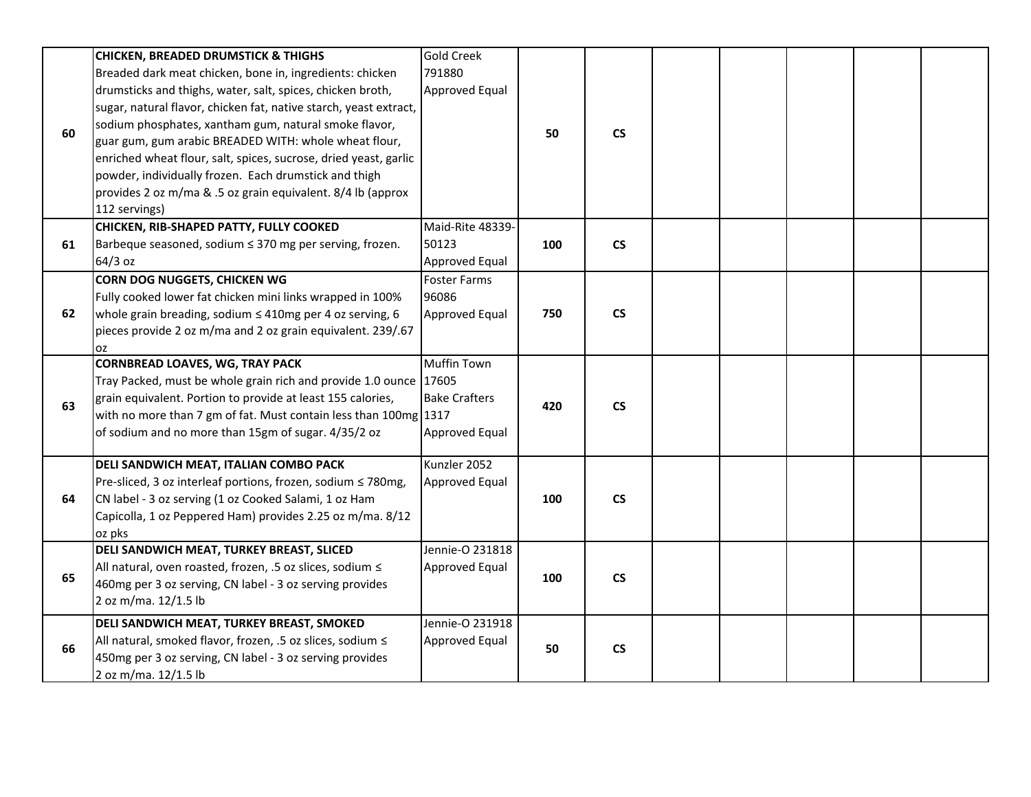| | | | | | | | | | | |
|---|---|---|---|---|---|---|---|---|---|---|
| 60 | **CHICKEN, BREADED DRUMSTICK & THIGHS** Breaded dark meat chicken, bone in, ingredients: chicken drumsticks and thighs, water, salt, spices, chicken broth, sugar, natural flavor, chicken fat, native starch, yeast extract, sodium phosphates, xantham gum, natural smoke flavor, guar gum, gum arabic BREADED WITH: whole wheat flour, enriched wheat flour, salt, spices, sucrose, dried yeast, garlic powder, individually frozen. Each drumstick and thigh provides 2 oz m/ma & .5 oz grain equivalent. 8/4 lb (approx 112 servings) | Gold Creek 791880 Approved Equal | 50 | CS | | | | | | |
| 61 | **CHICKEN, RIB-SHAPED PATTY, FULLY COOKED** Barbeque seasoned, sodium ≤ 370 mg per serving, frozen. 64/3 oz | Maid-Rite 48339-50123 Approved Equal | 100 | CS | | | | | | |
| 62 | **CORN DOG NUGGETS, CHICKEN WG** Fully cooked lower fat chicken mini links wrapped in 100% whole grain breading, sodium ≤ 410mg per 4 oz serving, 6 pieces provide 2 oz m/ma and 2 oz grain equivalent. 239/.67 oz | Foster Farms 96086 Approved Equal | 750 | CS | | | | | | |
| 63 | **CORNBREAD LOAVES, WG, TRAY PACK** Tray Packed, must be whole grain rich and provide 1.0 ounce grain equivalent. Portion to provide at least 155 calories, with no more than 7 gm of fat. Must contain less than 100mg of sodium and no more than 15gm of sugar. 4/35/2 oz | Muffin Town 17605 Bake Crafters 1317 Approved Equal | 420 | CS | | | | | | |
| 64 | **DELI SANDWICH MEAT, ITALIAN COMBO PACK** Pre-sliced, 3 oz interleaf portions, frozen, sodium ≤ 780mg, CN label - 3 oz serving (1 oz Cooked Salami, 1 oz Ham Capicolla, 1 oz Peppered Ham) provides 2.25 oz m/ma. 8/12 oz pks | Kunzler 2052 Approved Equal | 100 | CS | | | | | | |
| 65 | **DELI SANDWICH MEAT, TURKEY BREAST, SLICED** All natural, oven roasted, frozen, .5 oz slices, sodium ≤ 460mg per 3 oz serving, CN label - 3 oz serving provides 2 oz m/ma. 12/1.5 lb | Jennie-O 231818 Approved Equal | 100 | CS | | | | | | |
| 66 | **DELI SANDWICH MEAT, TURKEY BREAST, SMOKED** All natural, smoked flavor, frozen, .5 oz slices, sodium ≤ 450mg per 3 oz serving, CN label - 3 oz serving provides 2 oz m/ma. 12/1.5 lb | Jennie-O 231918 Approved Equal | 50 | CS | | | | | | |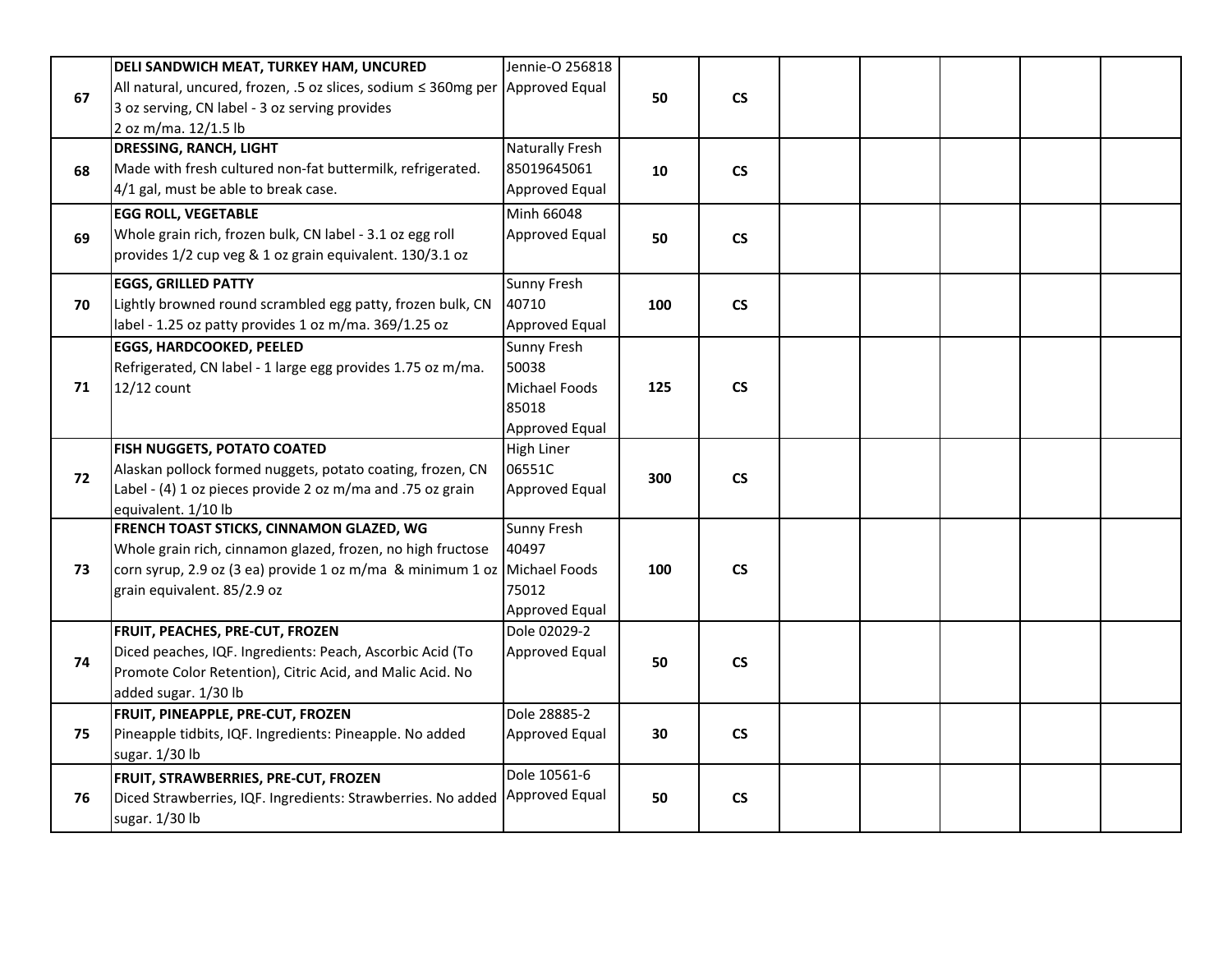| | | | | | | | | | | |
|---|---|---|---|---|---|---|---|---|---|---|
| 67 | **DELI SANDWICH MEAT, TURKEY HAM, UNCURED** All natural, uncured, frozen, .5 oz slices, sodium ≤ 360mg per 3 oz serving, CN label - 3 oz serving provides 2 oz m/ma. 12/1.5 lb | Jennie-O 256818 Approved Equal | **50** | **CS** | | | | | | |
| 68 | **DRESSING, RANCH, LIGHT** Made with fresh cultured non-fat buttermilk, refrigerated. 4/1 gal, must be able to break case. | Naturally Fresh 85019645061 Approved Equal | **10** | **CS** | | | | | | |
| 69 | **EGG ROLL, VEGETABLE** Whole grain rich, frozen bulk, CN label - 3.1 oz egg roll provides 1/2 cup veg & 1 oz grain equivalent. 130/3.1 oz | Minh 66048 Approved Equal | **50** | **CS** | | | | | | |
| 70 | **EGGS, GRILLED PATTY** Lightly browned round scrambled egg patty, frozen bulk, CN label - 1.25 oz patty provides 1 oz m/ma. 369/1.25 oz | Sunny Fresh 40710 Approved Equal | **100** | **CS** | | | | | | |
| 71 | **EGGS, HARDCOOKED, PEELED** Refrigerated, CN label - 1 large egg provides 1.75 oz m/ma. 12/12 count | Sunny Fresh 50038 Michael Foods 85018 Approved Equal | **125** | **CS** | | | | | | |
| 72 | **FISH NUGGETS, POTATO COATED** Alaskan pollock formed nuggets, potato coating, frozen, CN Label - (4) 1 oz pieces provide 2 oz m/ma and .75 oz grain equivalent. 1/10 lb | High Liner 06551C Approved Equal | **300** | **CS** | | | | | | |
| 73 | **FRENCH TOAST STICKS, CINNAMON GLAZED, WG** Whole grain rich, cinnamon glazed, frozen, no high fructose corn syrup, 2.9 oz (3 ea) provide 1 oz m/ma & minimum 1 oz grain equivalent. 85/2.9 oz | Sunny Fresh 40497 Michael Foods 75012 Approved Equal | **100** | **CS** | | | | | | |
| 74 | **FRUIT, PEACHES, PRE-CUT, FROZEN** Diced peaches, IQF. Ingredients: Peach, Ascorbic Acid (To Promote Color Retention), Citric Acid, and Malic Acid. No added sugar. 1/30 lb | Dole 02029-2 Approved Equal | **50** | **CS** | | | | | | |
| 75 | **FRUIT, PINEAPPLE, PRE-CUT, FROZEN** Pineapple tidbits, IQF. Ingredients: Pineapple. No added sugar. 1/30 lb | Dole 28885-2 Approved Equal | **30** | **CS** | | | | | | |
| 76 | **FRUIT, STRAWBERRIES, PRE-CUT, FROZEN** Diced Strawberries, IQF. Ingredients: Strawberries. No added sugar. 1/30 lb | Dole 10561-6 Approved Equal | **50** | **CS** | | | | | | |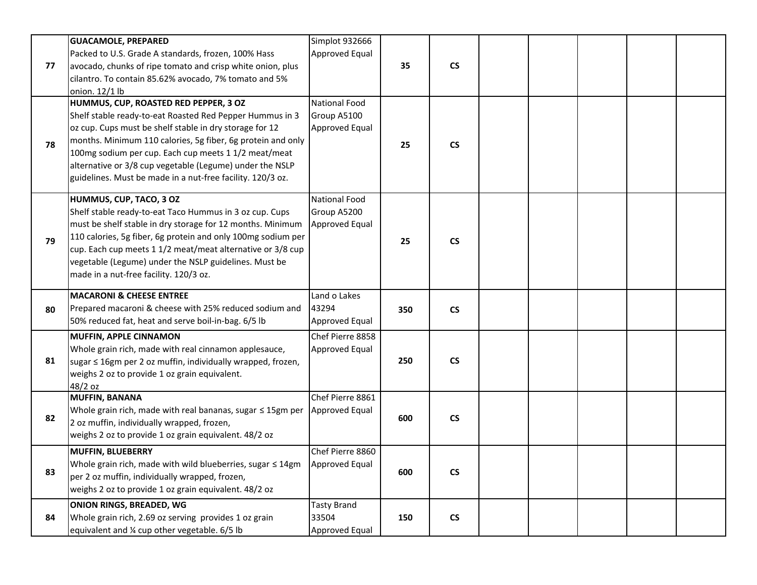| | | | | | | | | | |
|---|---|---|---|---|---|---|---|---|---|
| 77 | **GUACAMOLE, PREPARED**<br>Packed to U.S. Grade A standards, frozen, 100% Hass avocado, chunks of ripe tomato and crisp white onion, plus cilantro. To contain 85.62% avocado, 7% tomato and 5% onion. 12/1 lb | Simplot 932666<br>Approved Equal | 35 | CS | | | | | |
| 78 | **HUMMUS, CUP, ROASTED RED PEPPER, 3 OZ**<br>Shelf stable ready-to-eat Roasted Red Pepper Hummus in 3 oz cup. Cups must be shelf stable in dry storage for 12 months. Minimum 110 calories, 5g fiber, 6g protein and only 100mg sodium per cup. Each cup meets 1 1/2 meat/meat alternative or 3/8 cup vegetable (Legume) under the NSLP guidelines. Must be made in a nut-free facility. 120/3 oz. | National Food Group A5100<br>Approved Equal | 25 | CS | | | | | |
| 79 | **HUMMUS, CUP, TACO, 3 OZ**<br>Shelf stable ready-to-eat Taco Hummus in 3 oz cup. Cups must be shelf stable in dry storage for 12 months. Minimum 110 calories, 5g fiber, 6g protein and only 100mg sodium per cup. Each cup meets 1 1/2 meat/meat alternative or 3/8 cup vegetable (Legume) under the NSLP guidelines. Must be made in a nut-free facility. 120/3 oz. | National Food Group A5200<br>Approved Equal | 25 | CS | | | | | |
| 80 | **MACARONI & CHEESE ENTREE**<br>Prepared macaroni & cheese with 25% reduced sodium and 50% reduced fat, heat and serve boil-in-bag. 6/5 lb | Land o Lakes 43294<br>Approved Equal | 350 | CS | | | | | |
| 81 | **MUFFIN, APPLE CINNAMON**<br>Whole grain rich, made with real cinnamon applesauce, sugar ≤ 16gm per 2 oz muffin, individually wrapped, frozen, weighs 2 oz to provide 1 oz grain equivalent.<br>48/2 oz | Chef Pierre 8858<br>Approved Equal | 250 | CS | | | | | |
| 82 | **MUFFIN, BANANA**<br>Whole grain rich, made with real bananas, sugar ≤ 15gm per 2 oz muffin, individually wrapped, frozen,<br>weighs 2 oz to provide 1 oz grain equivalent. 48/2 oz | Chef Pierre 8861<br>Approved Equal | 600 | CS | | | | | |
| 83 | **MUFFIN, BLUEBERRY**<br>Whole grain rich, made with wild blueberries, sugar ≤ 14gm per 2 oz muffin, individually wrapped, frozen,<br>weighs 2 oz to provide 1 oz grain equivalent. 48/2 oz | Chef Pierre 8860<br>Approved Equal | 600 | CS | | | | | |
| 84 | **ONION RINGS, BREADED, WG**<br>Whole grain rich, 2.69 oz serving provides 1 oz grain equivalent and ¼ cup other vegetable. 6/5 lb | Tasty Brand 33504<br>Approved Equal | 150 | CS | | | | | |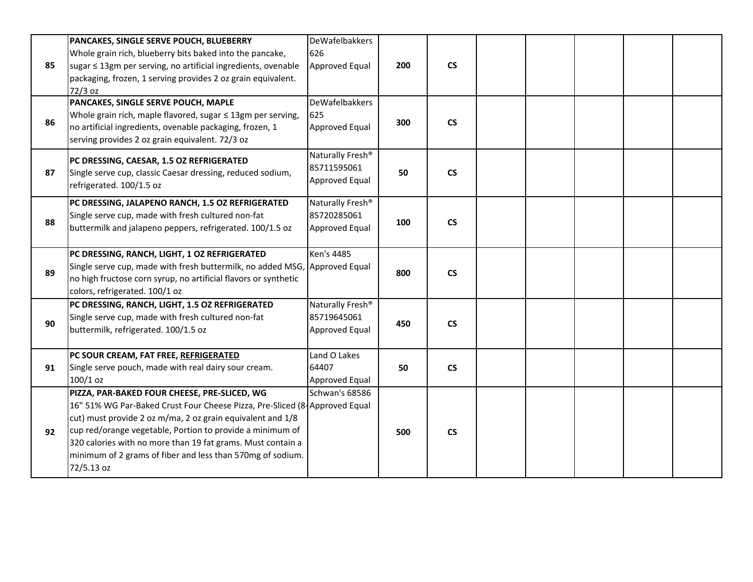| | | | | | | | | | | |
|---|---|---|---|---|---|---|---|---|---|---|
| 85 | **PANCAKES, SINGLE SERVE POUCH, BLUEBERRY**<br>Whole grain rich, blueberry bits baked into the pancake, sugar ≤ 13gm per serving, no artificial ingredients, ovenable packaging, frozen, 1 serving provides 2 oz grain equivalent. 72/3 oz | DeWafelbakkers 626<br>Approved Equal | **200** | **CS** | | | | | | |
| 86 | **PANCAKES, SINGLE SERVE POUCH, MAPLE**<br>Whole grain rich, maple flavored, sugar ≤ 13gm per serving, no artificial ingredients, ovenable packaging, frozen, 1 serving provides 2 oz grain equivalent. 72/3 oz | DeWafelbakkers 625<br>Approved Equal | **300** | **CS** | | | | | | |
| 87 | **PC DRESSING, CAESAR, 1.5 OZ REFRIGERATED**<br>Single serve cup, classic Caesar dressing, reduced sodium, refrigerated. 100/1.5 oz | Naturally Fresh® 85711595061<br>Approved Equal | **50** | **CS** | | | | | | |
| 88 | **PC DRESSING, JALAPENO RANCH, 1.5 OZ REFRIGERATED**<br>Single serve cup, made with fresh cultured non-fat buttermilk and jalapeno peppers, refrigerated. 100/1.5 oz | Naturally Fresh® 85720285061<br>Approved Equal | **100** | **CS** | | | | | | |
| 89 | **PC DRESSING, RANCH, LIGHT, 1 OZ REFRIGERATED**<br>Single serve cup, made with fresh buttermilk, no added MSG, no high fructose corn syrup, no artificial flavors or synthetic colors, refrigerated. 100/1 oz | Ken's 4485<br>Approved Equal | **800** | **CS** | | | | | | |
| 90 | **PC DRESSING, RANCH, LIGHT, 1.5 OZ REFRIGERATED**<br>Single serve cup, made with fresh cultured non-fat buttermilk, refrigerated. 100/1.5 oz | Naturally Fresh® 85719645061<br>Approved Equal | **450** | **CS** | | | | | | |
| 91 | **PC SOUR CREAM, FAT FREE, <u>REFRIGERATED</u>**<br>Single serve pouch, made with real dairy sour cream. 100/1 oz | Land O Lakes 64407<br>Approved Equal | **50** | **CS** | | | | | | |
| 92 | **PIZZA, PAR-BAKED FOUR CHEESE, PRE-SLICED, WG**<br>16" 51% WG Par-Baked Crust Four Cheese Pizza, Pre-Sliced (8-cut) must provide 2 oz m/ma, 2 oz grain equivalent and 1/8 cup red/orange vegetable, Portion to provide a minimum of 320 calories with no more than 19 fat grams. Must contain a minimum of 2 grams of fiber and less than 570mg of sodium. 72/5.13 oz | Schwan's 68586<br>Approved Equal | **500** | **CS** | | | | | | |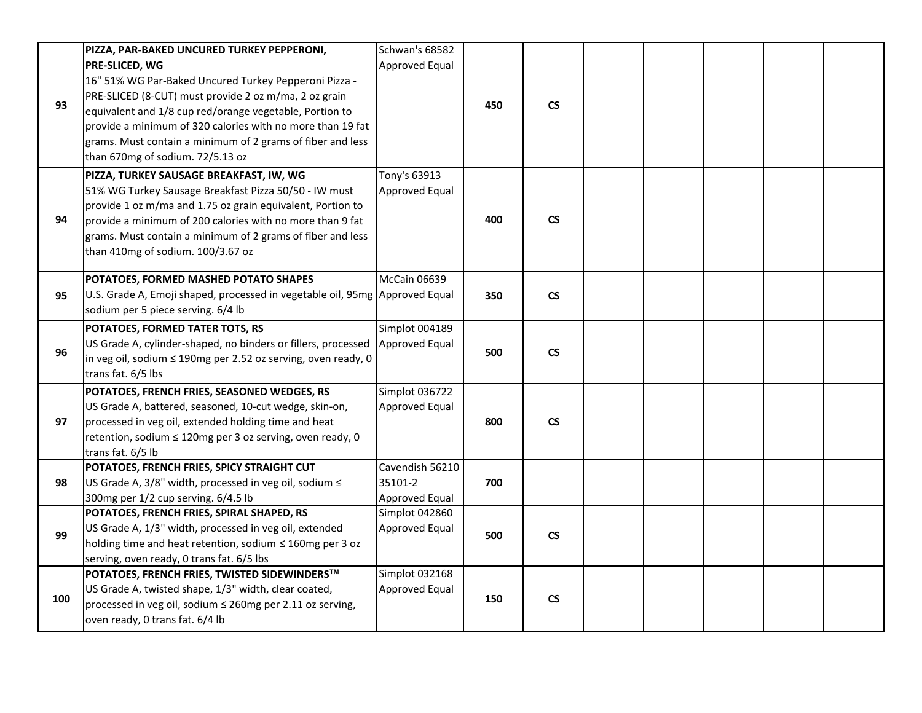| | | | | | | | | | | |
|---|---|---|---|---|---|---|---|---|---|---|
| 93 | **PIZZA, PAR-BAKED UNCURED TURKEY PEPPERONI, PRE-SLICED, WG**<br>16" 51% WG Par-Baked Uncured Turkey Pepperoni Pizza - PRE-SLICED (8-CUT) must provide 2 oz m/ma, 2 oz grain equivalent and 1/8 cup red/orange vegetable, Portion to provide a minimum of 320 calories with no more than 19 fat grams. Must contain a minimum of 2 grams of fiber and less than 670mg of sodium. 72/5.13 oz | Schwan's 68582<br>Approved Equal | **450** | **CS** | | | | | | |
| 94 | **PIZZA, TURKEY SAUSAGE BREAKFAST, IW, WG**<br>51% WG Turkey Sausage Breakfast Pizza 50/50 - IW must provide 1 oz m/ma and 1.75 oz grain equivalent, Portion to provide a minimum of 200 calories with no more than 9 fat grams. Must contain a minimum of 2 grams of fiber and less than 410mg of sodium. 100/3.67 oz | Tony's 63913<br>Approved Equal | **400** | **CS** | | | | | | |
| 95 | **POTATOES, FORMED MASHED POTATO SHAPES**<br>U.S. Grade A, Emoji shaped, processed in vegetable oil, 95mg sodium per 5 piece serving. 6/4 lb | McCain 06639<br>Approved Equal | **350** | **CS** | | | | | | |
| 96 | **POTATOES, FORMED TATER TOTS, RS**<br>US Grade A, cylinder-shaped, no binders or fillers, processed in veg oil, sodium ≤ 190mg per 2.52 oz serving, oven ready, 0 trans fat. 6/5 lbs | Simplot 004189<br>Approved Equal | **500** | **CS** | | | | | | |
| 97 | **POTATOES, FRENCH FRIES, SEASONED WEDGES, RS**<br>US Grade A, battered, seasoned, 10-cut wedge, skin-on, processed in veg oil, extended holding time and heat retention, sodium ≤ 120mg per 3 oz serving, oven ready, 0 trans fat. 6/5 lb | Simplot 036722<br>Approved Equal | **800** | **CS** | | | | | | |
| 98 | **POTATOES, FRENCH FRIES, SPICY STRAIGHT CUT**<br>US Grade A, 3/8" width, processed in veg oil, sodium ≤ 300mg per 1/2 cup serving. 6/4.5 lb | Cavendish 56210<br>35101-2<br>Approved Equal | **700** | | | | | | | |
| 99 | **POTATOES, FRENCH FRIES, SPIRAL SHAPED, RS**<br>US Grade A, 1/3" width, processed in veg oil, extended holding time and heat retention, sodium ≤ 160mg per 3 oz serving, oven ready, 0 trans fat. 6/5 lbs | Simplot 042860<br>Approved Equal | **500** | **CS** | | | | | | |
| 100 | **POTATOES, FRENCH FRIES, TWISTED SIDEWINDERS™**<br>US Grade A, twisted shape, 1/3" width, clear coated, processed in veg oil, sodium ≤ 260mg per 2.11 oz serving, oven ready, 0 trans fat. 6/4 lb | Simplot 032168<br>Approved Equal | **150** | **CS** | | | | | | |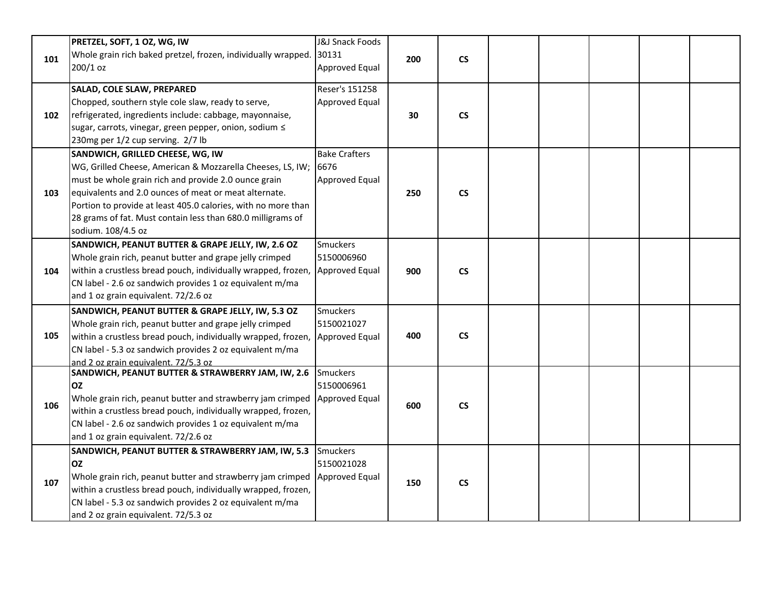| | | | | | | | | | |
|---|---|---|---|---|---|---|---|---|---|
| 101 | **PRETZEL, SOFT, 1 OZ, WG, IW**<br>Whole grain rich baked pretzel, frozen, individually wrapped. 200/1 oz | J&J Snack Foods 30131 Approved Equal | **200** | **CS** | | | | | |
| 102 | **SALAD, COLE SLAW, PREPARED**<br>Chopped, southern style cole slaw, ready to serve, refrigerated, ingredients include: cabbage, mayonnaise, sugar, carrots, vinegar, green pepper, onion, sodium ≤ 230mg per 1/2 cup serving. 2/7 lb | Reser's 151258 Approved Equal | **30** | **CS** | | | | | |
| 103 | **SANDWICH, GRILLED CHEESE, WG, IW**<br>WG, Grilled Cheese, American & Mozzarella Cheeses, LS, IW; must be whole grain rich and provide 2.0 ounce grain equivalents and 2.0 ounces of meat or meat alternate. Portion to provide at least 405.0 calories, with no more than 28 grams of fat. Must contain less than 680.0 milligrams of sodium. 108/4.5 oz | Bake Crafters 6676 Approved Equal | **250** | **CS** | | | | | |
| 104 | **SANDWICH, PEANUT BUTTER & GRAPE JELLY, IW, 2.6 OZ**<br>Whole grain rich, peanut butter and grape jelly crimped within a crustless bread pouch, individually wrapped, frozen, CN label - 2.6 oz sandwich provides 1 oz equivalent m/ma and 1 oz grain equivalent. 72/2.6 oz | Smuckers 5150006960 Approved Equal | **900** | **CS** | | | | | |
| 105 | **SANDWICH, PEANUT BUTTER & GRAPE JELLY, IW, 5.3 OZ**<br>Whole grain rich, peanut butter and grape jelly crimped within a crustless bread pouch, individually wrapped, frozen, CN label - 5.3 oz sandwich provides 2 oz equivalent m/ma and 2 oz grain equivalent. 72/5.3 oz | Smuckers 5150021027 Approved Equal | **400** | **CS** | | | | | |
| 106 | **SANDWICH, PEANUT BUTTER & STRAWBERRY JAM, IW, 2.6 OZ**<br>Whole grain rich, peanut butter and strawberry jam crimped within a crustless bread pouch, individually wrapped, frozen, CN label - 2.6 oz sandwich provides 1 oz equivalent m/ma and 1 oz grain equivalent. 72/2.6 oz | Smuckers 5150006961 Approved Equal | **600** | **CS** | | | | | |
| 107 | **SANDWICH, PEANUT BUTTER & STRAWBERRY JAM, IW, 5.3 OZ**<br>Whole grain rich, peanut butter and strawberry jam crimped within a crustless bread pouch, individually wrapped, frozen, CN label - 5.3 oz sandwich provides 2 oz equivalent m/ma and 2 oz grain equivalent. 72/5.3 oz | Smuckers 5150021028 Approved Equal | **150** | **CS** | | | | | |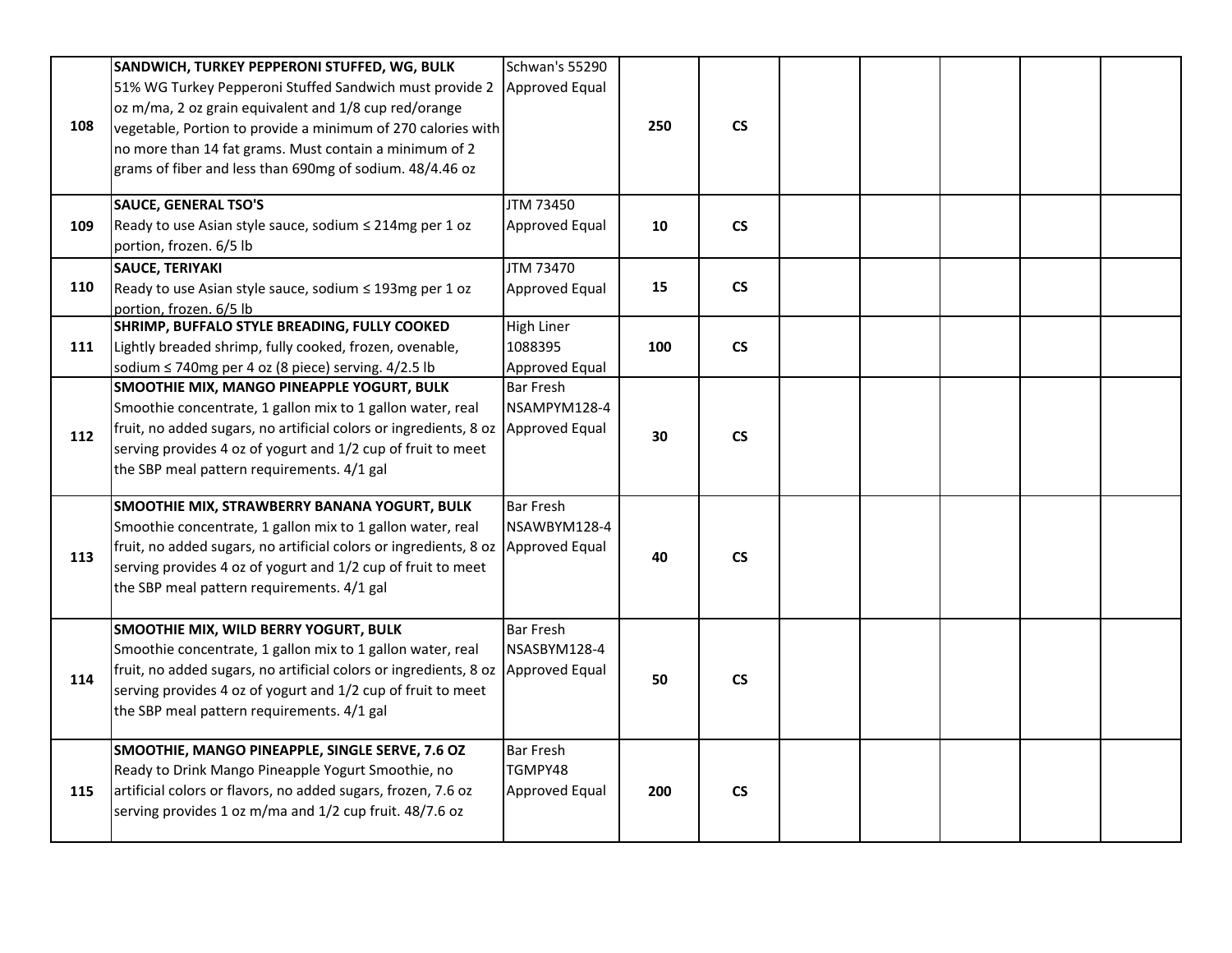| | | | | | | | | | | |
|---|---|---|---|---|---|---|---|---|---|---|
| 108 | **SANDWICH, TURKEY PEPPERONI STUFFED, WG, BULK**<br>51% WG Turkey Pepperoni Stuffed Sandwich must provide 2 oz m/ma, 2 oz grain equivalent and 1/8 cup red/orange vegetable, Portion to provide a minimum of 270 calories with no more than 14 fat grams. Must contain a minimum of 2 grams of fiber and less than 690mg of sodium. 48/4.46 oz | Schwan's 55290<br>Approved Equal | 250 | CS | | | | | | |
| 109 | **SAUCE, GENERAL TSO'S**<br>Ready to use Asian style sauce, sodium ≤ 214mg per 1 oz portion, frozen. 6/5 lb | JTM 73450<br>Approved Equal | 10 | CS | | | | | | |
| 110 | **SAUCE, TERIYAKI**<br>Ready to use Asian style sauce, sodium ≤ 193mg per 1 oz portion, frozen. 6/5 lb | JTM 73470<br>Approved Equal | 15 | CS | | | | | | |
| 111 | **SHRIMP, BUFFALO STYLE BREADING, FULLY COOKED**<br>Lightly breaded shrimp, fully cooked, frozen, ovenable, sodium ≤ 740mg per 4 oz (8 piece) serving. 4/2.5 lb | High Liner<br>1088395<br>Approved Equal | 100 | CS | | | | | | |
| 112 | **SMOOTHIE MIX, MANGO PINEAPPLE YOGURT, BULK**<br>Smoothie concentrate, 1 gallon mix to 1 gallon water, real fruit, no added sugars, no artificial colors or ingredients, 8 oz serving provides 4 oz of yogurt and 1/2 cup of fruit to meet the SBP meal pattern requirements. 4/1 gal | Bar Fresh<br>NSAMPYM128-4<br>Approved Equal | 30 | CS | | | | | | |
| 113 | **SMOOTHIE MIX, STRAWBERRY BANANA YOGURT, BULK**<br>Smoothie concentrate, 1 gallon mix to 1 gallon water, real fruit, no added sugars, no artificial colors or ingredients, 8 oz serving provides 4 oz of yogurt and 1/2 cup of fruit to meet the SBP meal pattern requirements. 4/1 gal | Bar Fresh<br>NSAWBYM128-4<br>Approved Equal | 40 | CS | | | | | | |
| 114 | **SMOOTHIE MIX, WILD BERRY YOGURT, BULK**<br>Smoothie concentrate, 1 gallon mix to 1 gallon water, real fruit, no added sugars, no artificial colors or ingredients, 8 oz serving provides 4 oz of yogurt and 1/2 cup of fruit to meet the SBP meal pattern requirements. 4/1 gal | Bar Fresh<br>NSASBYM128-4<br>Approved Equal | 50 | CS | | | | | | |
| 115 | **SMOOTHIE, MANGO PINEAPPLE, SINGLE SERVE, 7.6 OZ**<br>Ready to Drink Mango Pineapple Yogurt Smoothie, no artificial colors or flavors, no added sugars, frozen, 7.6 oz serving provides 1 oz m/ma and 1/2 cup fruit. 48/7.6 oz | Bar Fresh<br>TGMPY48<br>Approved Equal | 200 | CS | | | | | | |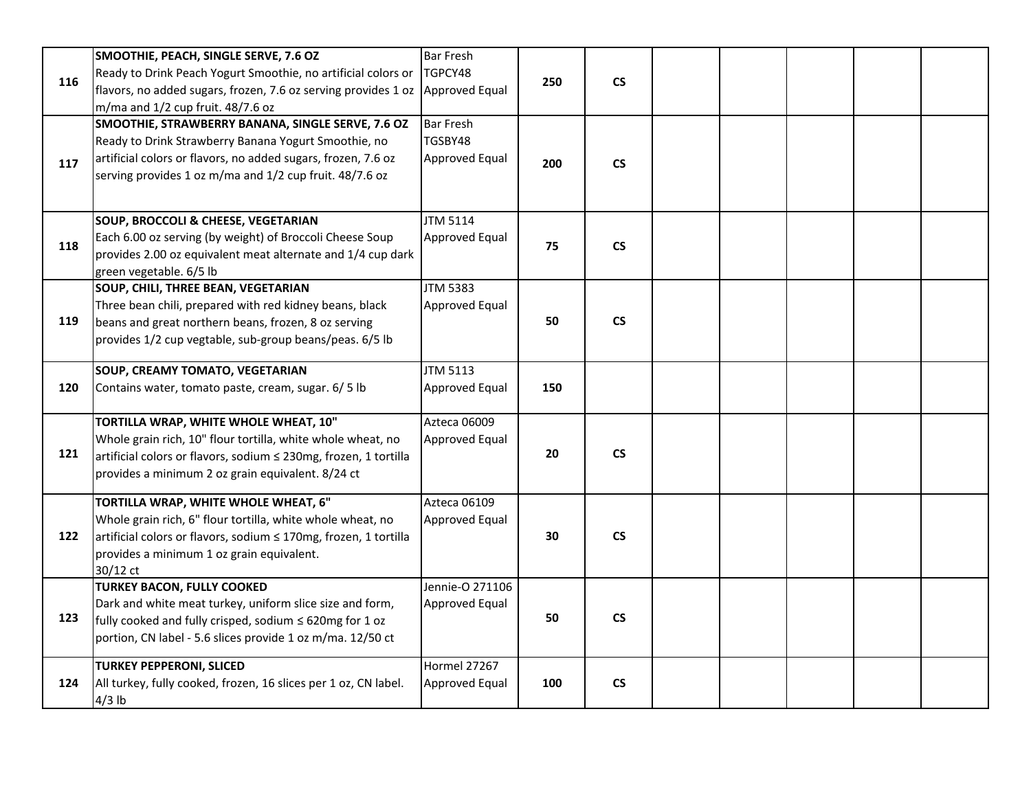| | | | | | | | | | |
|---|---|---|---|---|---|---|---|---|---|
| 116 | **SMOOTHIE, PEACH, SINGLE SERVE, 7.6 OZ**<br>Ready to Drink Peach Yogurt Smoothie, no artificial colors or flavors, no added sugars, frozen, 7.6 oz serving provides 1 oz m/ma and 1/2 cup fruit. 48/7.6 oz | Bar Fresh<br>TGPCY48<br>Approved Equal | **250** | **CS** | | | | | |
| 117 | **SMOOTHIE, STRAWBERRY BANANA, SINGLE SERVE, 7.6 OZ**<br>Ready to Drink Strawberry Banana Yogurt Smoothie, no artificial colors or flavors, no added sugars, frozen, 7.6 oz serving provides 1 oz m/ma and 1/2 cup fruit. 48/7.6 oz | Bar Fresh<br>TGSBY48<br>Approved Equal | **200** | **CS** | | | | | |
| 118 | **SOUP, BROCCOLI & CHEESE, VEGETARIAN**<br>Each 6.00 oz serving (by weight) of Broccoli Cheese Soup provides 2.00 oz equivalent meat alternate and 1/4 cup dark green vegetable. 6/5 lb | JTM 5114<br>Approved Equal | **75** | **CS** | | | | | |
| 119 | **SOUP, CHILI, THREE BEAN, VEGETARIAN**<br>Three bean chili, prepared with red kidney beans, black beans and great northern beans, frozen, 8 oz serving provides 1/2 cup vegtable, sub-group beans/peas. 6/5 lb | JTM 5383<br>Approved Equal | **50** | **CS** | | | | | |
| 120 | **SOUP, CREAMY TOMATO, VEGETARIAN**<br>Contains water, tomato paste, cream, sugar. 6/ 5 lb | JTM 5113<br>Approved Equal | **150** | | | | | | |
| 121 | **TORTILLA WRAP, WHITE WHOLE WHEAT, 10"**<br>Whole grain rich, 10" flour tortilla, white whole wheat, no artificial colors or flavors, sodium ≤ 230mg, frozen, 1 tortilla provides a minimum 2 oz grain equivalent. 8/24 ct | Azteca 06009<br>Approved Equal | **20** | **CS** | | | | | |
| 122 | **TORTILLA WRAP, WHITE WHOLE WHEAT, 6"**<br>Whole grain rich, 6" flour tortilla, white whole wheat, no artificial colors or flavors, sodium ≤ 170mg, frozen, 1 tortilla provides a minimum 1 oz grain equivalent.<br>30/12 ct | Azteca 06109<br>Approved Equal | **30** | **CS** | | | | | |
| 123 | **TURKEY BACON, FULLY COOKED**<br>Dark and white meat turkey, uniform slice size and form, fully cooked and fully crisped, sodium ≤ 620mg for 1 oz portion, CN label - 5.6 slices provide 1 oz m/ma. 12/50 ct | Jennie-O 271106<br>Approved Equal | **50** | **CS** | | | | | |
| 124 | **TURKEY PEPPERONI, SLICED**<br>All turkey, fully cooked, frozen, 16 slices per 1 oz, CN label. 4/3 lb | Hormel 27267<br>Approved Equal | **100** | **CS** | | | | | |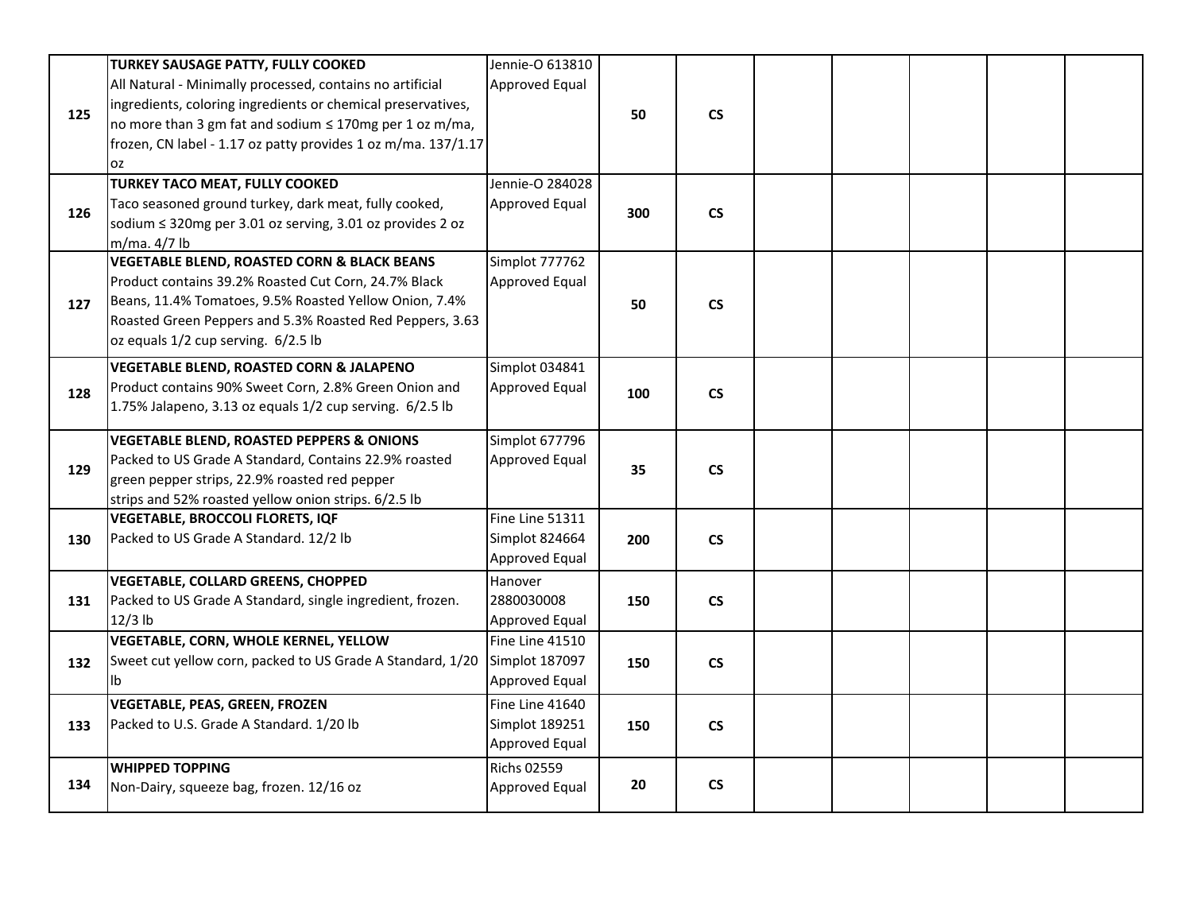| | | | | | | | | | | |
|---|---|---|---|---|---|---|---|---|---|---|
| 125 | **TURKEY SAUSAGE PATTY, FULLY COOKED** All Natural - Minimally processed, contains no artificial ingredients, coloring ingredients or chemical preservatives, no more than 3 gm fat and sodium ≤ 170mg per 1 oz m/ma, frozen, CN label - 1.17 oz patty provides 1 oz m/ma. 137/1.17 oz | Jennie-O 613810 Approved Equal | 50 | CS | | | | | | |
| 126 | **TURKEY TACO MEAT, FULLY COOKED** Taco seasoned ground turkey, dark meat, fully cooked, sodium ≤ 320mg per 3.01 oz serving, 3.01 oz provides 2 oz m/ma. 4/7 lb | Jennie-O 284028 Approved Equal | 300 | CS | | | | | | |
| 127 | **VEGETABLE BLEND, ROASTED CORN & BLACK BEANS** Product contains 39.2% Roasted Cut Corn, 24.7% Black Beans, 11.4% Tomatoes, 9.5% Roasted Yellow Onion, 7.4% Roasted Green Peppers and 5.3% Roasted Red Peppers, 3.63 oz equals 1/2 cup serving. 6/2.5 lb | Simplot 777762 Approved Equal | 50 | CS | | | | | | |
| 128 | **VEGETABLE BLEND, ROASTED CORN & JALAPENO** Product contains 90% Sweet Corn, 2.8% Green Onion and 1.75% Jalapeno, 3.13 oz equals 1/2 cup serving. 6/2.5 lb | Simplot 034841 Approved Equal | 100 | CS | | | | | | |
| 129 | **VEGETABLE BLEND, ROASTED PEPPERS & ONIONS** Packed to US Grade A Standard, Contains 22.9% roasted green pepper strips, 22.9% roasted red pepper strips and 52% roasted yellow onion strips. 6/2.5 lb | Simplot 677796 Approved Equal | 35 | CS | | | | | | |
| 130 | **VEGETABLE, BROCCOLI FLORETS, IQF** Packed to US Grade A Standard. 12/2 lb | Fine Line 51311 Simplot 824664 Approved Equal | 200 | CS | | | | | | |
| 131 | **VEGETABLE, COLLARD GREENS, CHOPPED** Packed to US Grade A Standard, single ingredient, frozen. 12/3 lb | Hanover 2880030008 Approved Equal | 150 | CS | | | | | | |
| 132 | **VEGETABLE, CORN, WHOLE KERNEL, YELLOW** Sweet cut yellow corn, packed to US Grade A Standard, 1/20 lb | Fine Line 41510 Simplot 187097 Approved Equal | 150 | CS | | | | | | |
| 133 | **VEGETABLE, PEAS, GREEN, FROZEN** Packed to U.S. Grade A Standard. 1/20 lb | Fine Line 41640 Simplot 189251 Approved Equal | 150 | CS | | | | | | |
| 134 | **WHIPPED TOPPING** Non-Dairy, squeeze bag, frozen. 12/16 oz | Richs 02559 Approved Equal | 20 | CS | | | | | | |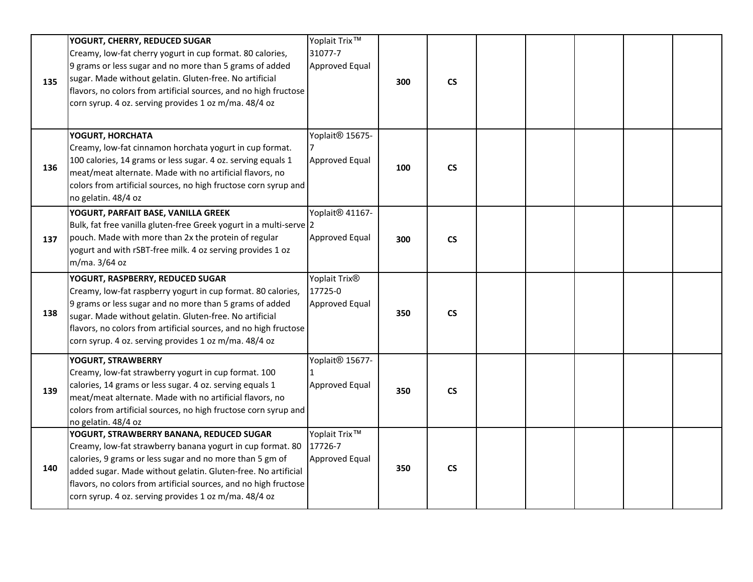| | | | | | | | | | | |
|---|---|---|---|---|---|---|---|---|---|---|
| 135 | **YOGURT, CHERRY, REDUCED SUGAR** Creamy, low-fat cherry yogurt in cup format. 80 calories, 9 grams or less sugar and no more than 5 grams of added sugar. Made without gelatin. Gluten-free. No artificial flavors, no colors from artificial sources, and no high fructose corn syrup. 4 oz. serving provides 1 oz m/ma. 48/4 oz | Yoplait Trix™ 31077-7 Approved Equal | **300** | **CS** | | | | | | |
| 136 | **YOGURT, HORCHATA** Creamy, low-fat cinnamon horchata yogurt in cup format. 100 calories, 14 grams or less sugar. 4 oz. serving equals 1 meat/meat alternate. Made with no artificial flavors, no colors from artificial sources, no high fructose corn syrup and no gelatin. 48/4 oz | Yoplait® 15675-7 Approved Equal | **100** | **CS** | | | | | | |
| 137 | **YOGURT, PARFAIT BASE, VANILLA GREEK** Bulk, fat free vanilla gluten-free Greek yogurt in a multi-serve pouch. Made with more than 2x the protein of regular yogurt and with rSBT-free milk. 4 oz serving provides 1 oz m/ma. 3/64 oz | Yoplait® 41167-2 Approved Equal | **300** | **CS** | | | | | | |
| 138 | **YOGURT, RASPBERRY, REDUCED SUGAR** Creamy, low-fat raspberry yogurt in cup format. 80 calories, 9 grams or less sugar and no more than 5 grams of added sugar. Made without gelatin. Gluten-free. No artificial flavors, no colors from artificial sources, and no high fructose corn syrup. 4 oz. serving provides 1 oz m/ma. 48/4 oz | Yoplait Trix® 17725-0 Approved Equal | **350** | **CS** | | | | | | |
| 139 | **YOGURT, STRAWBERRY** Creamy, low-fat strawberry yogurt in cup format. 100 calories, 14 grams or less sugar. 4 oz. serving equals 1 meat/meat alternate. Made with no artificial flavors, no colors from artificial sources, no high fructose corn syrup and no gelatin. 48/4 oz | Yoplait® 15677-1 Approved Equal | **350** | **CS** | | | | | | |
| 140 | **YOGURT, STRAWBERRY BANANA, REDUCED SUGAR** Creamy, low-fat strawberry banana yogurt in cup format. 80 calories, 9 grams or less sugar and no more than 5 gm of added sugar. Made without gelatin. Gluten-free. No artificial flavors, no colors from artificial sources, and no high fructose corn syrup. 4 oz. serving provides 1 oz m/ma. 48/4 oz | Yoplait Trix™ 17726-7 Approved Equal | **350** | **CS** | | | | | | |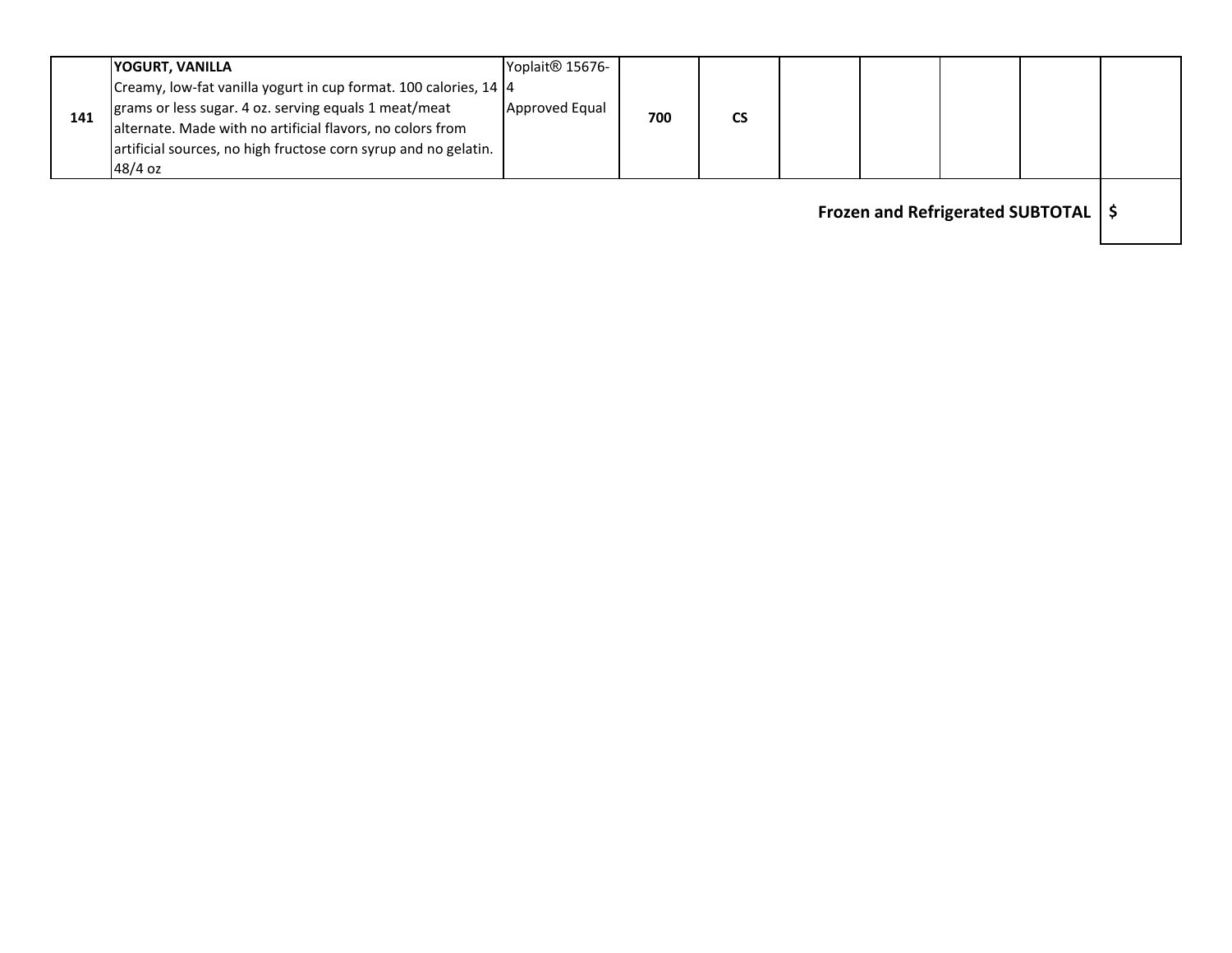| | | | | | | | | | |
|---|---|---|---|---|---|---|---|---|---|
| 141 | **YOGURT, VANILLA** Creamy, low-fat vanilla yogurt in cup format. 100 calories, 14 grams or less sugar. 4 oz. serving equals 1 meat/meat alternate. Made with no artificial flavors, no colors from artificial sources, no high fructose corn syrup and no gelatin. 48/4 oz | Yoplait® 15676-4 Approved Equal | **700** | **CS** | | | | | |

| | |
|---|---|
| **Frozen and Refrigerated SUBTOTAL** | **$** |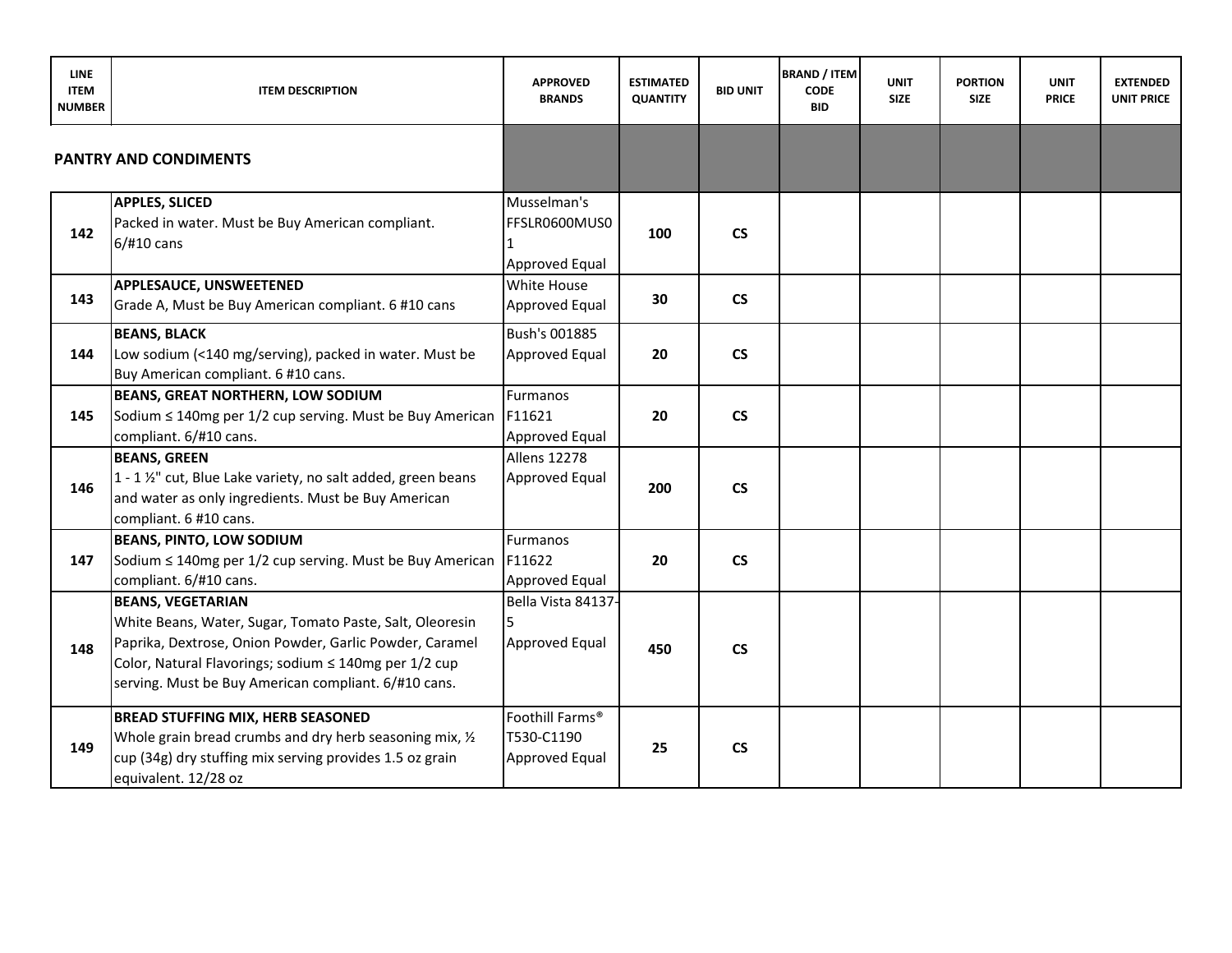| LINE ITEM NUMBER | ITEM DESCRIPTION | APPROVED BRANDS | ESTIMATED QUANTITY | BID UNIT | BRAND / ITEM CODE BID | UNIT SIZE | PORTION SIZE | UNIT PRICE | EXTENDED UNIT PRICE |
|---|---|---|---|---|---|---|---|---|---|
| **PANTRY AND CONDIMENTS** | | | | | | | | | |
| **142** | **APPLES, SLICED**<br>Packed in water. Must be Buy American compliant.<br>6/#10 cans | Musselman's FFSLR0600MUS01<br>Approved Equal | **100** | **CS** | | | | | |
| **143** | **APPLESAUCE, UNSWEETENED**<br>Grade A, Must be Buy American compliant. 6 #10 cans | White House<br>Approved Equal | **30** | **CS** | | | | | |
| **144** | **BEANS, BLACK**<br>Low sodium (<140 mg/serving), packed in water. Must be Buy American compliant. 6 #10 cans. | Bush's 001885<br>Approved Equal | **20** | **CS** | | | | | |
| **145** | **BEANS, GREAT NORTHERN, LOW SODIUM**<br>Sodium ≤ 140mg per 1/2 cup serving. Must be Buy American compliant. 6/#10 cans. | Furmanos<br>F11621<br>Approved Equal | **20** | **CS** | | | | | |
| **146** | **BEANS, GREEN**<br>1 - 1 ½" cut, Blue Lake variety, no salt added, green beans and water as only ingredients. Must be Buy American compliant. 6 #10 cans. | Allens 12278<br>Approved Equal | **200** | **CS** | | | | | |
| **147** | **BEANS, PINTO, LOW SODIUM**<br>Sodium ≤ 140mg per 1/2 cup serving. Must be Buy American compliant. 6/#10 cans. | Furmanos<br>F11622<br>Approved Equal | **20** | **CS** | | | | | |
| **148** | **BEANS, VEGETARIAN**<br>White Beans, Water, Sugar, Tomato Paste, Salt, Oleoresin Paprika, Dextrose, Onion Powder, Garlic Powder, Caramel Color, Natural Flavorings; sodium ≤ 140mg per 1/2 cup serving. Must be Buy American compliant. 6/#10 cans. | Bella Vista 84137-5<br>Approved Equal | **450** | **CS** | | | | | |
| **149** | **BREAD STUFFING MIX, HERB SEASONED**<br>Whole grain bread crumbs and dry herb seasoning mix, ½ cup (34g) dry stuffing mix serving provides 1.5 oz grain equivalent. 12/28 oz | Foothill Farms®<br>T530-C1190<br>Approved Equal | **25** | **CS** | | | | | |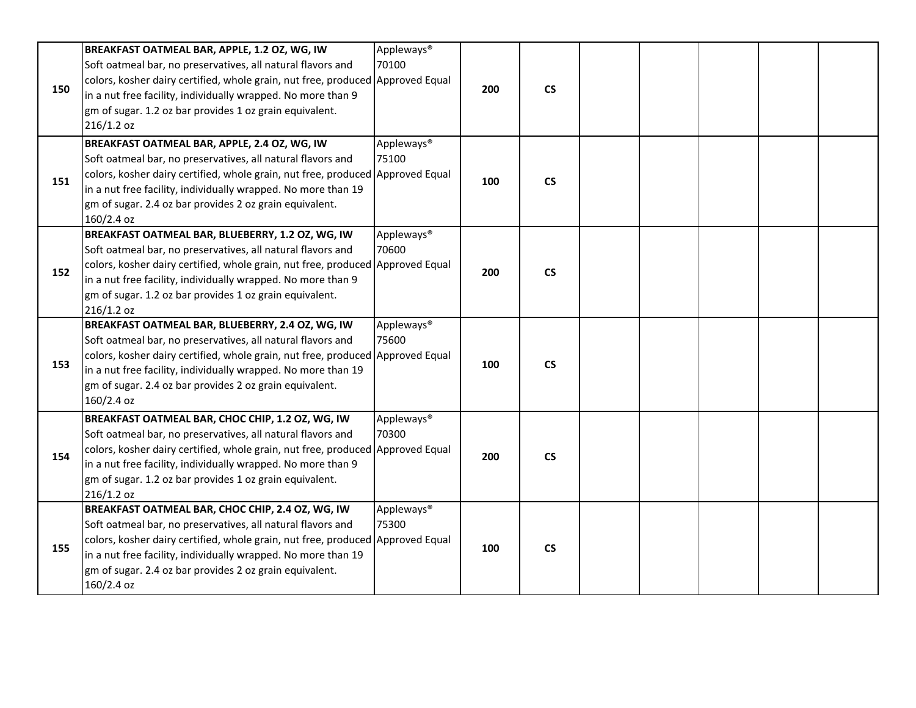| | | | | | | | | | | |
|---|---|---|---|---|---|---|---|---|---|---|
| **150** | **BREAKFAST OATMEAL BAR, APPLE, 1.2 OZ, WG, IW** Soft oatmeal bar, no preservatives, all natural flavors and colors, kosher dairy certified, whole grain, nut free, produced in a nut free facility, individually wrapped. No more than 9 gm of sugar. 1.2 oz bar provides 1 oz grain equivalent. 216/1.2 oz | Appleways® 70100 Approved Equal | **200** | **CS** | | | | | | |
| **151** | **BREAKFAST OATMEAL BAR, APPLE, 2.4 OZ, WG, IW** Soft oatmeal bar, no preservatives, all natural flavors and colors, kosher dairy certified, whole grain, nut free, produced in a nut free facility, individually wrapped. No more than 19 gm of sugar. 2.4 oz bar provides 2 oz grain equivalent. 160/2.4 oz | Appleways® 75100 Approved Equal | **100** | **CS** | | | | | | |
| **152** | **BREAKFAST OATMEAL BAR, BLUEBERRY, 1.2 OZ, WG, IW** Soft oatmeal bar, no preservatives, all natural flavors and colors, kosher dairy certified, whole grain, nut free, produced in a nut free facility, individually wrapped. No more than 9 gm of sugar. 1.2 oz bar provides 1 oz grain equivalent. 216/1.2 oz | Appleways® 70600 Approved Equal | **200** | **CS** | | | | | | |
| **153** | **BREAKFAST OATMEAL BAR, BLUEBERRY, 2.4 OZ, WG, IW** Soft oatmeal bar, no preservatives, all natural flavors and colors, kosher dairy certified, whole grain, nut free, produced in a nut free facility, individually wrapped. No more than 19 gm of sugar. 2.4 oz bar provides 2 oz grain equivalent. 160/2.4 oz | Appleways® 75600 Approved Equal | **100** | **CS** | | | | | | |
| **154** | **BREAKFAST OATMEAL BAR, CHOC CHIP, 1.2 OZ, WG, IW** Soft oatmeal bar, no preservatives, all natural flavors and colors, kosher dairy certified, whole grain, nut free, produced in a nut free facility, individually wrapped. No more than 9 gm of sugar. 1.2 oz bar provides 1 oz grain equivalent. 216/1.2 oz | Appleways® 70300 Approved Equal | **200** | **CS** | | | | | | |
| **155** | **BREAKFAST OATMEAL BAR, CHOC CHIP, 2.4 OZ, WG, IW** Soft oatmeal bar, no preservatives, all natural flavors and colors, kosher dairy certified, whole grain, nut free, produced in a nut free facility, individually wrapped. No more than 19 gm of sugar. 2.4 oz bar provides 2 oz grain equivalent. 160/2.4 oz | Appleways® 75300 Approved Equal | **100** | **CS** | | | | | | |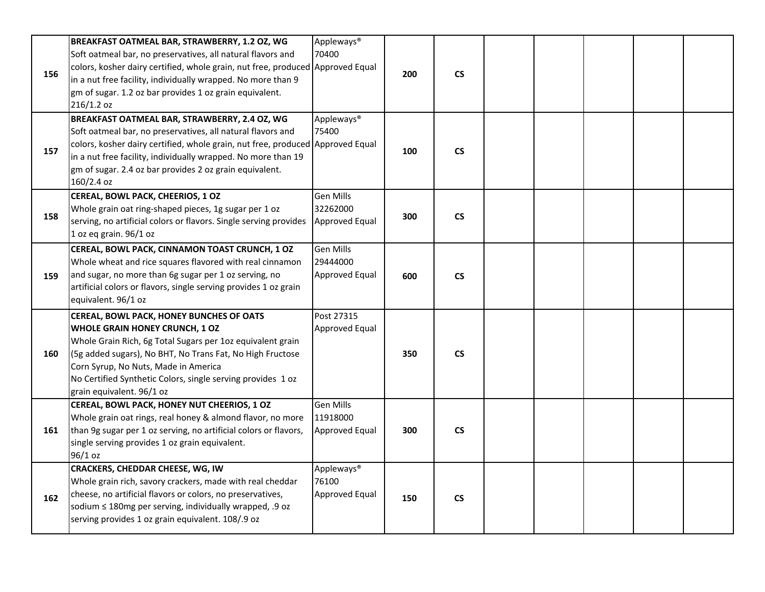| | | | | | | | | | |
|---|---|---|---|---|---|---|---|---|---|
| 156 | **BREAKFAST OATMEAL BAR, STRAWBERRY, 1.2 OZ, WG**<br>Soft oatmeal bar, no preservatives, all natural flavors and colors, kosher dairy certified, whole grain, nut free, produced in a nut free facility, individually wrapped. No more than 9 gm of sugar. 1.2 oz bar provides 1 oz grain equivalent. 216/1.2 oz | Appleways®<br>70400<br>Approved Equal | **200** | **CS** | | | | | |
| 157 | **BREAKFAST OATMEAL BAR, STRAWBERRY, 2.4 OZ, WG**<br>Soft oatmeal bar, no preservatives, all natural flavors and colors, kosher dairy certified, whole grain, nut free, produced in a nut free facility, individually wrapped. No more than 19 gm of sugar. 2.4 oz bar provides 2 oz grain equivalent. 160/2.4 oz | Appleways®<br>75400<br>Approved Equal | **100** | **CS** | | | | | |
| 158 | **CEREAL, BOWL PACK, CHEERIOS, 1 OZ**<br>Whole grain oat ring-shaped pieces, 1g sugar per 1 oz serving, no artificial colors or flavors. Single serving provides 1 oz eq grain. 96/1 oz | Gen Mills<br>32262000<br>Approved Equal | **300** | **CS** | | | | | |
| 159 | **CEREAL, BOWL PACK, CINNAMON TOAST CRUNCH, 1 OZ**<br>Whole wheat and rice squares flavored with real cinnamon and sugar, no more than 6g sugar per 1 oz serving, no artificial colors or flavors, single serving provides 1 oz grain equivalent. 96/1 oz | Gen Mills<br>29444000<br>Approved Equal | **600** | **CS** | | | | | |
| 160 | **CEREAL, BOWL PACK, HONEY BUNCHES OF OATS WHOLE GRAIN HONEY CRUNCH, 1 OZ**<br>Whole Grain Rich, 6g Total Sugars per 1oz equivalent grain (5g added sugars), No BHT, No Trans Fat, No High Fructose Corn Syrup, No Nuts, Made in America<br>No Certified Synthetic Colors, single serving provides 1 oz grain equivalent. 96/1 oz | Post 27315<br>Approved Equal | **350** | **CS** | | | | | |
| 161 | **CEREAL, BOWL PACK, HONEY NUT CHEERIOS, 1 OZ**<br>Whole grain oat rings, real honey & almond flavor, no more than 9g sugar per 1 oz serving, no artificial colors or flavors, single serving provides 1 oz grain equivalent.<br>96/1 oz | Gen Mills<br>11918000<br>Approved Equal | **300** | **CS** | | | | | |
| 162 | **CRACKERS, CHEDDAR CHEESE, WG, IW**<br>Whole grain rich, savory crackers, made with real cheddar cheese, no artificial flavors or colors, no preservatives, sodium ≤ 180mg per serving, individually wrapped, .9 oz serving provides 1 oz grain equivalent. 108/.9 oz | Appleways®<br>76100<br>Approved Equal | **150** | **CS** | | | | | |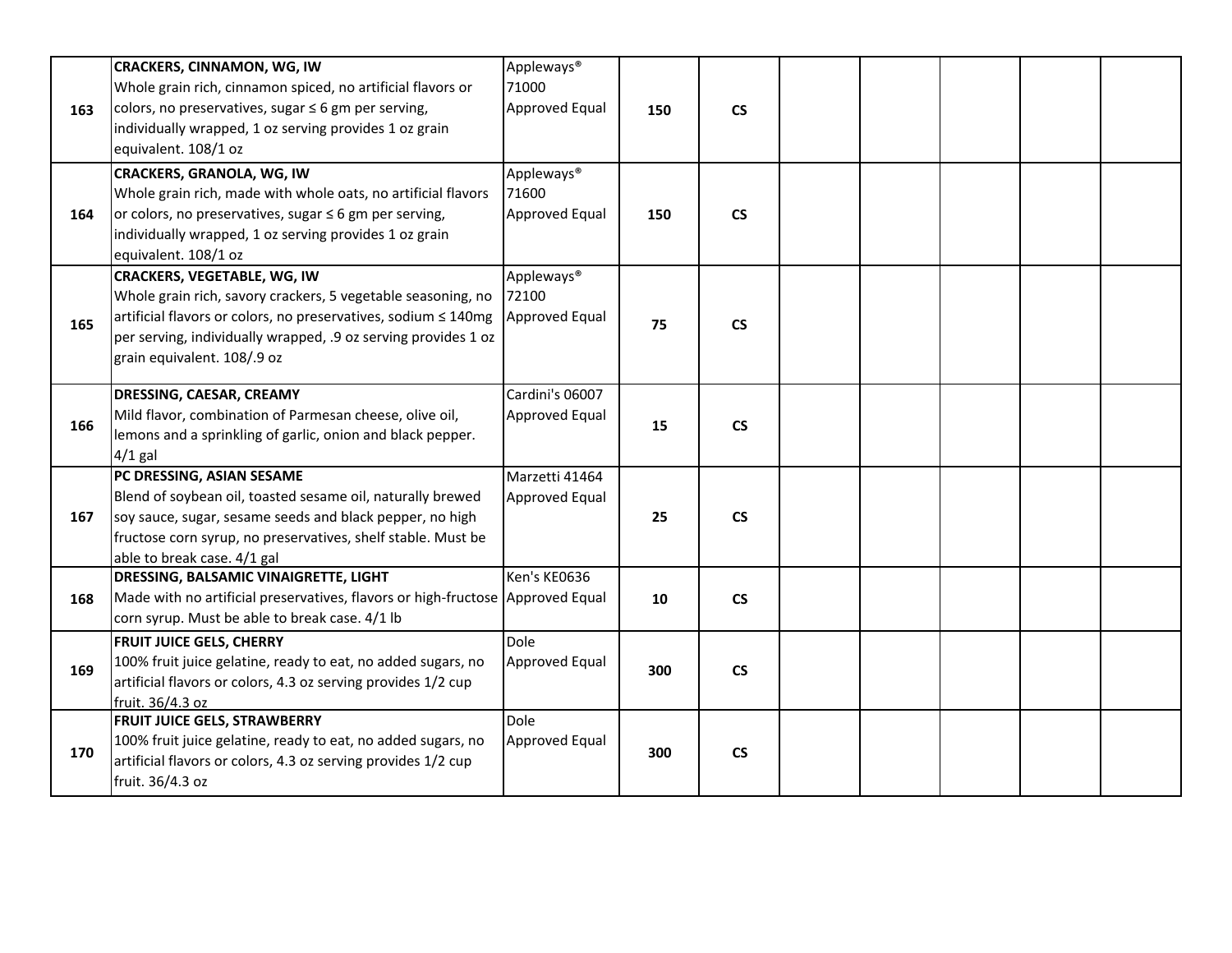| | | | | | | | | | | |
|---|---|---|---|---|---|---|---|---|---|---|
| **163** | **CRACKERS, CINNAMON, WG, IW**<br>Whole grain rich, cinnamon spiced, no artificial flavors or colors, no preservatives, sugar ≤ 6 gm per serving, individually wrapped, 1 oz serving provides 1 oz grain equivalent. 108/1 oz | Appleways®<br>71000<br>Approved Equal | **150** | **CS** | | | | | | |
| **164** | **CRACKERS, GRANOLA, WG, IW**<br>Whole grain rich, made with whole oats, no artificial flavors or colors, no preservatives, sugar ≤ 6 gm per serving, individually wrapped, 1 oz serving provides 1 oz grain equivalent. 108/1 oz | Appleways®<br>71600<br>Approved Equal | **150** | **CS** | | | | | | |
| **165** | **CRACKERS, VEGETABLE, WG, IW**<br>Whole grain rich, savory crackers, 5 vegetable seasoning, no artificial flavors or colors, no preservatives, sodium ≤ 140mg per serving, individually wrapped, .9 oz serving provides 1 oz grain equivalent. 108/.9 oz | Appleways®<br>72100<br>Approved Equal | **75** | **CS** | | | | | | |
| **166** | **DRESSING, CAESAR, CREAMY**<br>Mild flavor, combination of Parmesan cheese, olive oil, lemons and a sprinkling of garlic, onion and black pepper. 4/1 gal | Cardini's 06007<br>Approved Equal | **15** | **CS** | | | | | | |
| **167** | **PC DRESSING, ASIAN SESAME**<br>Blend of soybean oil, toasted sesame oil, naturally brewed soy sauce, sugar, sesame seeds and black pepper, no high fructose corn syrup, no preservatives, shelf stable. Must be able to break case. 4/1 gal | Marzetti 41464<br>Approved Equal | **25** | **CS** | | | | | | |
| **168** | **DRESSING, BALSAMIC VINAIGRETTE, LIGHT**<br>Made with no artificial preservatives, flavors or high-fructose corn syrup. Must be able to break case. 4/1 lb | Ken's KE0636<br>Approved Equal | **10** | **CS** | | | | | | |
| **169** | **FRUIT JUICE GELS, CHERRY**<br>100% fruit juice gelatine, ready to eat, no added sugars, no artificial flavors or colors, 4.3 oz serving provides 1/2 cup fruit. 36/4.3 oz | Dole<br>Approved Equal | **300** | **CS** | | | | | | |
| **170** | **FRUIT JUICE GELS, STRAWBERRY**<br>100% fruit juice gelatine, ready to eat, no added sugars, no artificial flavors or colors, 4.3 oz serving provides 1/2 cup fruit. 36/4.3 oz | Dole<br>Approved Equal | **300** | **CS** | | | | | | |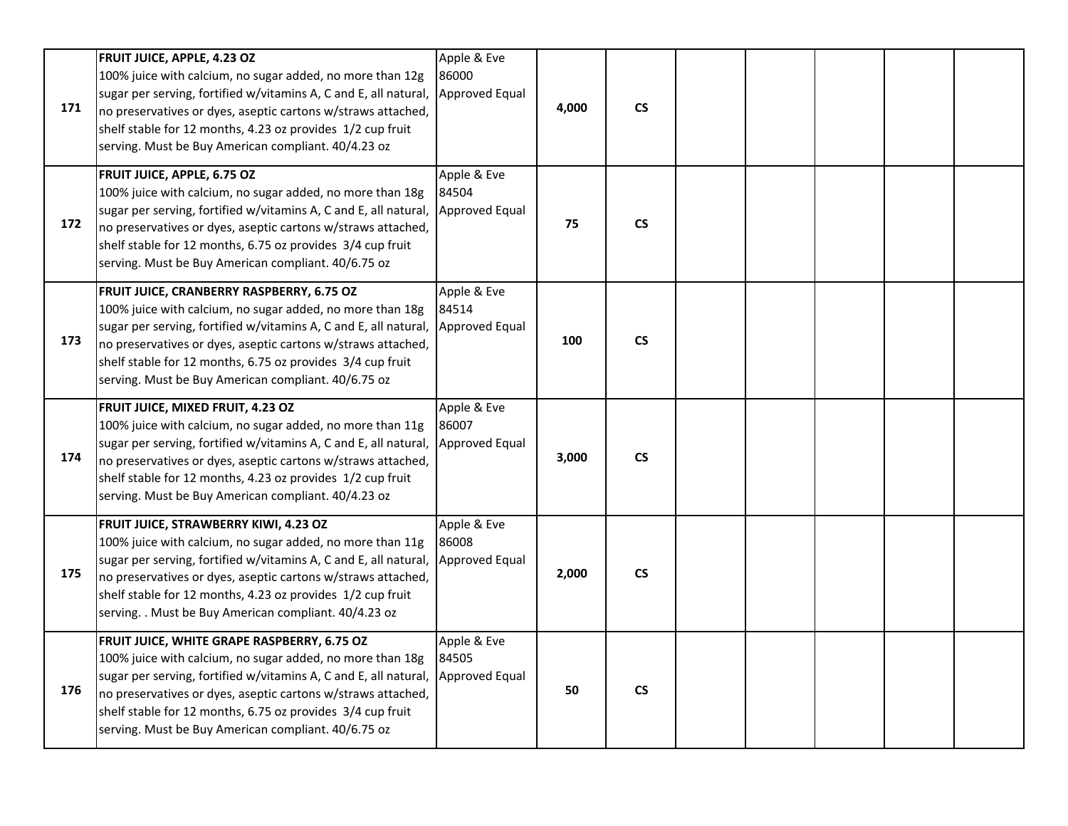| | | | | | | | | | |
|---|---|---|---|---|---|---|---|---|---|
| 171 | **FRUIT JUICE, APPLE, 4.23 OZ**<br>100% juice with calcium, no sugar added, no more than 12g sugar per serving, fortified w/vitamins A, C and E, all natural, no preservatives or dyes, aseptic cartons w/straws attached, shelf stable for 12 months, 4.23 oz provides 1/2 cup fruit serving. Must be Buy American compliant. 40/4.23 oz | Apple & Eve<br>86000<br>Approved Equal | 4,000 | CS | | | | | |
| 172 | **FRUIT JUICE, APPLE, 6.75 OZ**<br>100% juice with calcium, no sugar added, no more than 18g sugar per serving, fortified w/vitamins A, C and E, all natural, no preservatives or dyes, aseptic cartons w/straws attached, shelf stable for 12 months, 6.75 oz provides 3/4 cup fruit serving. Must be Buy American compliant. 40/6.75 oz | Apple & Eve<br>84504<br>Approved Equal | 75 | CS | | | | | |
| 173 | **FRUIT JUICE, CRANBERRY RASPBERRY, 6.75 OZ**<br>100% juice with calcium, no sugar added, no more than 18g sugar per serving, fortified w/vitamins A, C and E, all natural, no preservatives or dyes, aseptic cartons w/straws attached, shelf stable for 12 months, 6.75 oz provides 3/4 cup fruit serving. Must be Buy American compliant. 40/6.75 oz | Apple & Eve<br>84514<br>Approved Equal | 100 | CS | | | | | |
| 174 | **FRUIT JUICE, MIXED FRUIT, 4.23 OZ**<br>100% juice with calcium, no sugar added, no more than 11g sugar per serving, fortified w/vitamins A, C and E, all natural, no preservatives or dyes, aseptic cartons w/straws attached, shelf stable for 12 months, 4.23 oz provides 1/2 cup fruit serving. Must be Buy American compliant. 40/4.23 oz | Apple & Eve<br>86007<br>Approved Equal | 3,000 | CS | | | | | |
| 175 | **FRUIT JUICE, STRAWBERRY KIWI, 4.23 OZ**<br>100% juice with calcium, no sugar added, no more than 11g sugar per serving, fortified w/vitamins A, C and E, all natural, no preservatives or dyes, aseptic cartons w/straws attached, shelf stable for 12 months, 4.23 oz provides 1/2 cup fruit serving. . Must be Buy American compliant. 40/4.23 oz | Apple & Eve<br>86008<br>Approved Equal | 2,000 | CS | | | | | |
| 176 | **FRUIT JUICE, WHITE GRAPE RASPBERRY, 6.75 OZ**<br>100% juice with calcium, no sugar added, no more than 18g sugar per serving, fortified w/vitamins A, C and E, all natural, no preservatives or dyes, aseptic cartons w/straws attached, shelf stable for 12 months, 6.75 oz provides 3/4 cup fruit serving. Must be Buy American compliant. 40/6.75 oz | Apple & Eve<br>84505<br>Approved Equal | 50 | CS | | | | | |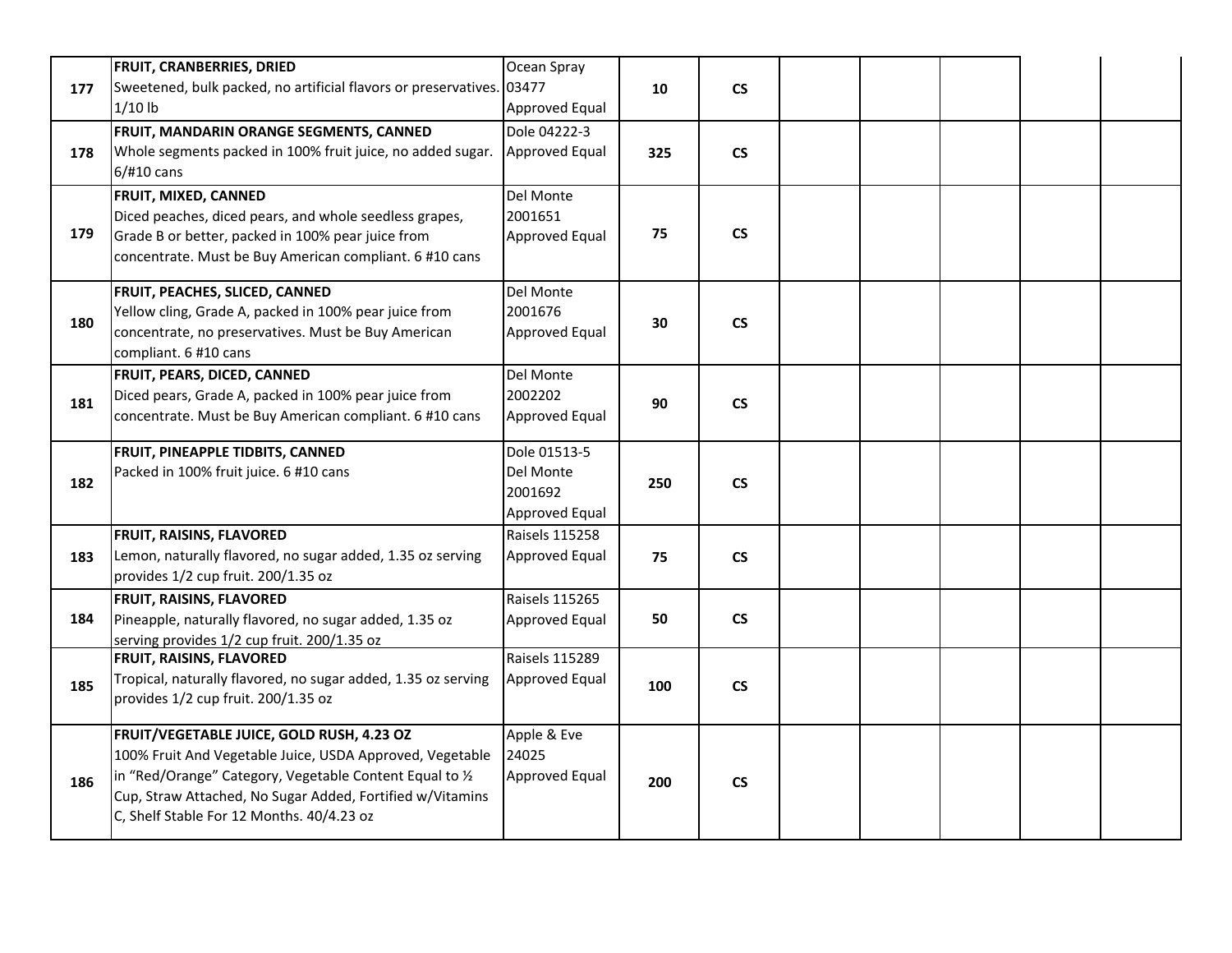| | | | | | | | | | |
|---|---|---|---|---|---|---|---|---|---|
| 177 | **FRUIT, CRANBERRIES, DRIED**<br>Sweetened, bulk packed, no artificial flavors or preservatives. 1/10 lb | Ocean Spray 03477<br>Approved Equal | 10 | CS | | | | | |
| 178 | **FRUIT, MANDARIN ORANGE SEGMENTS, CANNED**<br>Whole segments packed in 100% fruit juice, no added sugar. 6/#10 cans | Dole 04222-3<br>Approved Equal | 325 | CS | | | | | |
| 179 | **FRUIT, MIXED, CANNED**<br>Diced peaches, diced pears, and whole seedless grapes, Grade B or better, packed in 100% pear juice from concentrate. Must be Buy American compliant. 6 #10 cans | Del Monte 2001651<br>Approved Equal | 75 | CS | | | | | |
| 180 | **FRUIT, PEACHES, SLICED, CANNED**<br>Yellow cling, Grade A, packed in 100% pear juice from concentrate, no preservatives. Must be Buy American compliant. 6 #10 cans | Del Monte 2001676<br>Approved Equal | 30 | CS | | | | | |
| 181 | **FRUIT, PEARS, DICED, CANNED**<br>Diced pears, Grade A, packed in 100% pear juice from concentrate. Must be Buy American compliant. 6 #10 cans | Del Monte 2002202<br>Approved Equal | 90 | CS | | | | | |
| 182 | **FRUIT, PINEAPPLE TIDBITS, CANNED**<br>Packed in 100% fruit juice. 6 #10 cans | Dole 01513-5<br>Del Monte 2001692<br>Approved Equal | 250 | CS | | | | | |
| 183 | **FRUIT, RAISINS, FLAVORED**<br>Lemon, naturally flavored, no sugar added, 1.35 oz serving provides 1/2 cup fruit. 200/1.35 oz | Raisels 115258<br>Approved Equal | 75 | CS | | | | | |
| 184 | **FRUIT, RAISINS, FLAVORED**<br>Pineapple, naturally flavored, no sugar added, 1.35 oz serving provides 1/2 cup fruit. 200/1.35 oz | Raisels 115265<br>Approved Equal | 50 | CS | | | | | |
| 185 | **FRUIT, RAISINS, FLAVORED**<br>Tropical, naturally flavored, no sugar added, 1.35 oz serving provides 1/2 cup fruit. 200/1.35 oz | Raisels 115289<br>Approved Equal | 100 | CS | | | | | |
| 186 | **FRUIT/VEGETABLE JUICE, GOLD RUSH, 4.23 OZ**<br>100% Fruit And Vegetable Juice, USDA Approved, Vegetable in "Red/Orange" Category, Vegetable Content Equal to ½ Cup, Straw Attached, No Sugar Added, Fortified w/Vitamins C, Shelf Stable For 12 Months. 40/4.23 oz | Apple & Eve 24025<br>Approved Equal | 200 | CS | | | | | |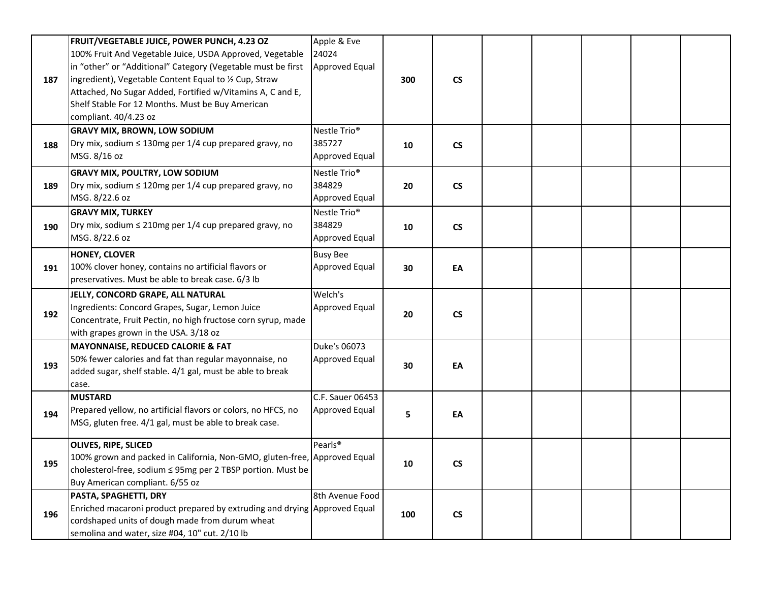| | | | | | | | | | |
|---|---|---|---|---|---|---|---|---|---|
| 187 | **FRUIT/VEGETABLE JUICE, POWER PUNCH, 4.23 OZ** 100% Fruit And Vegetable Juice, USDA Approved, Vegetable in "other" or "Additional" Category (Vegetable must be first ingredient), Vegetable Content Equal to ½ Cup, Straw Attached, No Sugar Added, Fortified w/Vitamins A, C and E, Shelf Stable For 12 Months. Must be Buy American compliant. 40/4.23 oz | Apple & Eve 24024 Approved Equal | **300** | **CS** | | | | | |
| 188 | **GRAVY MIX, BROWN, LOW SODIUM** Dry mix, sodium ≤ 130mg per 1/4 cup prepared gravy, no MSG. 8/16 oz | Nestle Trio® 385727 Approved Equal | **10** | **CS** | | | | | |
| 189 | **GRAVY MIX, POULTRY, LOW SODIUM** Dry mix, sodium ≤ 120mg per 1/4 cup prepared gravy, no MSG. 8/22.6 oz | Nestle Trio® 384829 Approved Equal | **20** | **CS** | | | | | |
| 190 | **GRAVY MIX, TURKEY** Dry mix, sodium ≤ 210mg per 1/4 cup prepared gravy, no MSG. 8/22.6 oz | Nestle Trio® 384829 Approved Equal | **10** | **CS** | | | | | |
| 191 | **HONEY, CLOVER** 100% clover honey, contains no artificial flavors or preservatives. Must be able to break case. 6/3 lb | Busy Bee Approved Equal | **30** | **EA** | | | | | |
| 192 | **JELLY, CONCORD GRAPE, ALL NATURAL** Ingredients: Concord Grapes, Sugar, Lemon Juice Concentrate, Fruit Pectin, no high fructose corn syrup, made with grapes grown in the USA. 3/18 oz | Welch's Approved Equal | **20** | **CS** | | | | | |
| 193 | **MAYONNAISE, REDUCED CALORIE & FAT** 50% fewer calories and fat than regular mayonnaise, no added sugar, shelf stable. 4/1 gal, must be able to break case. | Duke's 06073 Approved Equal | **30** | **EA** | | | | | |
| 194 | **MUSTARD** Prepared yellow, no artificial flavors or colors, no HFCS, no MSG, gluten free. 4/1 gal, must be able to break case. | C.F. Sauer 06453 Approved Equal | **5** | **EA** | | | | | |
| 195 | **OLIVES, RIPE, SLICED** 100% grown and packed in California, Non-GMO, gluten-free, cholesterol-free, sodium ≤ 95mg per 2 TBSP portion. Must be Buy American compliant. 6/55 oz | Pearls® Approved Equal | **10** | **CS** | | | | | |
| 196 | **PASTA, SPAGHETTI, DRY** Enriched macaroni product prepared by extruding and drying cordshaped units of dough made from durum wheat semolina and water, size #04, 10" cut. 2/10 lb | 8th Avenue Food Approved Equal | **100** | **CS** | | | | | |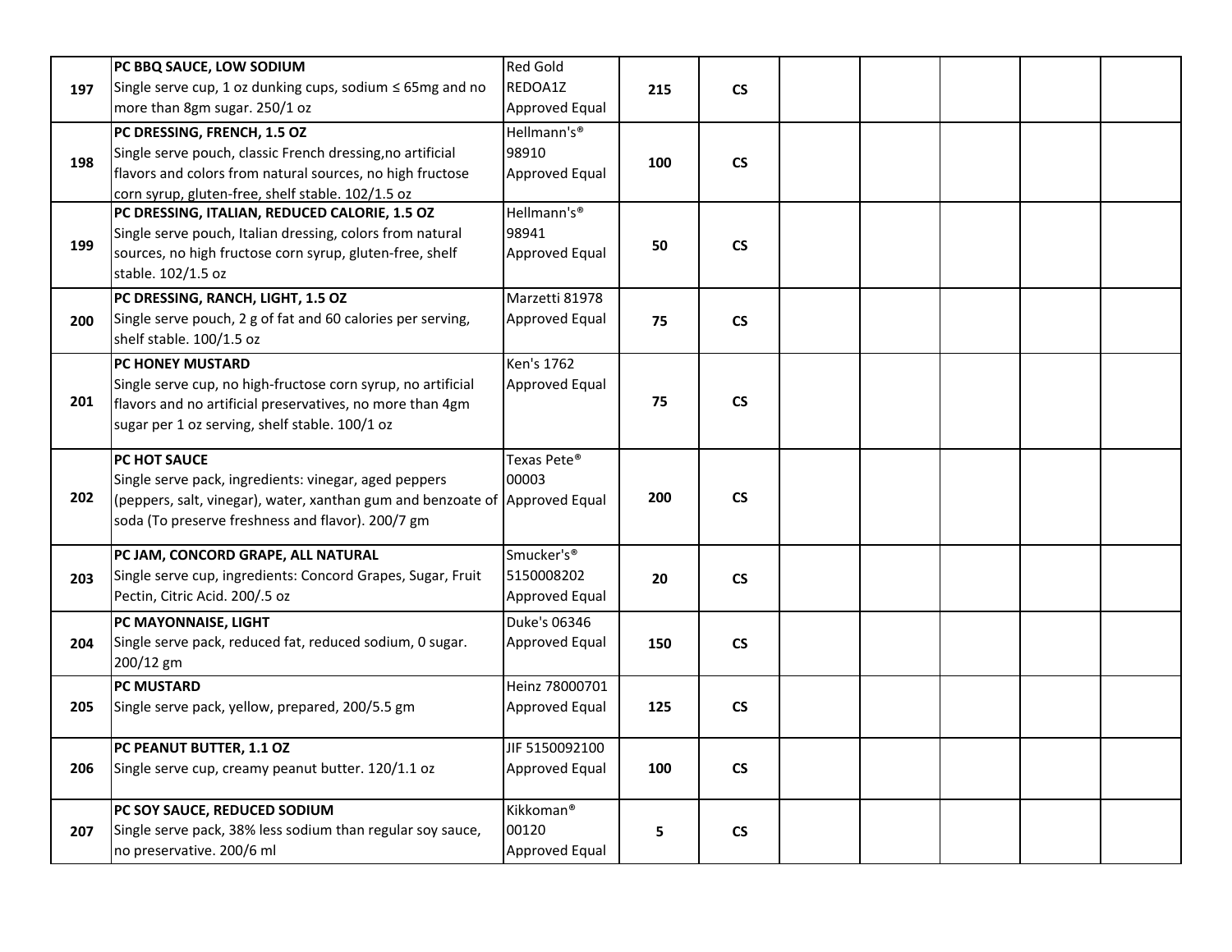| | | | | | | | | | |
|---|---|---|---|---|---|---|---|---|---|
| 197 | **PC BBQ SAUCE, LOW SODIUM**<br>Single serve cup, 1 oz dunking cups, sodium ≤ 65mg and no more than 8gm sugar. 250/1 oz | Red Gold<br>REDOA1Z<br>Approved Equal | 215 | CS | | | | | |
| 198 | **PC DRESSING, FRENCH, 1.5 OZ**<br>Single serve pouch, classic French dressing,no artificial flavors and colors from natural sources, no high fructose corn syrup, gluten-free, shelf stable. 102/1.5 oz | Hellmann's®<br>98910<br>Approved Equal | 100 | CS | | | | | |
| 199 | **PC DRESSING, ITALIAN, REDUCED CALORIE, 1.5 OZ**<br>Single serve pouch, Italian dressing, colors from natural sources, no high fructose corn syrup, gluten-free, shelf stable. 102/1.5 oz | Hellmann's®<br>98941<br>Approved Equal | 50 | CS | | | | | |
| 200 | **PC DRESSING, RANCH, LIGHT, 1.5 OZ**<br>Single serve pouch, 2 g of fat and 60 calories per serving, shelf stable. 100/1.5 oz | Marzetti 81978<br>Approved Equal | 75 | CS | | | | | |
| 201 | **PC HONEY MUSTARD**<br>Single serve cup, no high-fructose corn syrup, no artificial flavors and no artificial preservatives, no more than 4gm sugar per 1 oz serving, shelf stable. 100/1 oz | Ken's 1762<br>Approved Equal | 75 | CS | | | | | |
| 202 | **PC HOT SAUCE**<br>Single serve pack, ingredients: vinegar, aged peppers (peppers, salt, vinegar), water, xanthan gum and benzoate of soda (To preserve freshness and flavor). 200/7 gm | Texas Pete®<br>00003<br>Approved Equal | 200 | CS | | | | | |
| 203 | **PC JAM, CONCORD GRAPE, ALL NATURAL**<br>Single serve cup, ingredients: Concord Grapes, Sugar, Fruit Pectin, Citric Acid. 200/.5 oz | Smucker's®<br>5150008202<br>Approved Equal | 20 | CS | | | | | |
| 204 | **PC MAYONNAISE, LIGHT**<br>Single serve pack, reduced fat, reduced sodium, 0 sugar. 200/12 gm | Duke's 06346<br>Approved Equal | 150 | CS | | | | | |
| 205 | **PC MUSTARD**<br>Single serve pack, yellow, prepared, 200/5.5 gm | Heinz 78000701<br>Approved Equal | 125 | CS | | | | | |
| 206 | **PC PEANUT BUTTER, 1.1 OZ**<br>Single serve cup, creamy peanut butter. 120/1.1 oz | JIF 5150092100<br>Approved Equal | 100 | CS | | | | | |
| 207 | **PC SOY SAUCE, REDUCED SODIUM**<br>Single serve pack, 38% less sodium than regular soy sauce, no preservative. 200/6 ml | Kikkoman®<br>00120<br>Approved Equal | 5 | CS | | | | | |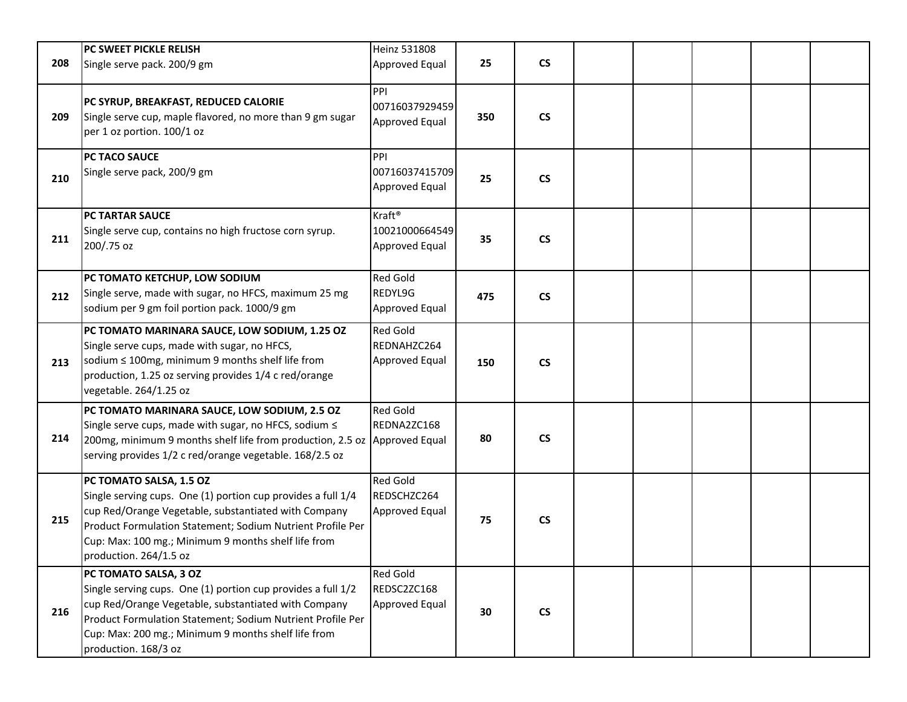| | | | | | | | | | |
|---|---|---|---|---|---|---|---|---|---|
| 208 | **PC SWEET PICKLE RELISH**<br>Single serve pack. 200/9 gm | Heinz 531808<br>Approved Equal | **25** | **CS** | | | | | |
| 209 | **PC SYRUP, BREAKFAST, REDUCED CALORIE**<br>Single serve cup, maple flavored, no more than 9 gm sugar per 1 oz portion. 100/1 oz | PPI<br>00716037929459<br>Approved Equal | **350** | **CS** | | | | | |
| 210 | **PC TACO SAUCE**<br>Single serve pack, 200/9 gm | PPI<br>00716037415709<br>Approved Equal | **25** | **CS** | | | | | |
| 211 | **PC TARTAR SAUCE**<br>Single serve cup, contains no high fructose corn syrup. 200/.75 oz | Kraft®<br>10021000664549<br>Approved Equal | **35** | **CS** | | | | | |
| 212 | **PC TOMATO KETCHUP, LOW SODIUM**<br>Single serve, made with sugar, no HFCS, maximum 25 mg sodium per 9 gm foil portion pack. 1000/9 gm | Red Gold<br>REDYL9G<br>Approved Equal | **475** | **CS** | | | | | |
| 213 | **PC TOMATO MARINARA SAUCE, LOW SODIUM, 1.25 OZ**<br>Single serve cups, made with sugar, no HFCS, sodium ≤ 100mg, minimum 9 months shelf life from production, 1.25 oz serving provides 1/4 c red/orange vegetable. 264/1.25 oz | Red Gold<br>REDNAHZC264<br>Approved Equal | **150** | **CS** | | | | | |
| 214 | **PC TOMATO MARINARA SAUCE, LOW SODIUM, 2.5 OZ**<br>Single serve cups, made with sugar, no HFCS, sodium ≤ 200mg, minimum 9 months shelf life from production, 2.5 oz serving provides 1/2 c red/orange vegetable. 168/2.5 oz | Red Gold<br>REDNA2ZC168<br>Approved Equal | **80** | **CS** | | | | | |
| 215 | **PC TOMATO SALSA, 1.5 OZ**<br>Single serving cups. One (1) portion cup provides a full 1/4 cup Red/Orange Vegetable, substantiated with Company Product Formulation Statement; Sodium Nutrient Profile Per Cup: Max: 100 mg.; Minimum 9 months shelf life from production. 264/1.5 oz | Red Gold<br>REDSCHZC264<br>Approved Equal | **75** | **CS** | | | | | |
| 216 | **PC TOMATO SALSA, 3 OZ**<br>Single serving cups. One (1) portion cup provides a full 1/2 cup Red/Orange Vegetable, substantiated with Company Product Formulation Statement; Sodium Nutrient Profile Per Cup: Max: 200 mg.; Minimum 9 months shelf life from production. 168/3 oz | Red Gold<br>REDSC2ZC168<br>Approved Equal | **30** | **CS** | | | | | |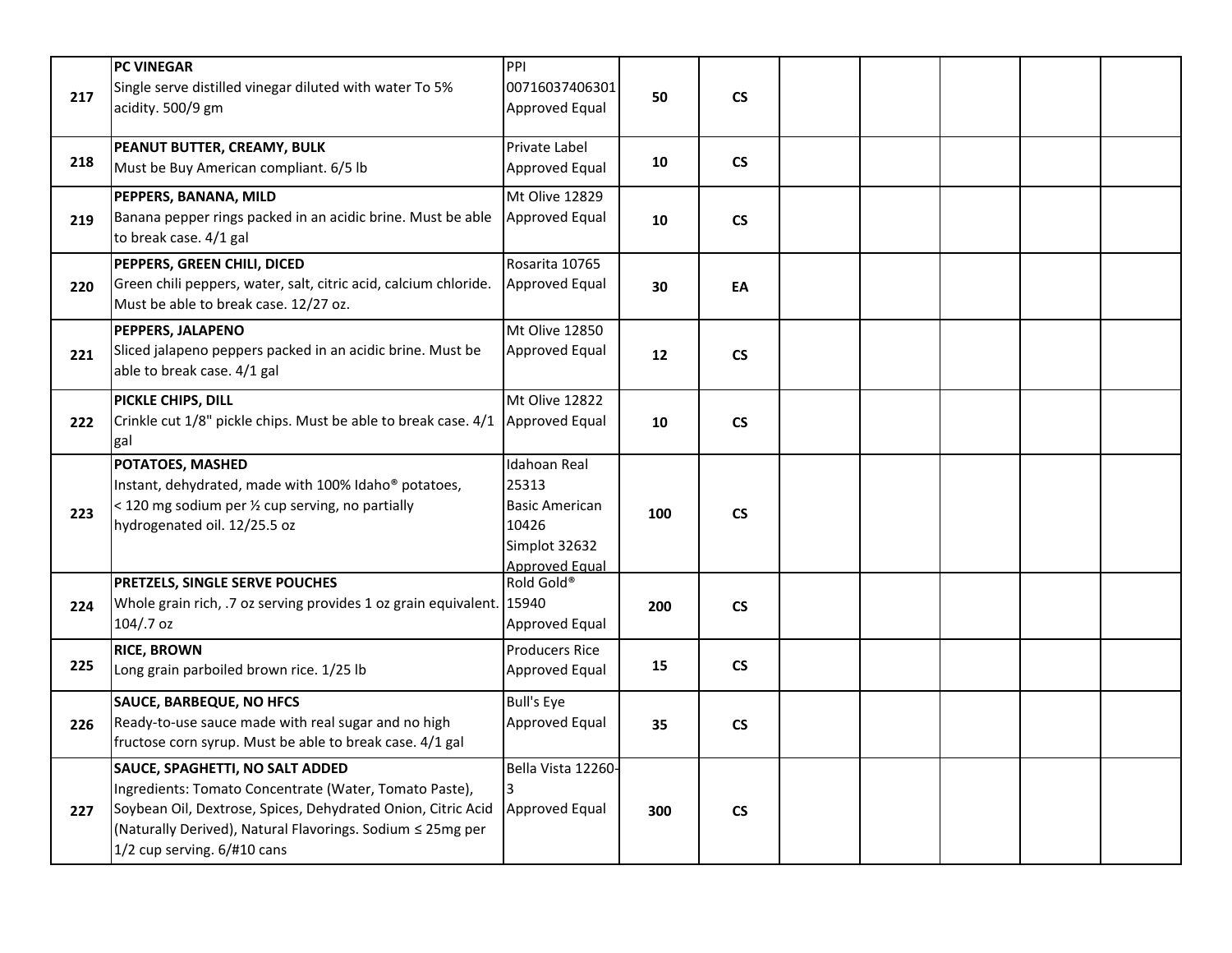| | | | | | | | | | |
|---|---|---|---|---|---|---|---|---|---|
| 217 | **PC VINEGAR**<br>Single serve distilled vinegar diluted with water To 5% acidity. 500/9 gm | PPI<br>00716037406301<br>Approved Equal | **50** | **CS** | | | | | |
| 218 | **PEANUT BUTTER, CREAMY, BULK**<br>Must be Buy American compliant. 6/5 lb | Private Label<br>Approved Equal | **10** | **CS** | | | | | |
| 219 | **PEPPERS, BANANA, MILD**<br>Banana pepper rings packed in an acidic brine. Must be able to break case. 4/1 gal | Mt Olive 12829<br>Approved Equal | **10** | **CS** | | | | | |
| 220 | **PEPPERS, GREEN CHILI, DICED**<br>Green chili peppers, water, salt, citric acid, calcium chloride. Must be able to break case. 12/27 oz. | Rosarita 10765<br>Approved Equal | **30** | **EA** | | | | | |
| 221 | **PEPPERS, JALAPENO**<br>Sliced jalapeno peppers packed in an acidic brine. Must be able to break case. 4/1 gal | Mt Olive 12850<br>Approved Equal | **12** | **CS** | | | | | |
| 222 | **PICKLE CHIPS, DILL**<br>Crinkle cut 1/8" pickle chips. Must be able to break case. 4/1 gal | Mt Olive 12822<br>Approved Equal | **10** | **CS** | | | | | |
| 223 | **POTATOES, MASHED**<br>Instant, dehydrated, made with 100% Idaho® potatoes, < 120 mg sodium per ½ cup serving, no partially hydrogenated oil. 12/25.5 oz | Idahoan Real 25313<br>Basic American 10426<br>Simplot 32632<br>Approved Equal | **100** | **CS** | | | | | |
| 224 | **PRETZELS, SINGLE SERVE POUCHES**<br>Whole grain rich, .7 oz serving provides 1 oz grain equivalent. 104/.7 oz | Rold Gold® 15940<br>Approved Equal | **200** | **CS** | | | | | |
| 225 | **RICE, BROWN**<br>Long grain parboiled brown rice. 1/25 lb | Producers Rice<br>Approved Equal | **15** | **CS** | | | | | |
| 226 | **SAUCE, BARBEQUE, NO HFCS**<br>Ready-to-use sauce made with real sugar and no high fructose corn syrup. Must be able to break case. 4/1 gal | Bull's Eye<br>Approved Equal | **35** | **CS** | | | | | |
| 227 | **SAUCE, SPAGHETTI, NO SALT ADDED**<br>Ingredients: Tomato Concentrate (Water, Tomato Paste), Soybean Oil, Dextrose, Spices, Dehydrated Onion, Citric Acid (Naturally Derived), Natural Flavorings. Sodium ≤ 25mg per 1/2 cup serving. 6/#10 cans | Bella Vista 12260-3<br>Approved Equal | **300** | **CS** | | | | | |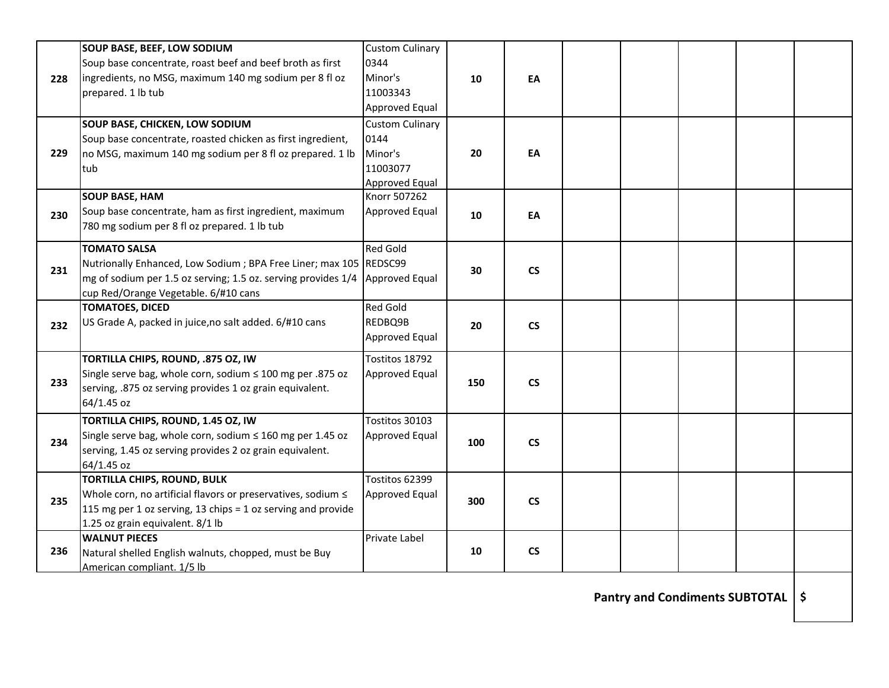| | | | | | | | | | |
|---|---|---|---|---|---|---|---|---|---|
| 228 | **SOUP BASE, BEEF, LOW SODIUM** Soup base concentrate, roast beef and beef broth as first ingredients, no MSG, maximum 140 mg sodium per 8 fl oz prepared. 1 lb tub | Custom Culinary 0344 Minor's 11003343 Approved Equal | 10 | EA | | | | | |
| 229 | **SOUP BASE, CHICKEN, LOW SODIUM** Soup base concentrate, roasted chicken as first ingredient, no MSG, maximum 140 mg sodium per 8 fl oz prepared. 1 lb tub | Custom Culinary 0144 Minor's 11003077 Approved Equal | 20 | EA | | | | | |
| 230 | **SOUP BASE, HAM** Soup base concentrate, ham as first ingredient, maximum 780 mg sodium per 8 fl oz prepared. 1 lb tub | Knorr 507262 Approved Equal | 10 | EA | | | | | |
| 231 | **TOMATO SALSA** Nutrionally Enhanced, Low Sodium ; BPA Free Liner; max 105 mg of sodium per 1.5 oz serving; 1.5 oz. serving provides 1/4 cup Red/Orange Vegetable. 6/#10 cans | Red Gold REDSC99 Approved Equal | 30 | CS | | | | | |
| 232 | **TOMATOES, DICED** US Grade A, packed in juice,no salt added. 6/#10 cans | Red Gold REDBQ9B Approved Equal | 20 | CS | | | | | |
| 233 | **TORTILLA CHIPS, ROUND, .875 OZ, IW** Single serve bag, whole corn, sodium ≤ 100 mg per .875 oz serving, .875 oz serving provides 1 oz grain equivalent. 64/1.45 oz | Tostitos 18792 Approved Equal | 150 | CS | | | | | |
| 234 | **TORTILLA CHIPS, ROUND, 1.45 OZ, IW** Single serve bag, whole corn, sodium ≤ 160 mg per 1.45 oz serving, 1.45 oz serving provides 2 oz grain equivalent. 64/1.45 oz | Tostitos 30103 Approved Equal | 100 | CS | | | | | |
| 235 | **TORTILLA CHIPS, ROUND, BULK** Whole corn, no artificial flavors or preservatives, sodium ≤ 115 mg per 1 oz serving, 13 chips = 1 oz serving and provide 1.25 oz grain equivalent. 8/1 lb | Tostitos 62399 Approved Equal | 300 | CS | | | | | |
| 236 | **WALNUT PIECES** Natural shelled English walnuts, chopped, must be Buy American compliant. 1/5 lb | Private Label | 10 | CS | | | | | |

**Pantry and Condiments SUBTOTAL** $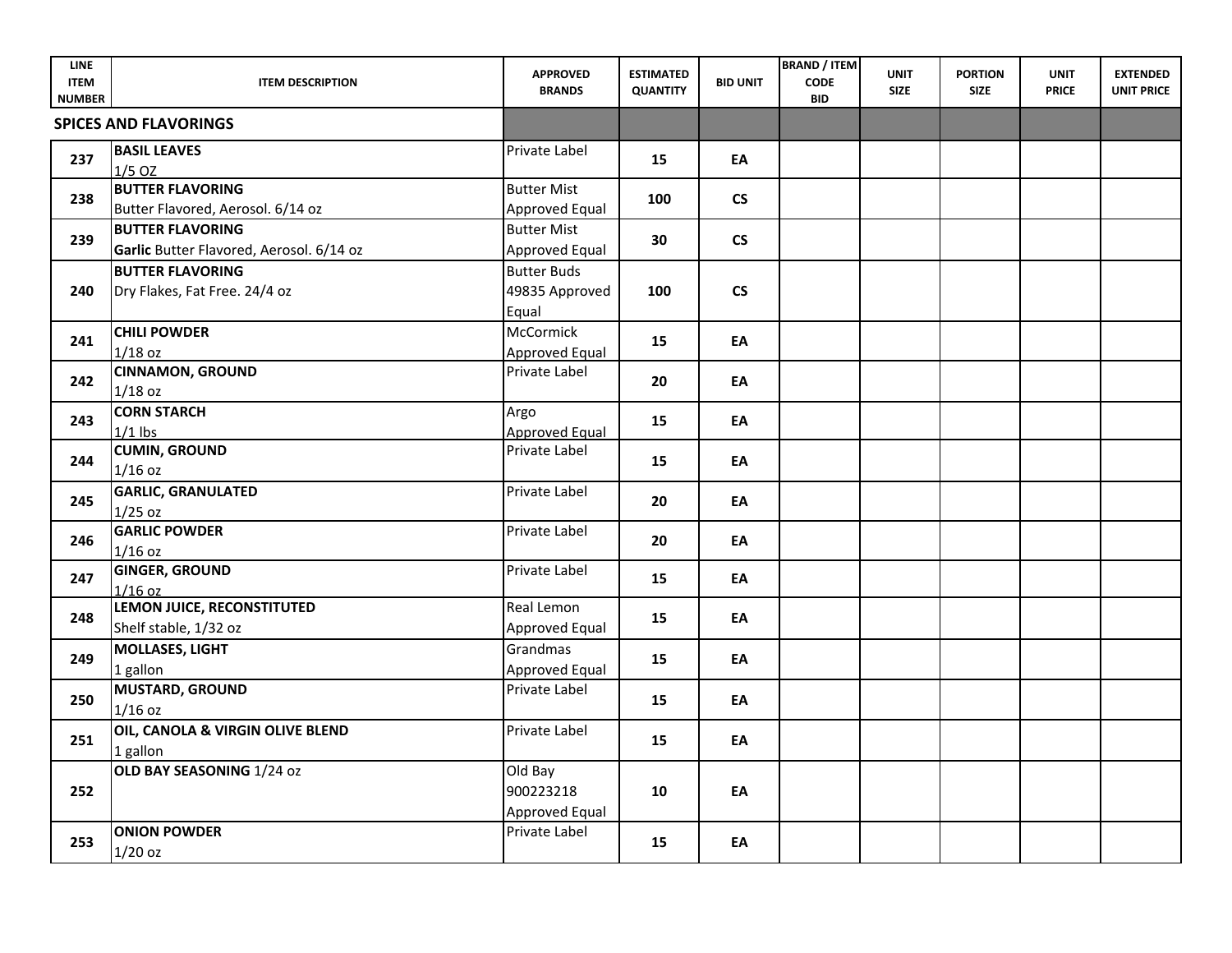| LINE ITEM NUMBER | ITEM DESCRIPTION | APPROVED BRANDS | ESTIMATED QUANTITY | BID UNIT | BRAND / ITEM CODE BID | UNIT SIZE | PORTION SIZE | UNIT PRICE | EXTENDED UNIT PRICE |
|---|---|---|---|---|---|---|---|---|---|
| **SPICES AND FLAVORINGS** | | | | | | | | | |
| **237** | **BASIL LEAVES** 1/5 OZ | Private Label | **15** | **EA** | | | | | |
| **238** | **BUTTER FLAVORING** Butter Flavored, Aerosol. 6/14 oz | Butter Mist Approved Equal | **100** | **CS** | | | | | |
| **239** | **BUTTER FLAVORING** **Garlic** Butter Flavored, Aerosol. 6/14 oz | Butter Mist Approved Equal | **30** | **CS** | | | | | |
| **240** | **BUTTER FLAVORING** Dry Flakes, Fat Free. 24/4 oz | Butter Buds 49835 Approved Equal | **100** | **CS** | | | | | |
| **241** | **CHILI POWDER** 1/18 oz | McCormick Approved Equal | **15** | **EA** | | | | | |
| **242** | **CINNAMON, GROUND** 1/18 oz | Private Label | **20** | **EA** | | | | | |
| **243** | **CORN STARCH** 1/1 lbs | Argo Approved Equal | **15** | **EA** | | | | | |
| **244** | **CUMIN, GROUND** 1/16 oz | Private Label | **15** | **EA** | | | | | |
| **245** | **GARLIC, GRANULATED** 1/25 oz | Private Label | **20** | **EA** | | | | | |
| **246** | **GARLIC POWDER** 1/16 oz | Private Label | **20** | **EA** | | | | | |
| **247** | **GINGER, GROUND** 1/16 oz | Private Label | **15** | **EA** | | | | | |
| **248** | **LEMON JUICE, RECONSTITUTED** Shelf stable, 1/32 oz | Real Lemon Approved Equal | **15** | **EA** | | | | | |
| **249** | **MOLLASES, LIGHT** 1 gallon | Grandmas Approved Equal | **15** | **EA** | | | | | |
| **250** | **MUSTARD, GROUND** 1/16 oz | Private Label | **15** | **EA** | | | | | |
| **251** | **OIL, CANOLA & VIRGIN OLIVE BLEND** 1 gallon | Private Label | **15** | **EA** | | | | | |
| **252** | **OLD BAY SEASONING** 1/24 oz | Old Bay 900223218 Approved Equal | **10** | **EA** | | | | | |
| **253** | **ONION POWDER** 1/20 oz | Private Label | **15** | **EA** | | | | | |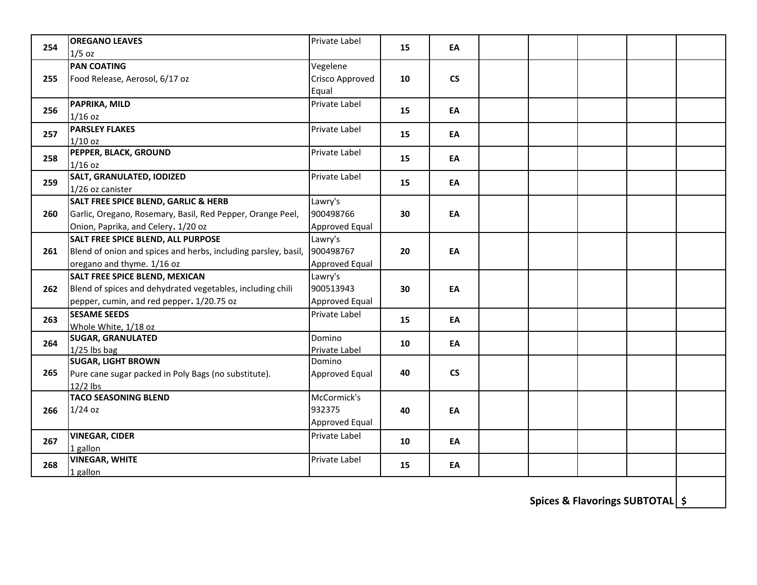| | | | | | | | | | |
|---|---|---|---|---|---|---|---|---|---|
| 254 | **OREGANO LEAVES**<br>1/5 oz | Private Label | **15** | **EA** | | | | | |
| 255 | **PAN COATING**<br>Food Release, Aerosol, 6/17 oz | Vegelene<br>Crisco Approved Equal | **10** | **CS** | | | | | |
| 256 | **PAPRIKA, MILD**<br>1/16 oz | Private Label | **15** | **EA** | | | | | |
| 257 | **PARSLEY FLAKES**<br>1/10 oz | Private Label | **15** | **EA** | | | | | |
| 258 | **PEPPER, BLACK, GROUND**<br>1/16 oz | Private Label | **15** | **EA** | | | | | |
| 259 | **SALT, GRANULATED, IODIZED**<br>1/26 oz canister | Private Label | **15** | **EA** | | | | | |
| 260 | **SALT FREE SPICE BLEND, GARLIC & HERB**<br>Garlic, Oregano, Rosemary, Basil, Red Pepper, Orange Peel, Onion, Paprika, and Celery. 1/20 oz | Lawry's<br>900498766<br>Approved Equal | **30** | **EA** | | | | | |
| 261 | **SALT FREE SPICE BLEND, ALL PURPOSE**<br>Blend of onion and spices and herbs, including parsley, basil, oregano and thyme. 1/16 oz | Lawry's<br>900498767<br>Approved Equal | **20** | **EA** | | | | | |
| 262 | **SALT FREE SPICE BLEND, MEXICAN**<br>Blend of spices and dehydrated vegetables, including chili pepper, cumin, and red pepper. 1/20.75 oz | Lawry's<br>900513943<br>Approved Equal | **30** | **EA** | | | | | |
| 263 | **SESAME SEEDS**<br>Whole White, 1/18 oz | Private Label | **15** | **EA** | | | | | |
| 264 | **SUGAR, GRANULATED**<br>1/25 lbs bag | Domino<br>Private Label | **10** | **EA** | | | | | |
| 265 | **SUGAR, LIGHT BROWN**<br>Pure cane sugar packed in Poly Bags (no substitute).<br>12/2 lbs | Domino<br>Approved Equal | **40** | **CS** | | | | | |
| 266 | **TACO SEASONING BLEND**<br>1/24 oz | McCormick's<br>932375<br>Approved Equal | **40** | **EA** | | | | | |
| 267 | **VINEGAR, CIDER**<br>1 gallon | Private Label | **10** | **EA** | | | | | |
| 268 | **VINEGAR, WHITE**<br>1 gallon | Private Label | **15** | **EA** | | | | | |

**Spices & Flavorings SUBTOTAL** $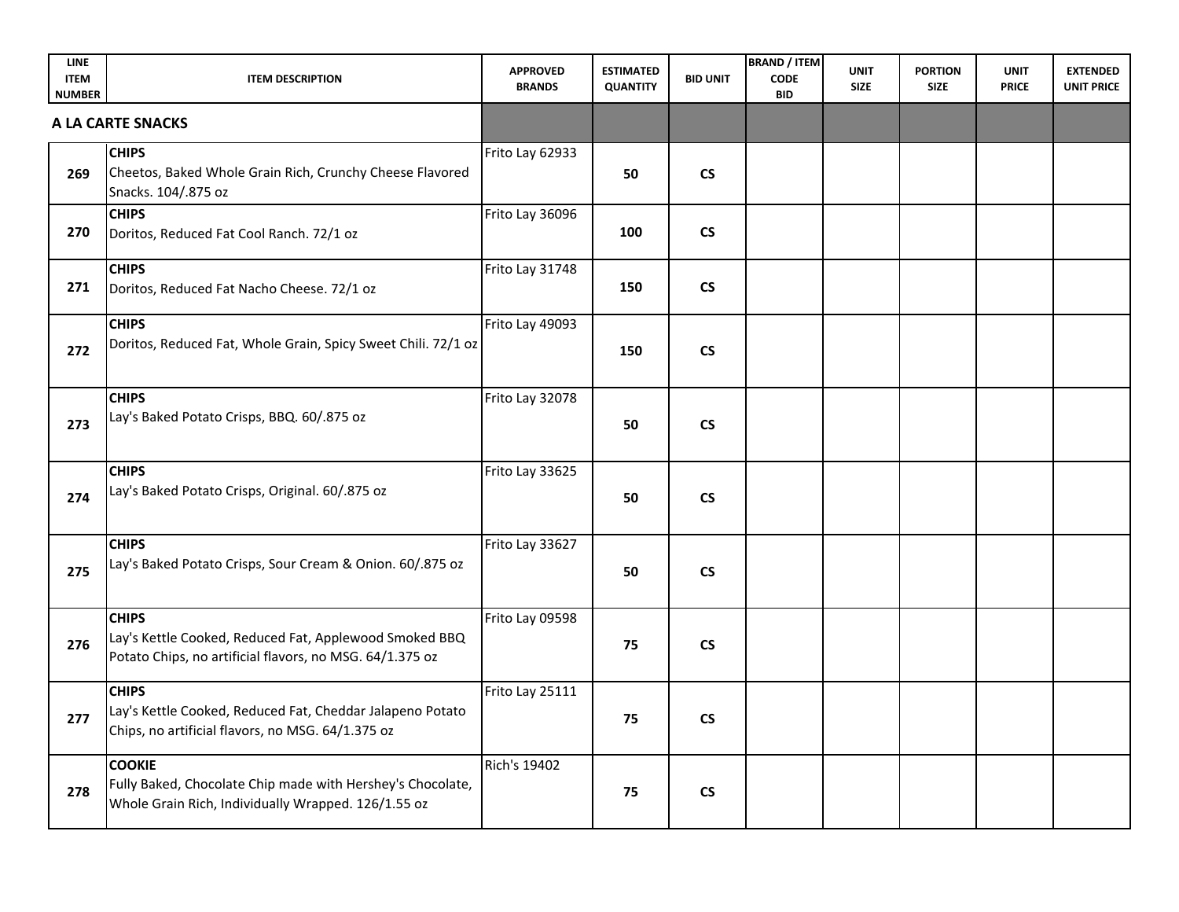| LINE ITEM NUMBER | ITEM DESCRIPTION | APPROVED BRANDS | ESTIMATED QUANTITY | BID UNIT | BRAND / ITEM CODE BID | UNIT SIZE | PORTION SIZE | UNIT PRICE | EXTENDED UNIT PRICE |
|---|---|---|---|---|---|---|---|---|---|
| **A LA CARTE SNACKS** | | | | | | | | | |
| **269** | **CHIPS** Cheetos, Baked Whole Grain Rich, Crunchy Cheese Flavored Snacks. 104/.875 oz | Frito Lay 62933 | **50** | **CS** | | | | | |
| **270** | **CHIPS** Doritos, Reduced Fat Cool Ranch. 72/1 oz | Frito Lay 36096 | **100** | **CS** | | | | | |
| **271** | **CHIPS** Doritos, Reduced Fat Nacho Cheese. 72/1 oz | Frito Lay 31748 | **150** | **CS** | | | | | |
| **272** | **CHIPS** Doritos, Reduced Fat, Whole Grain, Spicy Sweet Chili. 72/1 oz | Frito Lay 49093 | **150** | **CS** | | | | | |
| **273** | **CHIPS** Lay's Baked Potato Crisps, BBQ. 60/.875 oz | Frito Lay 32078 | **50** | **CS** | | | | | |
| **274** | **CHIPS** Lay's Baked Potato Crisps, Original. 60/.875 oz | Frito Lay 33625 | **50** | **CS** | | | | | |
| **275** | **CHIPS** Lay's Baked Potato Crisps, Sour Cream & Onion. 60/.875 oz | Frito Lay 33627 | **50** | **CS** | | | | | |
| **276** | **CHIPS** Lay's Kettle Cooked, Reduced Fat, Applewood Smoked BBQ Potato Chips, no artificial flavors, no MSG. 64/1.375 oz | Frito Lay 09598 | **75** | **CS** | | | | | |
| **277** | **CHIPS** Lay's Kettle Cooked, Reduced Fat, Cheddar Jalapeno Potato Chips, no artificial flavors, no MSG. 64/1.375 oz | Frito Lay 25111 | **75** | **CS** | | | | | |
| **278** | **COOKIE** Fully Baked, Chocolate Chip made with Hershey's Chocolate, Whole Grain Rich, Individually Wrapped. 126/1.55 oz | Rich's 19402 | **75** | **CS** | | | | | |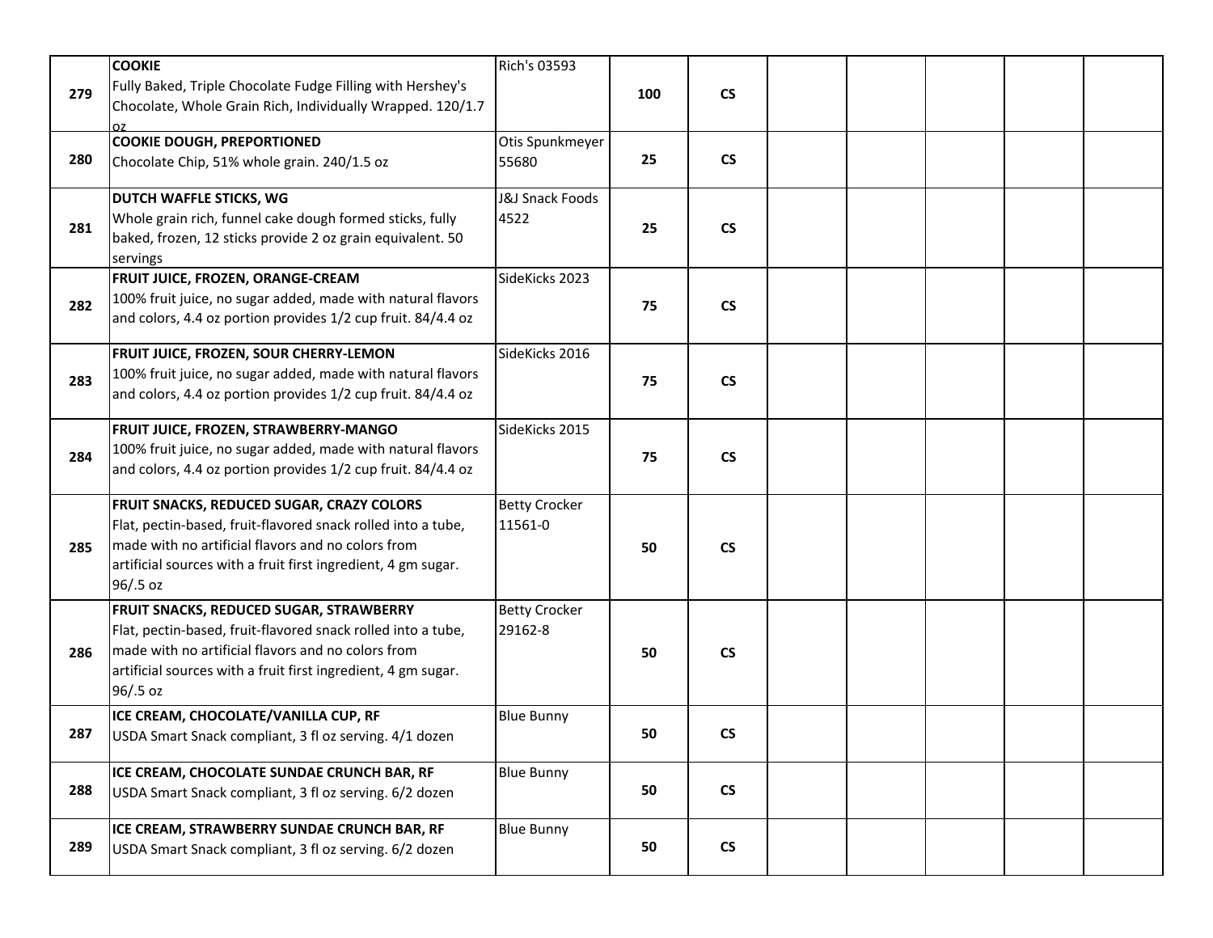| | | | | | | | | | |
|---|---|---|---|---|---|---|---|---|---|
| 279 | **COOKIE**<br>Fully Baked, Triple Chocolate Fudge Filling with Hershey's Chocolate, Whole Grain Rich, Individually Wrapped. 120/1.7 oz | Rich's 03593 | **100** | **CS** | | | | | |
| 280 | **COOKIE DOUGH, PREPORTIONED**<br>Chocolate Chip, 51% whole grain. 240/1.5 oz | Otis Spunkmeyer 55680 | **25** | **CS** | | | | | |
| 281 | **DUTCH WAFFLE STICKS, WG**<br>Whole grain rich, funnel cake dough formed sticks, fully baked, frozen, 12 sticks provide 2 oz grain equivalent. 50 servings | J&J Snack Foods 4522 | **25** | **CS** | | | | | |
| 282 | **FRUIT JUICE, FROZEN, ORANGE-CREAM**<br>100% fruit juice, no sugar added, made with natural flavors and colors, 4.4 oz portion provides 1/2 cup fruit. 84/4.4 oz | SideKicks 2023 | **75** | **CS** | | | | | |
| 283 | **FRUIT JUICE, FROZEN, SOUR CHERRY-LEMON**<br>100% fruit juice, no sugar added, made with natural flavors and colors, 4.4 oz portion provides 1/2 cup fruit. 84/4.4 oz | SideKicks 2016 | **75** | **CS** | | | | | |
| 284 | **FRUIT JUICE, FROZEN, STRAWBERRY-MANGO**<br>100% fruit juice, no sugar added, made with natural flavors and colors, 4.4 oz portion provides 1/2 cup fruit. 84/4.4 oz | SideKicks 2015 | **75** | **CS** | | | | | |
| 285 | **FRUIT SNACKS, REDUCED SUGAR, CRAZY COLORS**<br>Flat, pectin-based, fruit-flavored snack rolled into a tube, made with no artificial flavors and no colors from artificial sources with a fruit first ingredient, 4 gm sugar. 96/.5 oz | Betty Crocker 11561-0 | **50** | **CS** | | | | | |
| 286 | **FRUIT SNACKS, REDUCED SUGAR, STRAWBERRY**<br>Flat, pectin-based, fruit-flavored snack rolled into a tube, made with no artificial flavors and no colors from artificial sources with a fruit first ingredient, 4 gm sugar. 96/.5 oz | Betty Crocker 29162-8 | **50** | **CS** | | | | | |
| 287 | **ICE CREAM, CHOCOLATE/VANILLA CUP, RF**<br>USDA Smart Snack compliant, 3 fl oz serving. 4/1 dozen | Blue Bunny | **50** | **CS** | | | | | |
| 288 | **ICE CREAM, CHOCOLATE SUNDAE CRUNCH BAR, RF**<br>USDA Smart Snack compliant, 3 fl oz serving. 6/2 dozen | Blue Bunny | **50** | **CS** | | | | | |
| 289 | **ICE CREAM, STRAWBERRY SUNDAE CRUNCH BAR, RF**<br>USDA Smart Snack compliant, 3 fl oz serving. 6/2 dozen | Blue Bunny | **50** | **CS** | | | | | |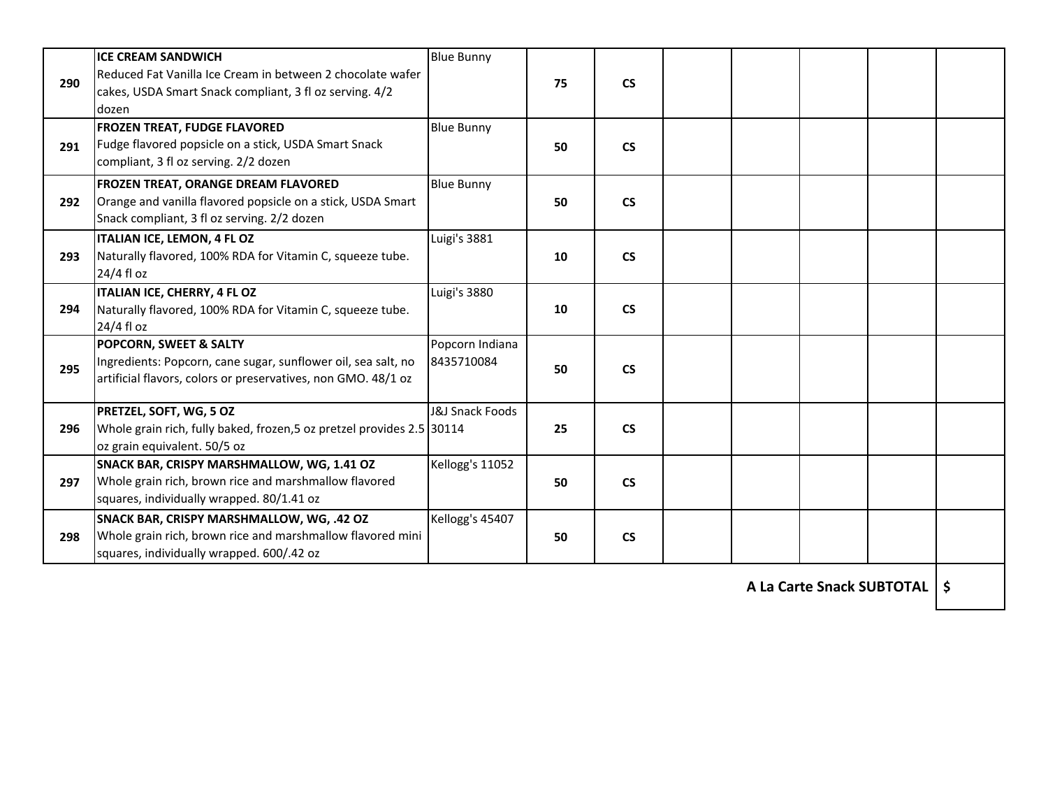| | | | | | | | | | |
|---|---|---|---|---|---|---|---|---|---|
| **290** | **ICE CREAM SANDWICH**<br>Reduced Fat Vanilla Ice Cream in between 2 chocolate wafer cakes, USDA Smart Snack compliant, 3 fl oz serving. 4/2 dozen | Blue Bunny | **75** | **CS** | | | | | |
| **291** | **FROZEN TREAT, FUDGE FLAVORED**<br>Fudge flavored popsicle on a stick, USDA Smart Snack compliant, 3 fl oz serving. 2/2 dozen | Blue Bunny | **50** | **CS** | | | | | |
| **292** | **FROZEN TREAT, ORANGE DREAM FLAVORED**<br>Orange and vanilla flavored popsicle on a stick, USDA Smart Snack compliant, 3 fl oz serving. 2/2 dozen | Blue Bunny | **50** | **CS** | | | | | |
| **293** | **ITALIAN ICE, LEMON, 4 FL OZ**<br>Naturally flavored, 100% RDA for Vitamin C, squeeze tube. 24/4 fl oz | Luigi's 3881 | **10** | **CS** | | | | | |
| **294** | **ITALIAN ICE, CHERRY, 4 FL OZ**<br>Naturally flavored, 100% RDA for Vitamin C, squeeze tube. 24/4 fl oz | Luigi's 3880 | **10** | **CS** | | | | | |
| **295** | **POPCORN, SWEET & SALTY**<br>Ingredients: Popcorn, cane sugar, sunflower oil, sea salt, no artificial flavors, colors or preservatives, non GMO. 48/1 oz | Popcorn Indiana 8435710084 | **50** | **CS** | | | | | |
| **296** | **PRETZEL, SOFT, WG, 5 OZ**<br>Whole grain rich, fully baked, frozen,5 oz pretzel provides 2.5 oz grain equivalent. 50/5 oz | J&J Snack Foods 30114 | **25** | **CS** | | | | | |
| **297** | **SNACK BAR, CRISPY MARSHMALLOW, WG, 1.41 OZ**<br>Whole grain rich, brown rice and marshmallow flavored squares, individually wrapped. 80/1.41 oz | Kellogg's 11052 | **50** | **CS** | | | | | |
| **298** | **SNACK BAR, CRISPY MARSHMALLOW, WG, .42 OZ**<br>Whole grain rich, brown rice and marshmallow flavored mini squares, individually wrapped. 600/.42 oz | Kellogg's 45407 | **50** | **CS** | | | | | |
| | | | | | | | | **A La Carte Snack SUBTOTAL** | **$** |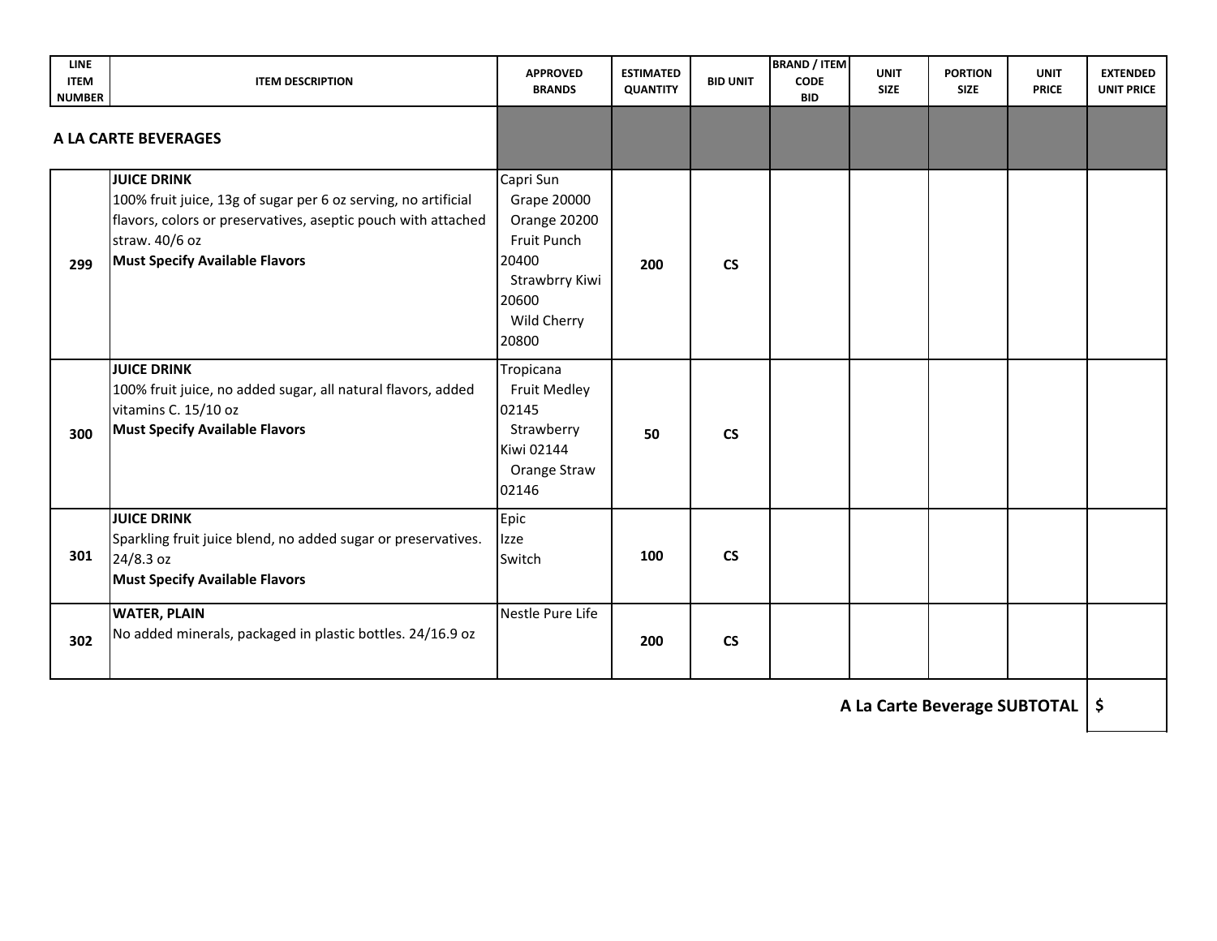| LINE ITEM NUMBER | ITEM DESCRIPTION | APPROVED BRANDS | ESTIMATED QUANTITY | BID UNIT | BRAND / ITEM CODE BID | UNIT SIZE | PORTION SIZE | UNIT PRICE | EXTENDED UNIT PRICE |
|---|---|---|---|---|---|---|---|---|---|
| **A LA CARTE BEVERAGES** | | | | | | | | | |
| 299 | **JUICE DRINK**<br>100% fruit juice, 13g of sugar per 6 oz serving, no artificial flavors, colors or preservatives, aseptic pouch with attached straw. 40/6 oz<br>**Must Specify Available Flavors** | Capri Sun<br>Grape 20000<br>Orange 20200<br>Fruit Punch 20400<br>Strawbrry Kiwi 20600<br>Wild Cherry 20800 | **200** | **CS** | | | | | |
| 300 | **JUICE DRINK**<br>100% fruit juice, no added sugar, all natural flavors, added vitamins C. 15/10 oz<br>**Must Specify Available Flavors** | Tropicana<br>Fruit Medley 02145<br>Strawberry Kiwi 02144<br>Orange Straw 02146 | **50** | **CS** | | | | | |
| 301 | **JUICE DRINK**<br>Sparkling fruit juice blend, no added sugar or preservatives. 24/8.3 oz<br>**Must Specify Available Flavors** | Epic<br>Izze<br>Switch | **100** | **CS** | | | | | |
| 302 | **WATER, PLAIN**<br>No added minerals, packaged in plastic bottles. 24/16.9 oz | Nestle Pure Life | **200** | **CS** | | | | | |
| | | | | | | | | **A La Carte Beverage SUBTOTAL** | $ |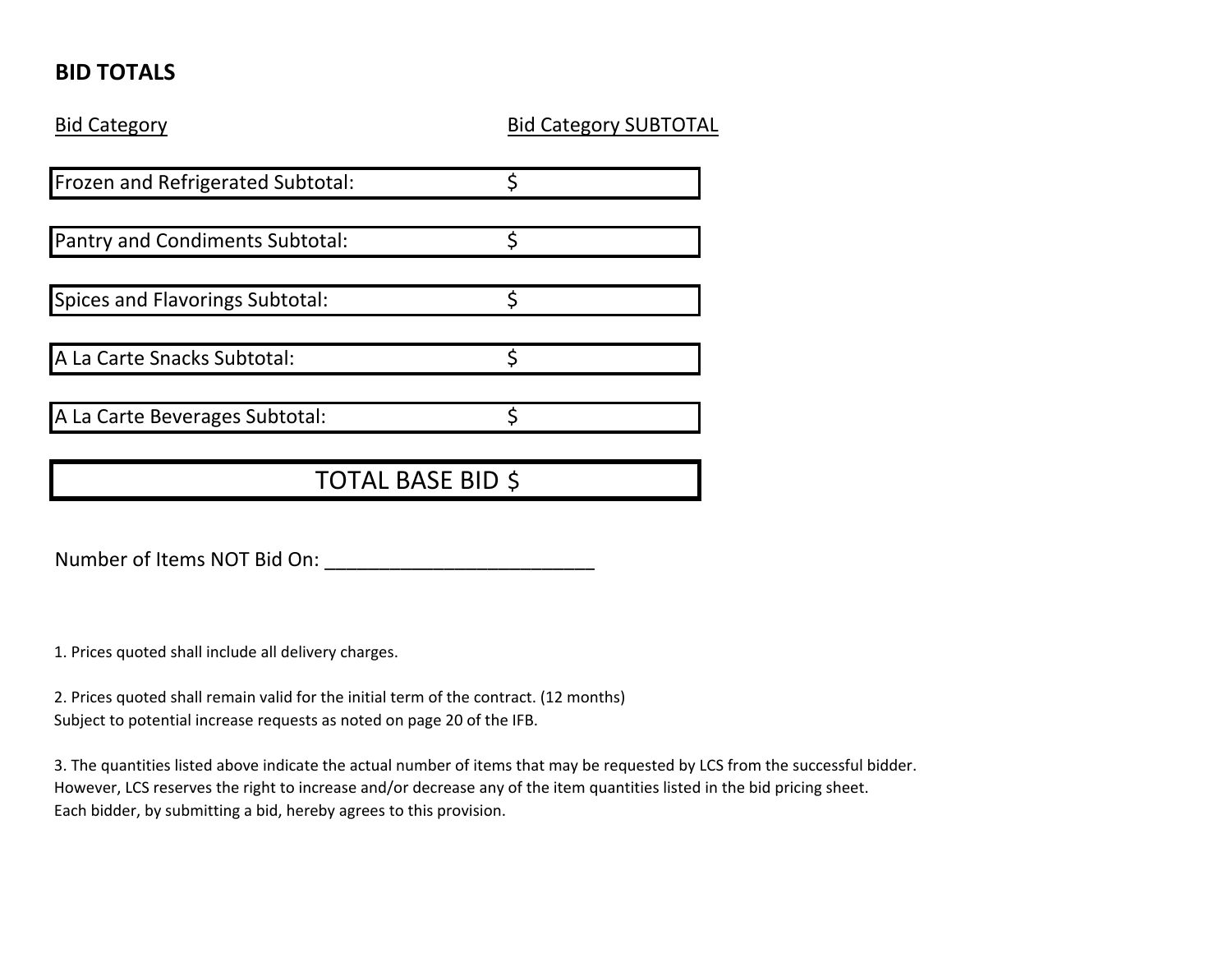**BID TOTALS**

| Bid Category | Bid Category SUBTOTAL |
|---|---|
| Frozen and Refrigerated Subtotal: | $ |
| Pantry and Condiments Subtotal: | $ |
| Spices and Flavorings Subtotal: | $ |
| A La Carte Snacks Subtotal: | $ |
| A La Carte Beverages Subtotal: | $ |
| TOTAL BASE BID $ | |

Number of Items NOT Bid On: ________________________

1. Prices quoted shall include all delivery charges.

2. Prices quoted shall remain valid for the initial term of the contract. (12 months)
Subject to potential increase requests as noted on page 20 of the IFB.

3. The quantities listed above indicate the actual number of items that may be requested by LCS from the successful bidder.
However, LCS reserves the right to increase and/or decrease any of the item quantities listed in the bid pricing sheet.
Each bidder, by submitting a bid, hereby agrees to this provision.